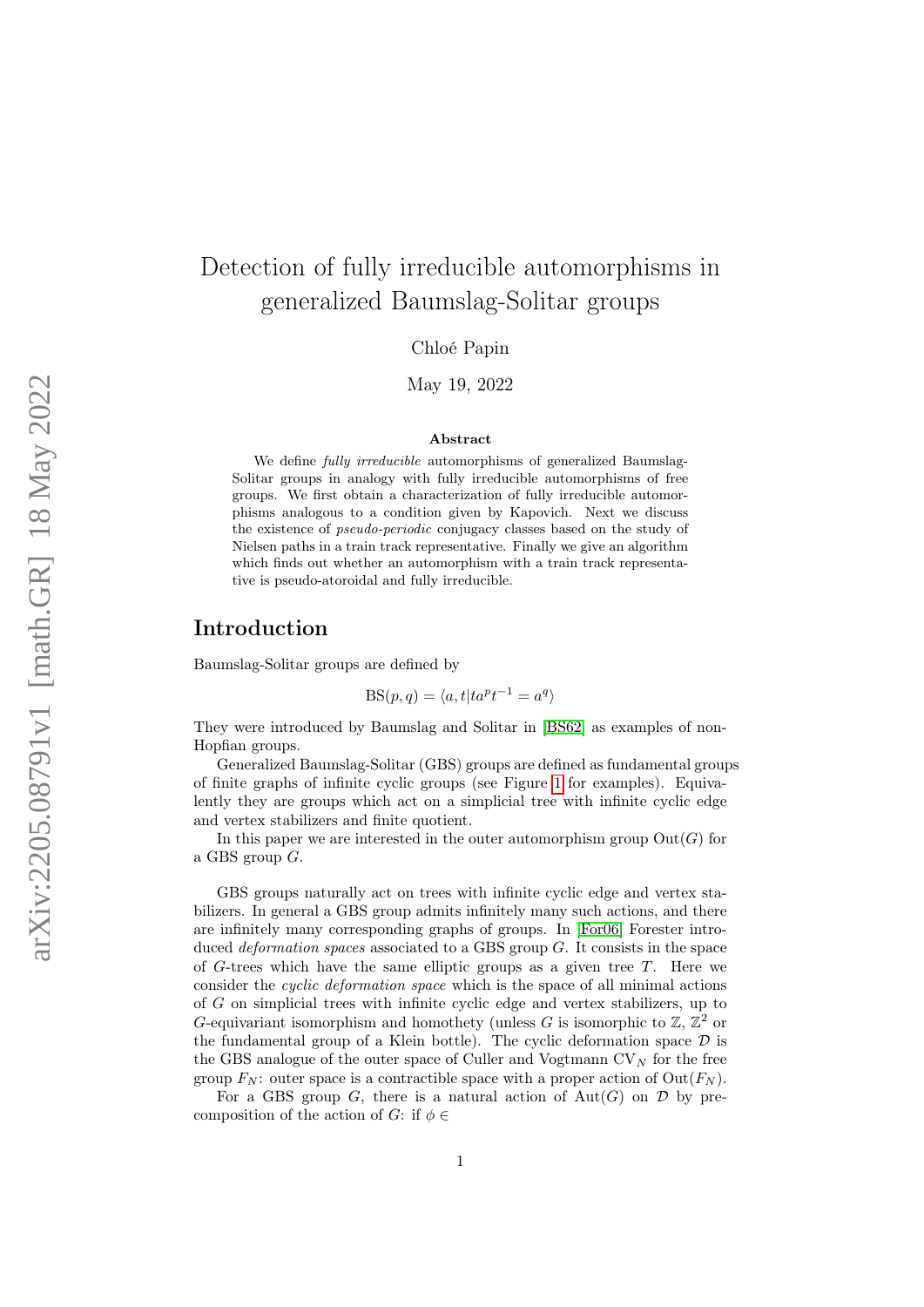# Detection of fully irreducible automorphisms in generalized Baumslag-Solitar groups

Chloé Papin

May 19, 2022

**Abstract**

We define *fully irreducible* automorphisms of generalized Baumslag-Solitar groups in analogy with fully irreducible automorphisms of free groups. We first obtain a characterization of fully irreducible automorphisms analogous to a condition given by Kapovich. Next we discuss the existence of *pseudo-periodic* conjugacy classes based on the study of Nielsen paths in a train track representative. Finally we give an algorithm which finds out whether an automorphism with a train track representative is pseudo-atoroidal and fully irreducible.

## Introduction

Baumslag-Solitar groups are defined by

$$\mathrm{BS}(p, q) = \langle a, t | ta^p t^{-1} = a^q \rangle$$

They were introduced by Baumslag and Solitar in [BS62] as examples of non-Hopfian groups.

Generalized Baumslag-Solitar (GBS) groups are defined as fundamental groups of finite graphs of infinite cyclic groups (see Figure 1 for examples). Equivalently they are groups which act on a simplicial tree with infinite cyclic edge and vertex stabilizers and finite quotient.

In this paper we are interested in the outer automorphism group $\mathrm{Out}(G)$ for a GBS group $G$.

GBS groups naturally act on trees with infinite cyclic edge and vertex stabilizers. In general a GBS group admits infinitely many such actions, and there are infinitely many corresponding graphs of groups. In [For06] Forester introduced *deformation spaces* associated to a GBS group $G$. It consists in the space of $G$-trees which have the same elliptic groups as a given tree $T$. Here we consider the *cyclic deformation space* which is the space of all minimal actions of $G$ on simplicial trees with infinite cyclic edge and vertex stabilizers, up to $G$-equivariant isomorphism and homothety (unless $G$ is isomorphic to $\mathbb{Z}$, $\mathbb{Z}^2$ or the fundamental group of a Klein bottle). The cyclic deformation space $\mathcal{D}$ is the GBS analogue of the outer space of Culler and Vogtmann $\mathrm{CV}_N$ for the free group $F_N$: outer space is a contractible space with a proper action of $\mathrm{Out}(F_N)$.

For a GBS group $G$, there is a natural action of $\mathrm{Aut}(G)$ on $\mathcal{D}$ by precomposition of the action of $G$: if $\phi \in$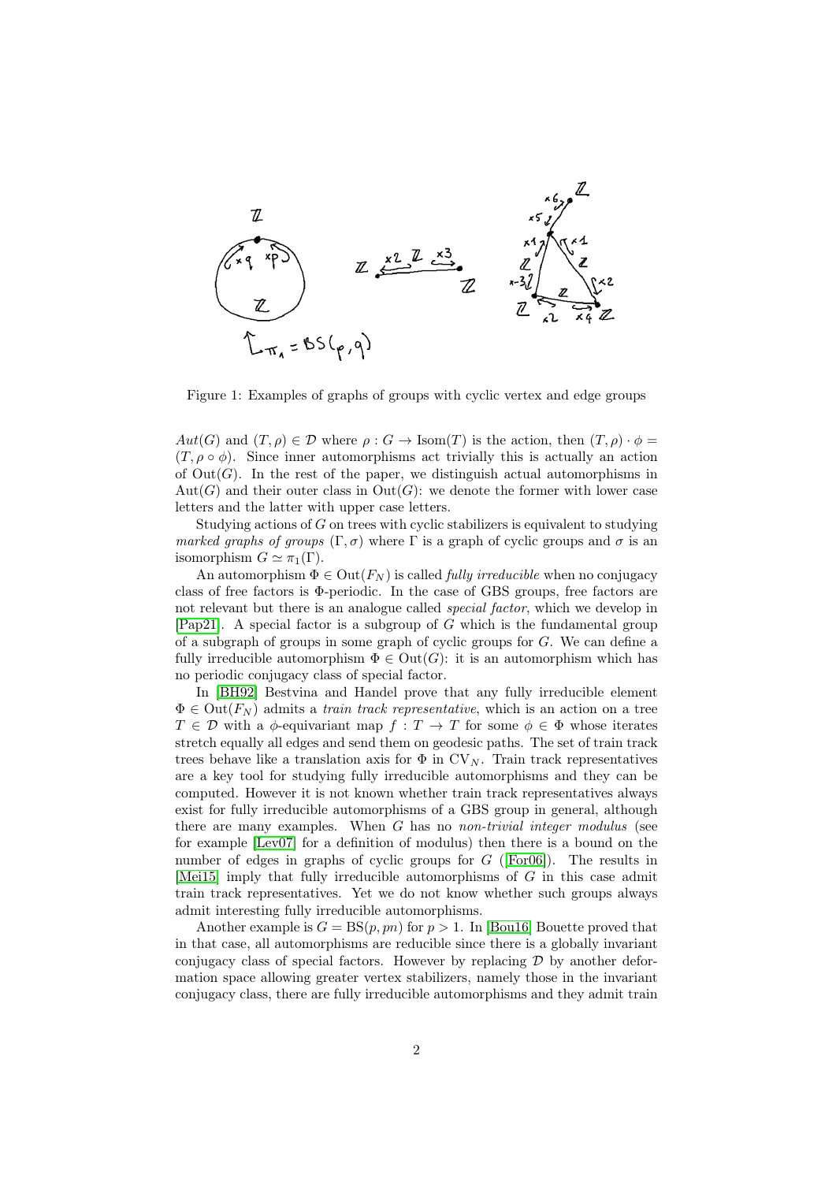Figure 1: Examples of graphs of groups with cyclic vertex and edge groups

$Aut(G)$ and $(T, \rho) \in \mathcal{D}$ where $\rho : G \to \mathrm{Isom}(T)$ is the action, then $(T, \rho) \cdot \phi = (T, \rho \circ \phi)$. Since inner automorphisms act trivially this is actually an action of $\mathrm{Out}(G)$. In the rest of the paper, we distinguish actual automorphisms in $\mathrm{Aut}(G)$ and their outer class in $\mathrm{Out}(G)$: we denote the former with lower case letters and the latter with upper case letters.

Studying actions of $G$ on trees with cyclic stabilizers is equivalent to studying *marked graphs of groups* $(\Gamma, \sigma)$ where $\Gamma$ is a graph of cyclic groups and $\sigma$ is an isomorphism $G \simeq \pi_1(\Gamma)$.

An automorphism $\Phi \in \mathrm{Out}(F_N)$ is called *fully irreducible* when no conjugacy class of free factors is $\Phi$-periodic. In the case of GBS groups, free factors are not relevant but there is an analogue called *special factor*, which we develop in [Pap21]. A special factor is a subgroup of $G$ which is the fundamental group of a subgraph of groups in some graph of cyclic groups for $G$. We can define a fully irreducible automorphism $\Phi \in \mathrm{Out}(G)$: it is an automorphism which has no periodic conjugacy class of special factor.

In [BH92] Bestvina and Handel prove that any fully irreducible element $\Phi \in \mathrm{Out}(F_N)$ admits a *train track representative*, which is an action on a tree $T \in \mathcal{D}$ with a $\phi$-equivariant map $f : T \to T$ for some $\phi \in \Phi$ whose iterates stretch equally all edges and send them on geodesic paths. The set of train track trees behave like a translation axis for $\Phi$ in $\mathrm{CV}_N$. Train track representatives are a key tool for studying fully irreducible automorphisms and they can be computed. However it is not known whether train track representatives always exist for fully irreducible automorphisms of a GBS group in general, although there are many examples. When $G$ has no *non-trivial integer modulus* (see for example [Lev07] for a definition of modulus) then there is a bound on the number of edges in graphs of cyclic groups for $G$ ([For06]). The results in [Mei15] imply that fully irreducible automorphisms of $G$ in this case admit train track representatives. Yet we do not know whether such groups always admit interesting fully irreducible automorphisms.

Another example is $G = \mathrm{BS}(p, pn)$ for $p > 1$. In [Bou16] Bouette proved that in that case, all automorphisms are reducible since there is a globally invariant conjugacy class of special factors. However by replacing $\mathcal{D}$ by another deformation space allowing greater vertex stabilizers, namely those in the invariant conjugacy class, there are fully irreducible automorphisms and they admit train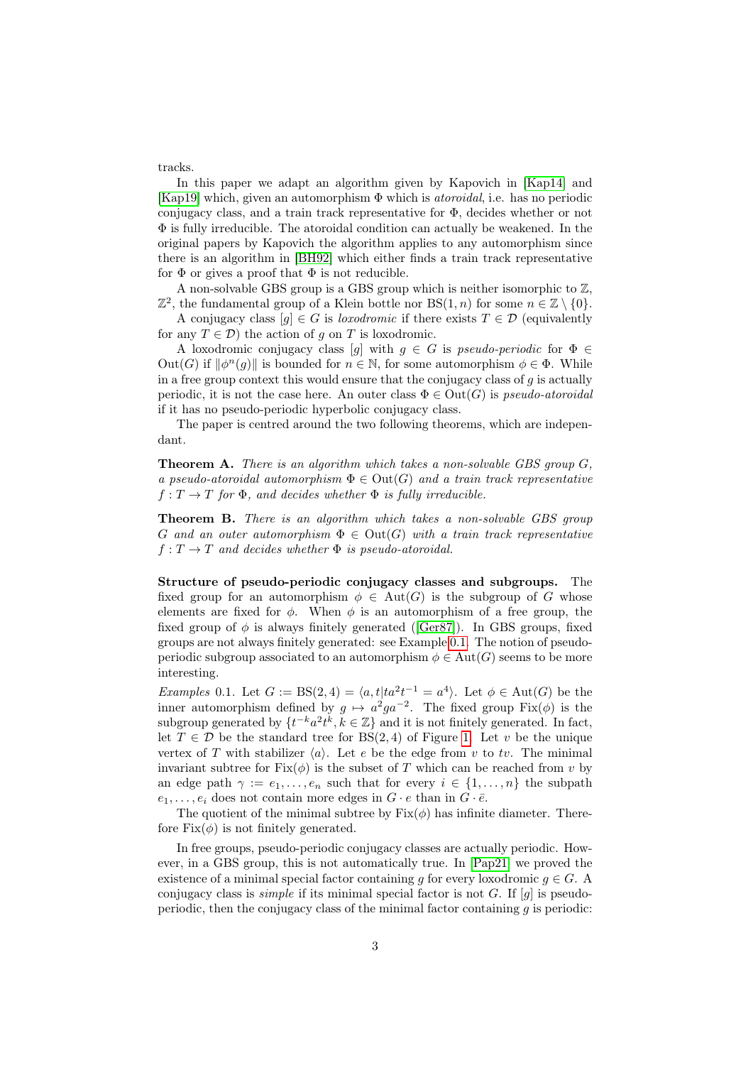tracks.

In this paper we adapt an algorithm given by Kapovich in [Kap14] and [Kap19] which, given an automorphism $\Phi$ which is *atoroidal*, i.e. has no periodic conjugacy class, and a train track representative for $\Phi$, decides whether or not $\Phi$ is fully irreducible. The atoroidal condition can actually be weakened. In the original papers by Kapovich the algorithm applies to any automorphism since there is an algorithm in [BH92] which either finds a train track representative for $\Phi$ or gives a proof that $\Phi$ is not reducible.

A non-solvable GBS group is a GBS group which is neither isomorphic to $\mathbb{Z}$, $\mathbb{Z}^2$, the fundamental group of a Klein bottle nor $\mathrm{BS}(1, n)$ for some $n \in \mathbb{Z} \setminus \{0\}$.

A conjugacy class $[g] \in G$ is *loxodromic* if there exists $T \in \mathcal{D}$ (equivalently for any $T \in \mathcal{D}$) the action of $g$ on $T$ is loxodromic.

A loxodromic conjugacy class $[g]$ with $g \in G$ is *pseudo-periodic* for $\Phi \in \mathrm{Out}(G)$ if $\|\phi^n(g)\|$ is bounded for $n \in \mathbb{N}$, for some automorphism $\phi \in \Phi$. While in a free group context this would ensure that the conjugacy class of $g$ is actually periodic, it is not the case here. An outer class $\Phi \in \mathrm{Out}(G)$ is *pseudo-atoroidal* if it has no pseudo-periodic hyperbolic conjugacy class.

The paper is centred around the two following theorems, which are independant.

**Theorem A.** *There is an algorithm which takes a non-solvable GBS group $G$, a pseudo-atoroidal automorphism $\Phi \in \mathrm{Out}(G)$ and a train track representative $f : T \to T$ for $\Phi$, and decides whether $\Phi$ is fully irreducible.*

**Theorem B.** *There is an algorithm which takes a non-solvable GBS group $G$ and an outer automorphism $\Phi \in \mathrm{Out}(G)$ with a train track representative $f : T \to T$ and decides whether $\Phi$ is pseudo-atoroidal.*

**Structure of pseudo-periodic conjugacy classes and subgroups.** The fixed group for an automorphism $\phi \in \mathrm{Aut}(G)$ is the subgroup of $G$ whose elements are fixed for $\phi$. When $\phi$ is an automorphism of a free group, the fixed group of $\phi$ is always finitely generated ([Ger87]). In GBS groups, fixed groups are not always finitely generated: see Example 0.1. The notion of pseudo-periodic subgroup associated to an automorphism $\phi \in \mathrm{Aut}(G)$ seems to be more interesting.

*Examples* 0.1. Let $G := \mathrm{BS}(2, 4) = \langle a, t | ta^2t^{-1} = a^4 \rangle$. Let $\phi \in \mathrm{Aut}(G)$ be the inner automorphism defined by $g \mapsto a^2ga^{-2}$. The fixed group $\mathrm{Fix}(\phi)$ is the subgroup generated by $\{t^{-k}a^2t^k, k \in \mathbb{Z}\}$ and it is not finitely generated. In fact, let $T \in \mathcal{D}$ be the standard tree for $\mathrm{BS}(2, 4)$ of Figure 1. Let $v$ be the unique vertex of $T$ with stabilizer $\langle a \rangle$. Let $e$ be the edge from $v$ to $tv$. The minimal invariant subtree for $\mathrm{Fix}(\phi)$ is the subset of $T$ which can be reached from $v$ by an edge path $\gamma := e_1, \ldots, e_n$ such that for every $i \in \{1, \ldots, n\}$ the subpath $e_1, \ldots, e_i$ does not contain more edges in $G \cdot e$ than in $G \cdot \bar{e}$.

The quotient of the minimal subtree by $\mathrm{Fix}(\phi)$ has infinite diameter. Therefore $\mathrm{Fix}(\phi)$ is not finitely generated.

In free groups, pseudo-periodic conjugacy classes are actually periodic. However, in a GBS group, this is not automatically true. In [Pap21] we proved the existence of a minimal special factor containing $g$ for every loxodromic $g \in G$. A conjugacy class is *simple* if its minimal special factor is not $G$. If $[g]$ is pseudo-periodic, then the conjugacy class of the minimal factor containing $g$ is periodic: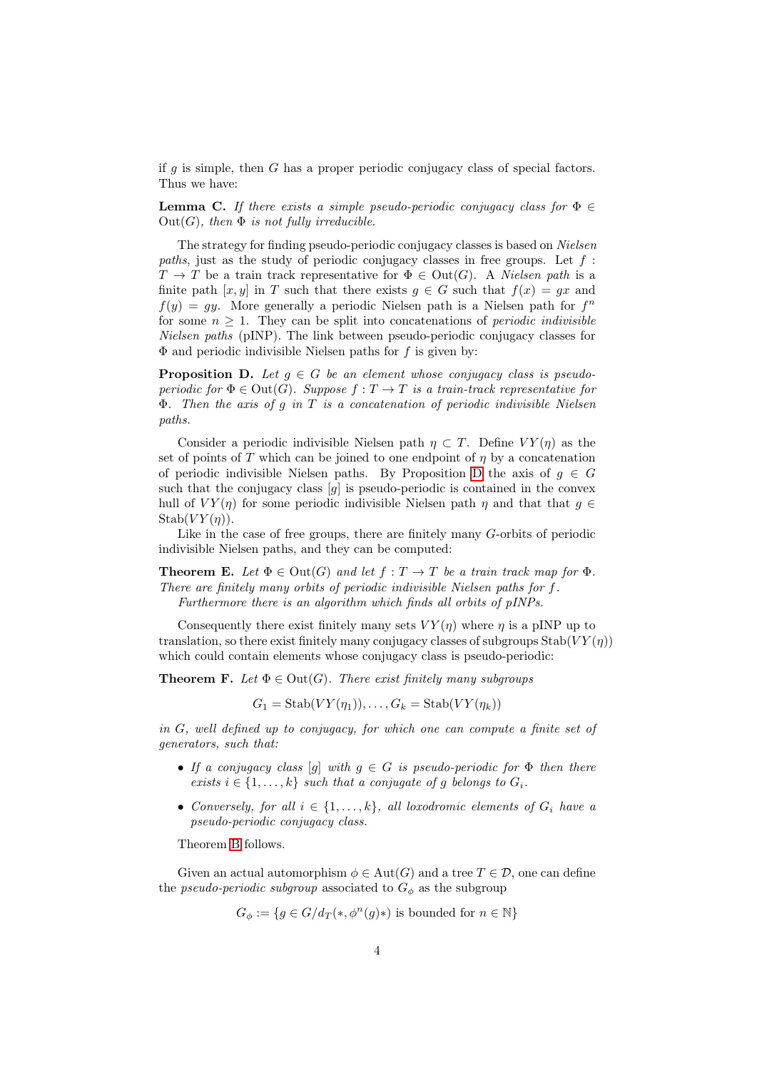if $g$ is simple, then $G$ has a proper periodic conjugacy class of special factors. Thus we have:

**Lemma C.** *If there exists a simple pseudo-periodic conjugacy class for $\Phi \in \mathrm{Out}(G)$, then $\Phi$ is not fully irreducible.*

The strategy for finding pseudo-periodic conjugacy classes is based on *Nielsen paths*, just as the study of periodic conjugacy classes in free groups. Let $f : T \to T$ be a train track representative for $\Phi \in \mathrm{Out}(G)$. A *Nielsen path* is a finite path $[x, y]$ in $T$ such that there exists $g \in G$ such that $f(x) = gx$ and $f(y) = gy$. More generally a periodic Nielsen path is a Nielsen path for $f^n$ for some $n \geq 1$. They can be split into concatenations of *periodic indivisible Nielsen paths* (pINP). The link between pseudo-periodic conjugacy classes for $\Phi$ and periodic indivisible Nielsen paths for $f$ is given by:

**Proposition D.** *Let $g \in G$ be an element whose conjugacy class is pseudo-periodic for $\Phi \in \mathrm{Out}(G)$. Suppose $f : T \to T$ is a train-track representative for $\Phi$. Then the axis of $g$ in $T$ is a concatenation of periodic indivisible Nielsen paths.*

Consider a periodic indivisible Nielsen path $\eta \subset T$. Define $VY(\eta)$ as the set of points of $T$ which can be joined to one endpoint of $\eta$ by a concatenation of periodic indivisible Nielsen paths. By Proposition D the axis of $g \in G$ such that the conjugacy class $[g]$ is pseudo-periodic is contained in the convex hull of $VY(\eta)$ for some periodic indivisible Nielsen path $\eta$ and that that $g \in \mathrm{Stab}(VY(\eta))$.

Like in the case of free groups, there are finitely many $G$-orbits of periodic indivisible Nielsen paths, and they can be computed:

**Theorem E.** *Let $\Phi \in \mathrm{Out}(G)$ and let $f : T \to T$ be a train track map for $\Phi$. There are finitely many orbits of periodic indivisible Nielsen paths for $f$.*

*Furthermore there is an algorithm which finds all orbits of pINPs.*

Consequently there exist finitely many sets $VY(\eta)$ where $\eta$ is a pINP up to translation, so there exist finitely many conjugacy classes of subgroups $\mathrm{Stab}(VY(\eta))$ which could contain elements whose conjugacy class is pseudo-periodic:

**Theorem F.** *Let $\Phi \in \mathrm{Out}(G)$. There exist finitely many subgroups*

$$G_1 = \mathrm{Stab}(VY(\eta_1)), \ldots, G_k = \mathrm{Stab}(VY(\eta_k))$$

*in $G$, well defined up to conjugacy, for which one can compute a finite set of generators, such that:*

- *If a conjugacy class $[g]$ with $g \in G$ is pseudo-periodic for $\Phi$ then there exists $i \in \{1, \ldots, k\}$ such that a conjugate of $g$ belongs to $G_i$.*
- *Conversely, for all $i \in \{1, \ldots, k\}$, all loxodromic elements of $G_i$ have a pseudo-periodic conjugacy class.*

Theorem B follows.

Given an actual automorphism $\phi \in \mathrm{Aut}(G)$ and a tree $T \in \mathcal{D}$, one can define the *pseudo-periodic subgroup* associated to $G_\phi$ as the subgroup

$$G_\phi := \{g \in G / d_T(*, \phi^n(g)*) \text{ is bounded for } n \in \mathbb{N}\}$$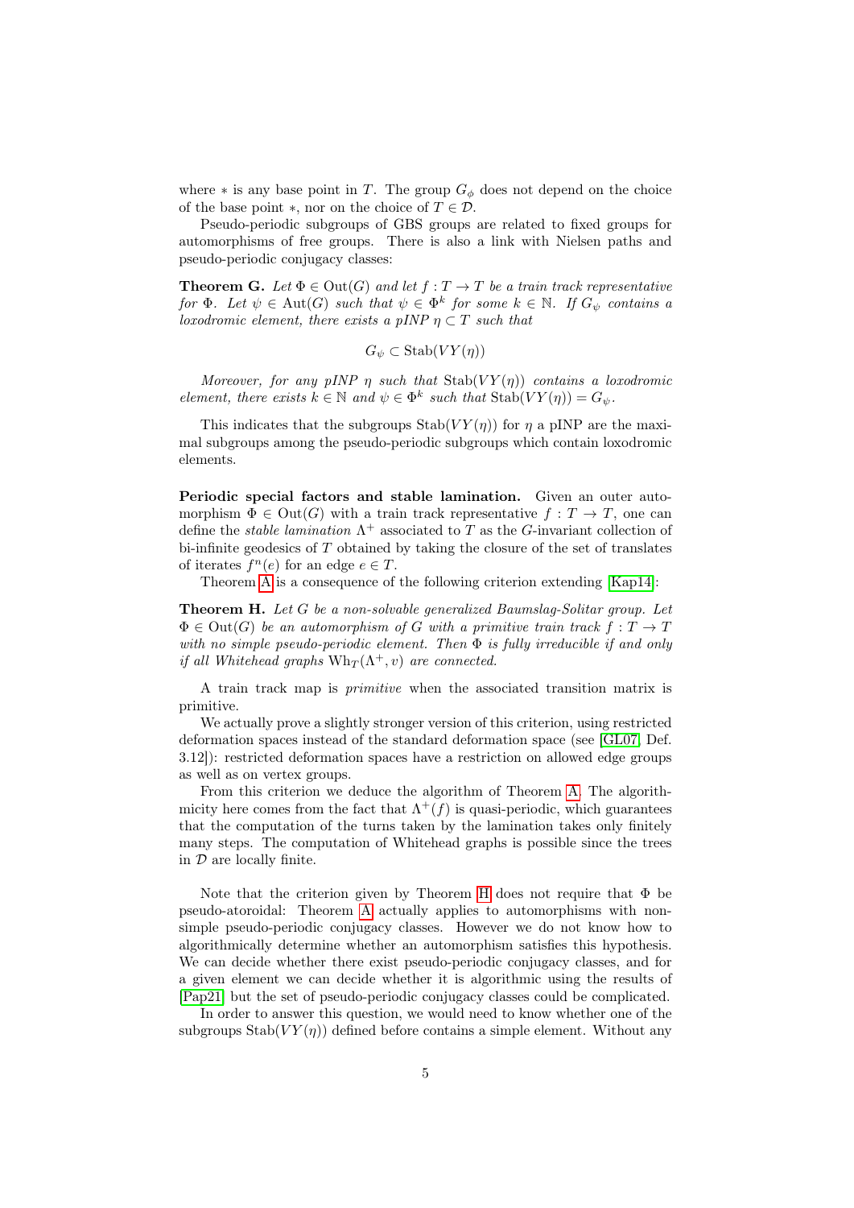where $*$ is any base point in $T$. The group $G_\phi$ does not depend on the choice of the base point $*$, nor on the choice of $T \in \mathcal{D}$.

Pseudo-periodic subgroups of GBS groups are related to fixed groups for automorphisms of free groups. There is also a link with Nielsen paths and pseudo-periodic conjugacy classes:

**Theorem G.** *Let $\Phi \in \mathrm{Out}(G)$ and let $f : T \to T$ be a train track representative for $\Phi$. Let $\psi \in \mathrm{Aut}(G)$ such that $\psi \in \Phi^k$ for some $k \in \mathbb{N}$. If $G_\psi$ contains a loxodromic element, there exists a pINP $\eta \subset T$ such that*

$$G_\psi \subset \mathrm{Stab}(VY(\eta))$$

*Moreover, for any pINP $\eta$ such that $\mathrm{Stab}(VY(\eta))$ contains a loxodromic element, there exists $k \in \mathbb{N}$ and $\psi \in \Phi^k$ such that $\mathrm{Stab}(VY(\eta)) = G_\psi$.*

This indicates that the subgroups $\mathrm{Stab}(VY(\eta))$ for $\eta$ a pINP are the maximal subgroups among the pseudo-periodic subgroups which contain loxodromic elements.

**Periodic special factors and stable lamination.** Given an outer automorphism $\Phi \in \mathrm{Out}(G)$ with a train track representative $f : T \to T$, one can define the *stable lamination* $\Lambda^+$ associated to $T$ as the $G$-invariant collection of bi-infinite geodesics of $T$ obtained by taking the closure of the set of translates of iterates $f^n(e)$ for an edge $e \in T$.

Theorem A is a consequence of the following criterion extending [Kap14]:

**Theorem H.** *Let $G$ be a non-solvable generalized Baumslag-Solitar group. Let $\Phi \in \mathrm{Out}(G)$ be an automorphism of $G$ with a primitive train track $f : T \to T$ with no simple pseudo-periodic element. Then $\Phi$ is fully irreducible if and only if all Whitehead graphs $\mathrm{Wh}_T(\Lambda^+, v)$ are connected.*

A train track map is *primitive* when the associated transition matrix is primitive.

We actually prove a slightly stronger version of this criterion, using restricted deformation spaces instead of the standard deformation space (see [GL07, Def. 3.12]): restricted deformation spaces have a restriction on allowed edge groups as well as on vertex groups.

From this criterion we deduce the algorithm of Theorem A. The algorithmicity here comes from the fact that $\Lambda^+(f)$ is quasi-periodic, which guarantees that the computation of the turns taken by the lamination takes only finitely many steps. The computation of Whitehead graphs is possible since the trees in $\mathcal{D}$ are locally finite.

Note that the criterion given by Theorem H does not require that $\Phi$ be pseudo-atoroidal: Theorem A actually applies to automorphisms with non-simple pseudo-periodic conjugacy classes. However we do not know how to algorithmically determine whether an automorphism satisfies this hypothesis. We can decide whether there exist pseudo-periodic conjugacy classes, and for a given element we can decide whether it is algorithmic using the results of [Pap21] but the set of pseudo-periodic conjugacy classes could be complicated.

In order to answer this question, we would need to know whether one of the subgroups $\mathrm{Stab}(VY(\eta))$ defined before contains a simple element. Without any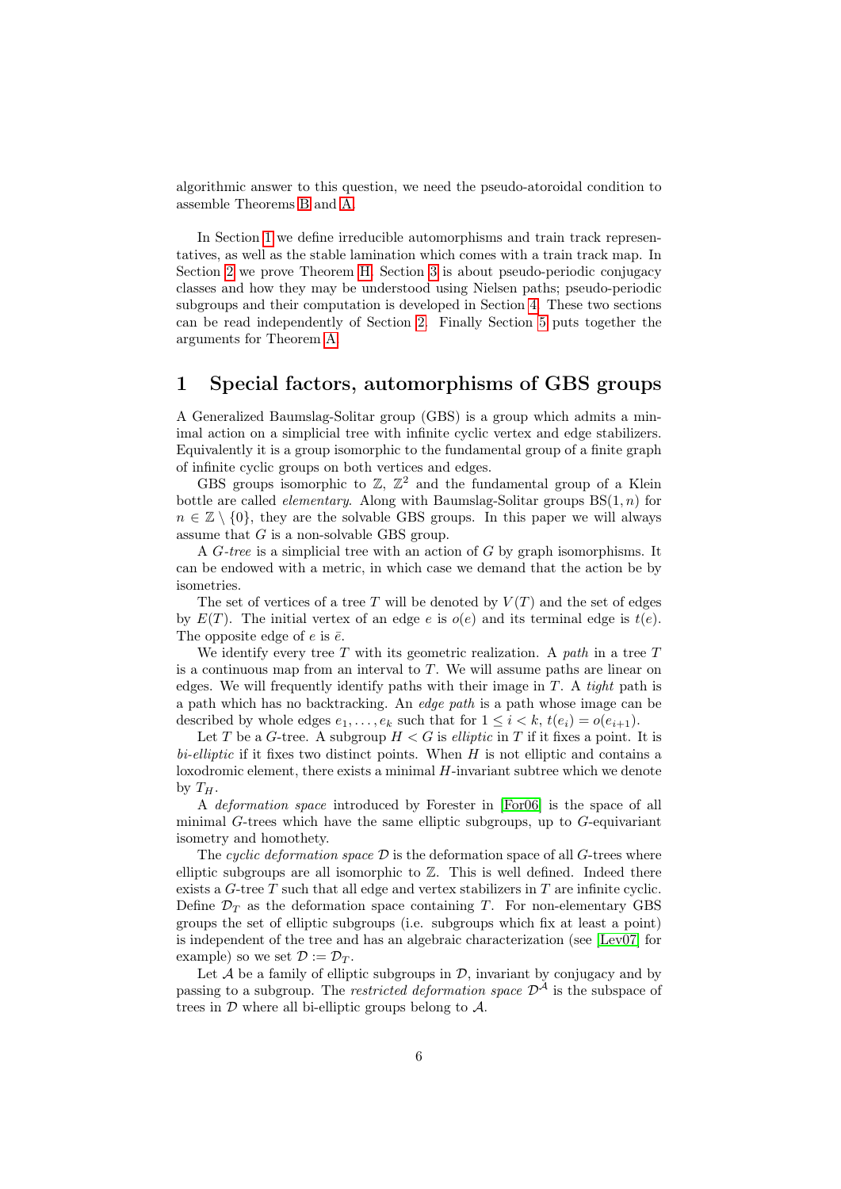algorithmic answer to this question, we need the pseudo-atoroidal condition to assemble Theorems B and A.

In Section 1 we define irreducible automorphisms and train track representatives, as well as the stable lamination which comes with a train track map. In Section 2 we prove Theorem H. Section 3 is about pseudo-periodic conjugacy classes and how they may be understood using Nielsen paths; pseudo-periodic subgroups and their computation is developed in Section 4. These two sections can be read independently of Section 2. Finally Section 5 puts together the arguments for Theorem A.

# 1 Special factors, automorphisms of GBS groups

A Generalized Baumslag-Solitar group (GBS) is a group which admits a minimal action on a simplicial tree with infinite cyclic vertex and edge stabilizers. Equivalently it is a group isomorphic to the fundamental group of a finite graph of infinite cyclic groups on both vertices and edges.

GBS groups isomorphic to $\mathbb{Z}$, $\mathbb{Z}^2$ and the fundamental group of a Klein bottle are called *elementary*. Along with Baumslag-Solitar groups $\mathrm{BS}(1,n)$ for $n \in \mathbb{Z} \setminus \{0\}$, they are the solvable GBS groups. In this paper we will always assume that $G$ is a non-solvable GBS group.

A *$G$-tree* is a simplicial tree with an action of $G$ by graph isomorphisms. It can be endowed with a metric, in which case we demand that the action be by isometries.

The set of vertices of a tree $T$ will be denoted by $V(T)$ and the set of edges by $E(T)$. The initial vertex of an edge $e$ is $o(e)$ and its terminal edge is $t(e)$. The opposite edge of $e$ is $\bar{e}$.

We identify every tree $T$ with its geometric realization. A *path* in a tree $T$ is a continuous map from an interval to $T$. We will assume paths are linear on edges. We will frequently identify paths with their image in $T$. A *tight* path is a path which has no backtracking. An *edge path* is a path whose image can be described by whole edges $e_1, \dots, e_k$ such that for $1 \leq i < k$, $t(e_i) = o(e_{i+1})$.

Let $T$ be a $G$-tree. A subgroup $H < G$ is *elliptic* in $T$ if it fixes a point. It is *bi-elliptic* if it fixes two distinct points. When $H$ is not elliptic and contains a loxodromic element, there exists a minimal $H$-invariant subtree which we denote by $T_H$.

A *deformation space* introduced by Forester in [For06] is the space of all minimal $G$-trees which have the same elliptic subgroups, up to $G$-equivariant isometry and homothety.

The *cyclic deformation space* $\mathcal{D}$ is the deformation space of all $G$-trees where elliptic subgroups are all isomorphic to $\mathbb{Z}$. This is well defined. Indeed there exists a $G$-tree $T$ such that all edge and vertex stabilizers in $T$ are infinite cyclic. Define $\mathcal{D}_T$ as the deformation space containing $T$. For non-elementary GBS groups the set of elliptic subgroups (i.e. subgroups which fix at least a point) is independent of the tree and has an algebraic characterization (see [Lev07] for example) so we set $\mathcal{D} := \mathcal{D}_T$.

Let $\mathcal{A}$ be a family of elliptic subgroups in $\mathcal{D}$, invariant by conjugacy and by passing to a subgroup. The *restricted deformation space* $\mathcal{D}^{\mathcal{A}}$ is the subspace of trees in $\mathcal{D}$ where all bi-elliptic groups belong to $\mathcal{A}$.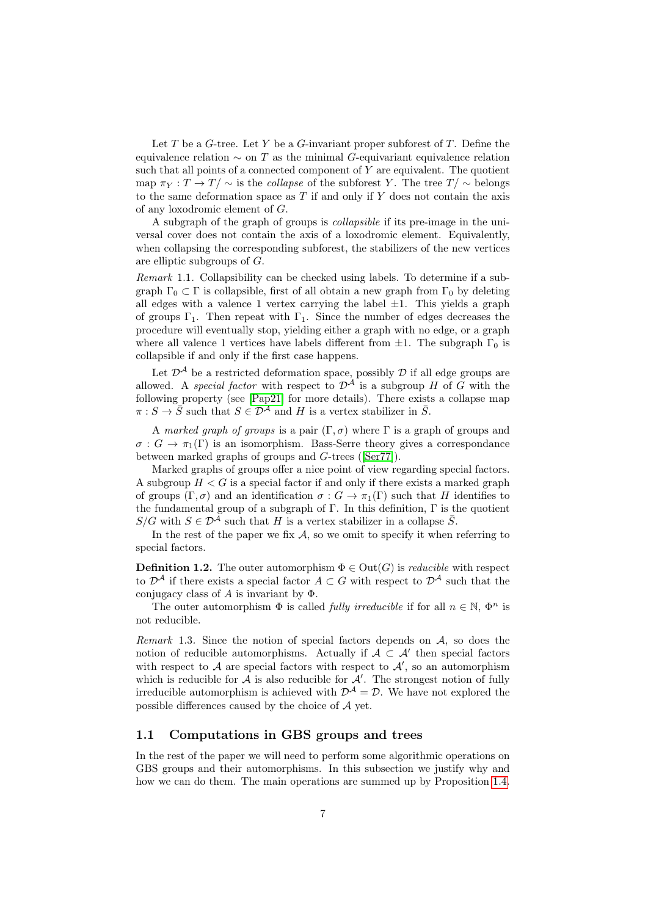Let $T$ be a $G$-tree. Let $Y$ be a $G$-invariant proper subforest of $T$. Define the equivalence relation $\sim$ on $T$ as the minimal $G$-equivariant equivalence relation such that all points of a connected component of $Y$ are equivalent. The quotient map $\pi_Y : T \to T/\sim$ is the *collapse* of the subforest $Y$. The tree $T/\sim$ belongs to the same deformation space as $T$ if and only if $Y$ does not contain the axis of any loxodromic element of $G$.

A subgraph of the graph of groups is *collapsible* if its pre-image in the universal cover does not contain the axis of a loxodromic element. Equivalently, when collapsing the corresponding subforest, the stabilizers of the new vertices are elliptic subgroups of $G$.

*Remark* 1.1. Collapsibility can be checked using labels. To determine if a subgraph $\Gamma_0 \subset \Gamma$ is collapsible, first of all obtain a new graph from $\Gamma_0$ by deleting all edges with a valence 1 vertex carrying the label $\pm 1$. This yields a graph of groups $\Gamma_1$. Then repeat with $\Gamma_1$. Since the number of edges decreases the procedure will eventually stop, yielding either a graph with no edge, or a graph where all valence 1 vertices have labels different from $\pm 1$. The subgraph $\Gamma_0$ is collapsible if and only if the first case happens.

Let $\mathcal{D}^{\mathcal{A}}$ be a restricted deformation space, possibly $\mathcal{D}$ if all edge groups are allowed. A *special factor* with respect to $\mathcal{D}^{\mathcal{A}}$ is a subgroup $H$ of $G$ with the following property (see [Pap21] for more details). There exists a collapse map $\pi : S \to \bar{S}$ such that $S \in \mathcal{D}^{\mathcal{A}}$ and $H$ is a vertex stabilizer in $\bar{S}$.

A *marked graph of groups* is a pair $(\Gamma, \sigma)$ where $\Gamma$ is a graph of groups and $\sigma : G \to \pi_1(\Gamma)$ is an isomorphism. Bass-Serre theory gives a correspondance between marked graphs of groups and $G$-trees ([Ser77]).

Marked graphs of groups offer a nice point of view regarding special factors. A subgroup $H < G$ is a special factor if and only if there exists a marked graph of groups $(\Gamma, \sigma)$ and an identification $\sigma : G \to \pi_1(\Gamma)$ such that $H$ identifies to the fundamental group of a subgraph of $\Gamma$. In this definition, $\Gamma$ is the quotient $S/G$ with $S \in \mathcal{D}^{\mathcal{A}}$ such that $H$ is a vertex stabilizer in a collapse $\bar{S}$.

In the rest of the paper we fix $\mathcal{A}$, so we omit to specify it when referring to special factors.

**Definition 1.2.** The outer automorphism $\Phi \in \mathrm{Out}(G)$ is *reducible* with respect to $\mathcal{D}^{\mathcal{A}}$ if there exists a special factor $A \subset G$ with respect to $\mathcal{D}^{\mathcal{A}}$ such that the conjugacy class of $A$ is invariant by $\Phi$.

The outer automorphism $\Phi$ is called *fully irreducible* if for all $n \in \mathbb{N}$, $\Phi^n$ is not reducible.

*Remark* 1.3. Since the notion of special factors depends on $\mathcal{A}$, so does the notion of reducible automorphisms. Actually if $\mathcal{A} \subset \mathcal{A}'$ then special factors with respect to $\mathcal{A}$ are special factors with respect to $\mathcal{A}'$, so an automorphism which is reducible for $\mathcal{A}$ is also reducible for $\mathcal{A}'$. The strongest notion of fully irreducible automorphism is achieved with $\mathcal{D}^{\mathcal{A}} = \mathcal{D}$. We have not explored the possible differences caused by the choice of $\mathcal{A}$ yet.

## 1.1 Computations in GBS groups and trees

In the rest of the paper we will need to perform some algorithmic operations on GBS groups and their automorphisms. In this subsection we justify why and how we can do them. The main operations are summed up by Proposition 1.4.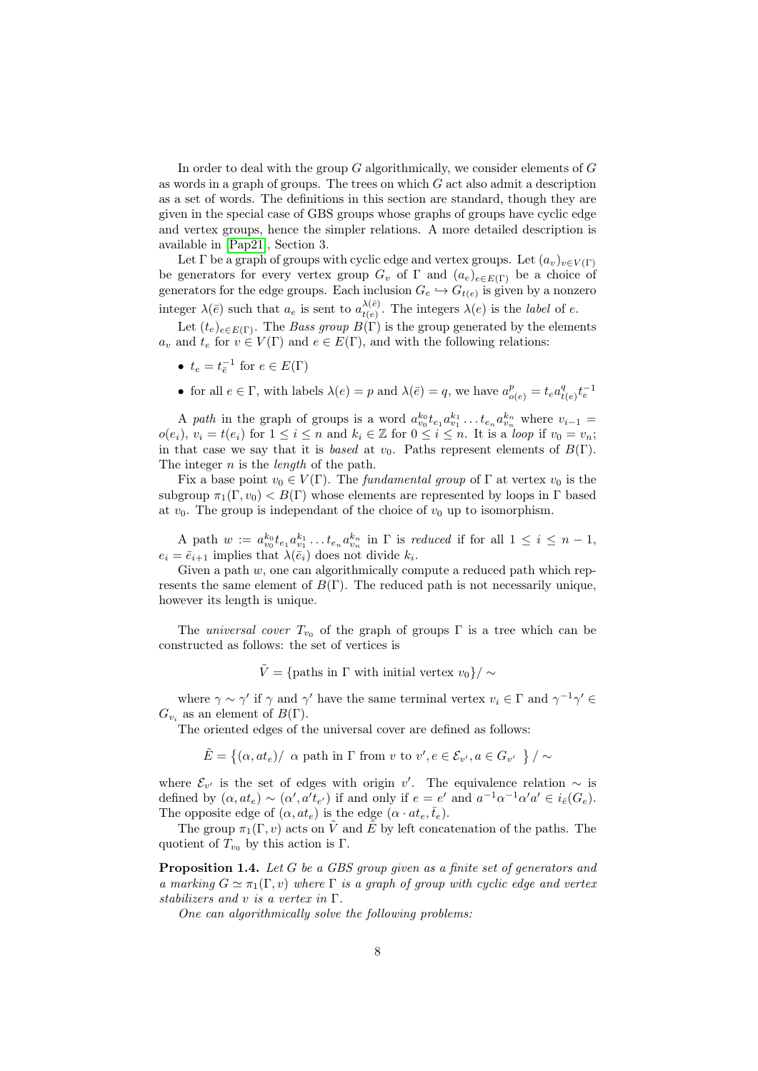In order to deal with the group $G$ algorithmically, we consider elements of $G$ as words in a graph of groups. The trees on which $G$ act also admit a description as a set of words. The definitions in this section are standard, though they are given in the special case of GBS groups whose graphs of groups have cyclic edge and vertex groups, hence the simpler relations. A more detailed description is available in [Pap21], Section 3.

Let $\Gamma$ be a graph of groups with cyclic edge and vertex groups. Let $(a_v)_{v\in V(\Gamma)}$ be generators for every vertex group $G_v$ of $\Gamma$ and $(a_e)_{e\in E(\Gamma)}$ be a choice of generators for the edge groups. Each inclusion $G_e \hookrightarrow G_{t(e)}$ is given by a nonzero integer $\lambda(\bar{e})$ such that $a_e$ is sent to $a_{t(e)}^{\lambda(\bar{e})}$. The integers $\lambda(e)$ is the *label* of $e$.

Let $(t_e)_{e\in E(\Gamma)}$. The *Bass group* $B(\Gamma)$ is the group generated by the elements $a_v$ and $t_e$ for $v \in V(\Gamma)$ and $e \in E(\Gamma)$, and with the following relations:

- $t_e = t_{\bar{e}}^{-1}$ for $e \in E(\Gamma)$
- for all $e \in \Gamma$, with labels $\lambda(e) = p$ and $\lambda(\bar{e}) = q$, we have $a_{o(e)}^p = t_e a_{t(e)}^q t_e^{-1}$

A *path* in the graph of groups is a word $a_{v_0}^{k_0} t_{e_1} a_{v_1}^{k_1} \dots t_{e_n} a_{v_n}^{k_n}$ where $v_{i-1} = o(e_i)$, $v_i = t(e_i)$ for $1 \leq i \leq n$ and $k_i \in \mathbb{Z}$ for $0 \leq i \leq n$. It is a *loop* if $v_0 = v_n$; in that case we say that it is *based* at $v_0$. Paths represent elements of $B(\Gamma)$. The integer $n$ is the *length* of the path.

Fix a base point $v_0 \in V(\Gamma)$. The *fundamental group* of $\Gamma$ at vertex $v_0$ is the subgroup $\pi_1(\Gamma, v_0) < B(\Gamma)$ whose elements are represented by loops in $\Gamma$ based at $v_0$. The group is independant of the choice of $v_0$ up to isomorphism.

A path $w := a_{v_0}^{k_0} t_{e_1} a_{v_1}^{k_1} \dots t_{e_n} a_{v_n}^{k_n}$ in $\Gamma$ is *reduced* if for all $1 \leq i \leq n-1$, $e_i = \bar{e}_{i+1}$ implies that $\lambda(\bar{e}_i)$ does not divide $k_i$.

Given a path $w$, one can algorithmically compute a reduced path which represents the same element of $B(\Gamma)$. The reduced path is not necessarily unique, however its length is unique.

The *universal cover* $T_{v_0}$ of the graph of groups $\Gamma$ is a tree which can be constructed as follows: the set of vertices is

$$\tilde{V} = \{\text{paths in } \Gamma \text{ with initial vertex } v_0\}/\sim$$

where $\gamma \sim \gamma'$ if $\gamma$ and $\gamma'$ have the same terminal vertex $v_i \in \Gamma$ and $\gamma^{-1}\gamma' \in G_{v_i}$ as an element of $B(\Gamma)$.

The oriented edges of the universal cover are defined as follows:

$$\tilde{E} = \left\{(\alpha, at_e)/ \ \alpha \text{ path in } \Gamma \text{ from } v \text{ to } v', e \in \mathcal{E}_{v'}, a \in G_{v'} \ \right\}/\sim$$

where $\mathcal{E}_{v'}$ is the set of edges with origin $v'$. The equivalence relation $\sim$ is defined by $(\alpha, at_e) \sim (\alpha', a't_{e'})$ if and only if $e = e'$ and $a^{-1}\alpha^{-1}\alpha' a' \in i_{\bar{e}}(G_e)$. The opposite edge of $(\alpha, at_e)$ is the edge $(\alpha \cdot at_e, \bar{t}_e)$.

The group $\pi_1(\Gamma, v)$ acts on $\tilde{V}$ and $\tilde{E}$ by left concatenation of the paths. The quotient of $T_{v_0}$ by this action is $\Gamma$.

**Proposition 1.4.** *Let $G$ be a GBS group given as a finite set of generators and a marking $G \simeq \pi_1(\Gamma, v)$ where $\Gamma$ is a graph of group with cyclic edge and vertex stabilizers and $v$ is a vertex in $\Gamma$.*

*One can algorithmically solve the following problems:*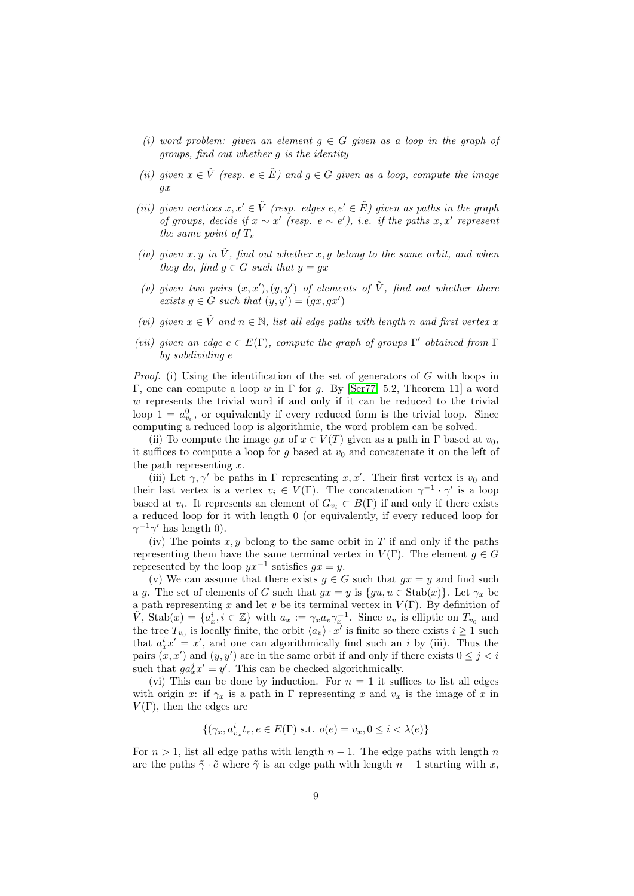*(i) word problem: given an element $g \in G$ given as a loop in the graph of groups, find out whether $g$ is the identity*

*(ii) given $x \in \tilde{V}$ (resp. $e \in \tilde{E}$) and $g \in G$ given as a loop, compute the image $gx$*

*(iii) given vertices $x, x' \in \tilde{V}$ (resp. edges $e, e' \in \tilde{E}$) given as paths in the graph of groups, decide if $x \sim x'$ (resp. $e \sim e'$), i.e. if the paths $x, x'$ represent the same point of $T_v$*

*(iv) given $x, y$ in $\tilde{V}$, find out whether $x, y$ belong to the same orbit, and when they do, find $g \in G$ such that $y = gx$*

*(v) given two pairs $(x, x'), (y, y')$ of elements of $\tilde{V}$, find out whether there exists $g \in G$ such that $(y, y') = (gx, gx')$*

*(vi) given $x \in \tilde{V}$ and $n \in \mathbb{N}$, list all edge paths with length $n$ and first vertex $x$*

*(vii) given an edge $e \in E(\Gamma)$, compute the graph of groups $\Gamma'$ obtained from $\Gamma$ by subdividing $e$*

*Proof.* (i) Using the identification of the set of generators of $G$ with loops in $\Gamma$, one can compute a loop $w$ in $\Gamma$ for $g$. By [Ser77, 5.2, Theorem 11] a word $w$ represents the trivial word if and only if it can be reduced to the trivial loop $1 = a_{v_0}^0$, or equivalently if every reduced form is the trivial loop. Since computing a reduced loop is algorithmic, the word problem can be solved.

(ii) To compute the image $gx$ of $x \in V(T)$ given as a path in $\Gamma$ based at $v_0$, it suffices to compute a loop for $g$ based at $v_0$ and concatenate it on the left of the path representing $x$.

(iii) Let $\gamma, \gamma'$ be paths in $\Gamma$ representing $x, x'$. Their first vertex is $v_0$ and their last vertex is a vertex $v_i \in V(\Gamma)$. The concatenation $\gamma^{-1} \cdot \gamma'$ is a loop based at $v_i$. It represents an element of $G_{v_i} \subset B(\Gamma)$ if and only if there exists a reduced loop for it with length 0 (or equivalently, if every reduced loop for $\gamma^{-1}\gamma'$ has length 0).

(iv) The points $x, y$ belong to the same orbit in $T$ if and only if the paths representing them have the same terminal vertex in $V(\Gamma)$. The element $g \in G$ represented by the loop $yx^{-1}$ satisfies $gx = y$.

(v) We can assume that there exists $g \in G$ such that $gx = y$ and find such a $g$. The set of elements of $G$ such that $gx = y$ is $\{gu, u \in \mathrm{Stab}(x)\}$. Let $\gamma_x$ be a path representing $x$ and let $v$ be its terminal vertex in $V(\Gamma)$. By definition of $\tilde{V}$, $\mathrm{Stab}(x) = \{a_x^i, i \in \mathbb{Z}\}$ with $a_x := \gamma_x a_v \gamma_x^{-1}$. Since $a_v$ is elliptic on $T_{v_0}$ and the tree $T_{v_0}$ is locally finite, the orbit $\langle a_v \rangle \cdot x'$ is finite so there exists $i \geq 1$ such that $a_x^i x' = x'$, and one can algorithmically find such an $i$ by (iii). Thus the pairs $(x, x')$ and $(y, y')$ are in the same orbit if and only if there exists $0 \leq j < i$ such that $g a_x^j x' = y'$. This can be checked algorithmically.

(vi) This can be done by induction. For $n = 1$ it suffices to list all edges with origin $x$: if $\gamma_x$ is a path in $\Gamma$ representing $x$ and $v_x$ is the image of $x$ in $V(\Gamma)$, then the edges are

$$\{(\gamma_x, a_{v_x}^i t_e, e \in E(\Gamma) \text{ s.t. } o(e) = v_x, 0 \leq i < \lambda(e)\}$$

For $n > 1$, list all edge paths with length $n - 1$. The edge paths with length $n$ are the paths $\tilde{\gamma} \cdot \tilde{e}$ where $\tilde{\gamma}$ is an edge path with length $n - 1$ starting with $x$,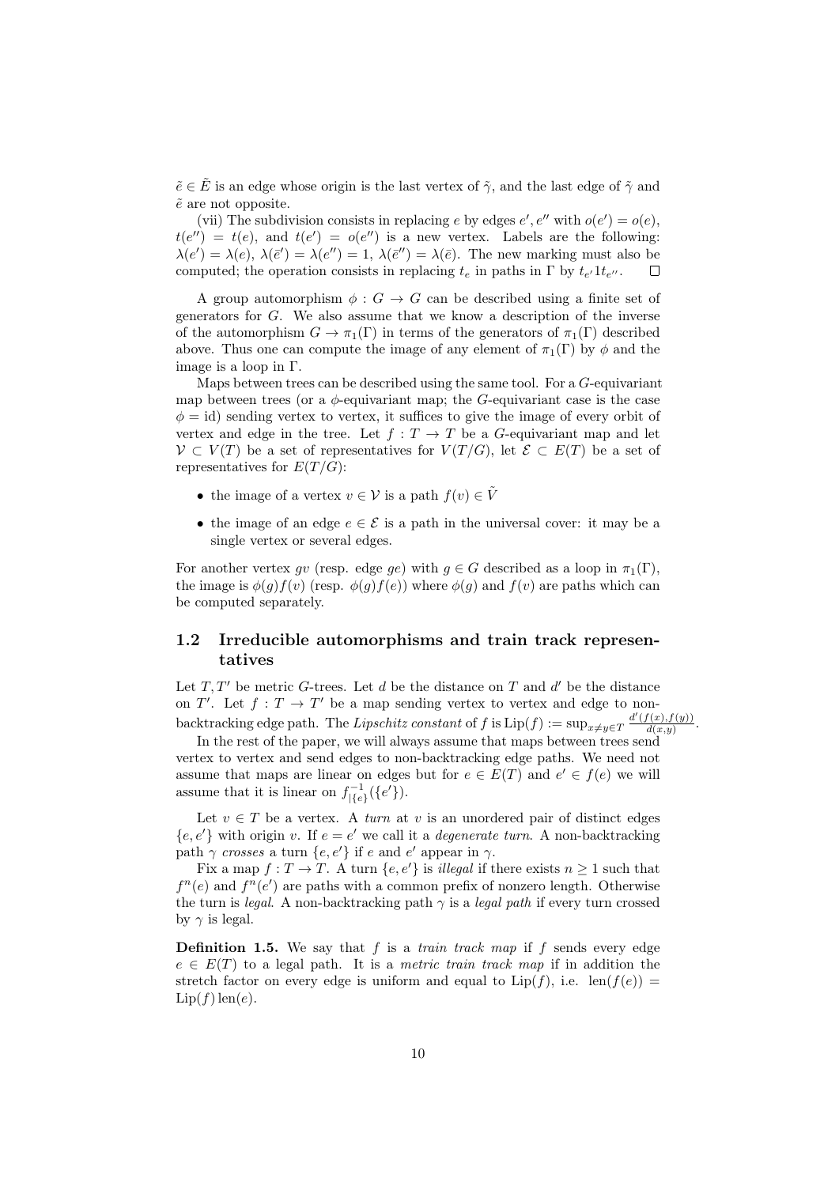$\tilde{e} \in \tilde{E}$ is an edge whose origin is the last vertex of $\tilde{\gamma}$, and the last edge of $\tilde{\gamma}$ and $\tilde{e}$ are not opposite.

(vii) The subdivision consists in replacing $e$ by edges $e', e''$ with $o(e') = o(e)$, $t(e'') = t(e)$, and $t(e') = o(e'')$ is a new vertex. Labels are the following: $\lambda(e') = \lambda(e)$, $\lambda(\bar{e}') = \lambda(e'') = 1$, $\lambda(\bar{e}'') = \lambda(\bar{e})$. The new marking must also be computed; the operation consists in replacing $t_e$ in paths in $\Gamma$ by $t_{e'} 1 t_{e''}$. $\square$

A group automorphism $\phi : G \to G$ can be described using a finite set of generators for $G$. We also assume that we know a description of the inverse of the automorphism $G \to \pi_1(\Gamma)$ in terms of the generators of $\pi_1(\Gamma)$ described above. Thus one can compute the image of any element of $\pi_1(\Gamma)$ by $\phi$ and the image is a loop in $\Gamma$.

Maps between trees can be described using the same tool. For a $G$-equivariant map between trees (or a $\phi$-equivariant map; the $G$-equivariant case is the case $\phi = \mathrm{id}$) sending vertex to vertex, it suffices to give the image of every orbit of vertex and edge in the tree. Let $f : T \to T$ be a $G$-equivariant map and let $\mathcal{V} \subset V(T)$ be a set of representatives for $V(T/G)$, let $\mathcal{E} \subset E(T)$ be a set of representatives for $E(T/G)$:

- the image of a vertex $v \in \mathcal{V}$ is a path $f(v) \in \tilde{V}$
- the image of an edge $e \in \mathcal{E}$ is a path in the universal cover: it may be a single vertex or several edges.

For another vertex $gv$ (resp. edge $ge$) with $g \in G$ described as a loop in $\pi_1(\Gamma)$, the image is $\phi(g)f(v)$ (resp. $\phi(g)f(e)$) where $\phi(g)$ and $f(v)$ are paths which can be computed separately.

## 1.2 Irreducible automorphisms and train track representatives

Let $T, T'$ be metric $G$-trees. Let $d$ be the distance on $T$ and $d'$ be the distance on $T'$. Let $f : T \to T'$ be a map sending vertex to vertex and edge to non-backtracking edge path. The *Lipschitz constant* of $f$ is $\mathrm{Lip}(f) := \sup_{x \neq y \in T} \frac{d'(f(x), f(y))}{d(x,y)}$.

In the rest of the paper, we will always assume that maps between trees send vertex to vertex and send edges to non-backtracking edge paths. We need not assume that maps are linear on edges but for $e \in E(T)$ and $e' \in f(e)$ we will assume that it is linear on $f^{-1}_{|\{e\}}(\{e'\})$.

Let $v \in T$ be a vertex. A *turn* at $v$ is an unordered pair of distinct edges $\{e, e'\}$ with origin $v$. If $e = e'$ we call it a *degenerate turn*. A non-backtracking path $\gamma$ *crosses* a turn $\{e, e'\}$ if $e$ and $e'$ appear in $\gamma$.

Fix a map $f : T \to T$. A turn $\{e, e'\}$ is *illegal* if there exists $n \geq 1$ such that $f^n(e)$ and $f^n(e')$ are paths with a common prefix of nonzero length. Otherwise the turn is *legal*. A non-backtracking path $\gamma$ is a *legal path* if every turn crossed by $\gamma$ is legal.

**Definition 1.5.** We say that $f$ is a *train track map* if $f$ sends every edge $e \in E(T)$ to a legal path. It is a *metric train track map* if in addition the stretch factor on every edge is uniform and equal to $\mathrm{Lip}(f)$, i.e. $\mathrm{len}(f(e)) = \mathrm{Lip}(f)\,\mathrm{len}(e)$.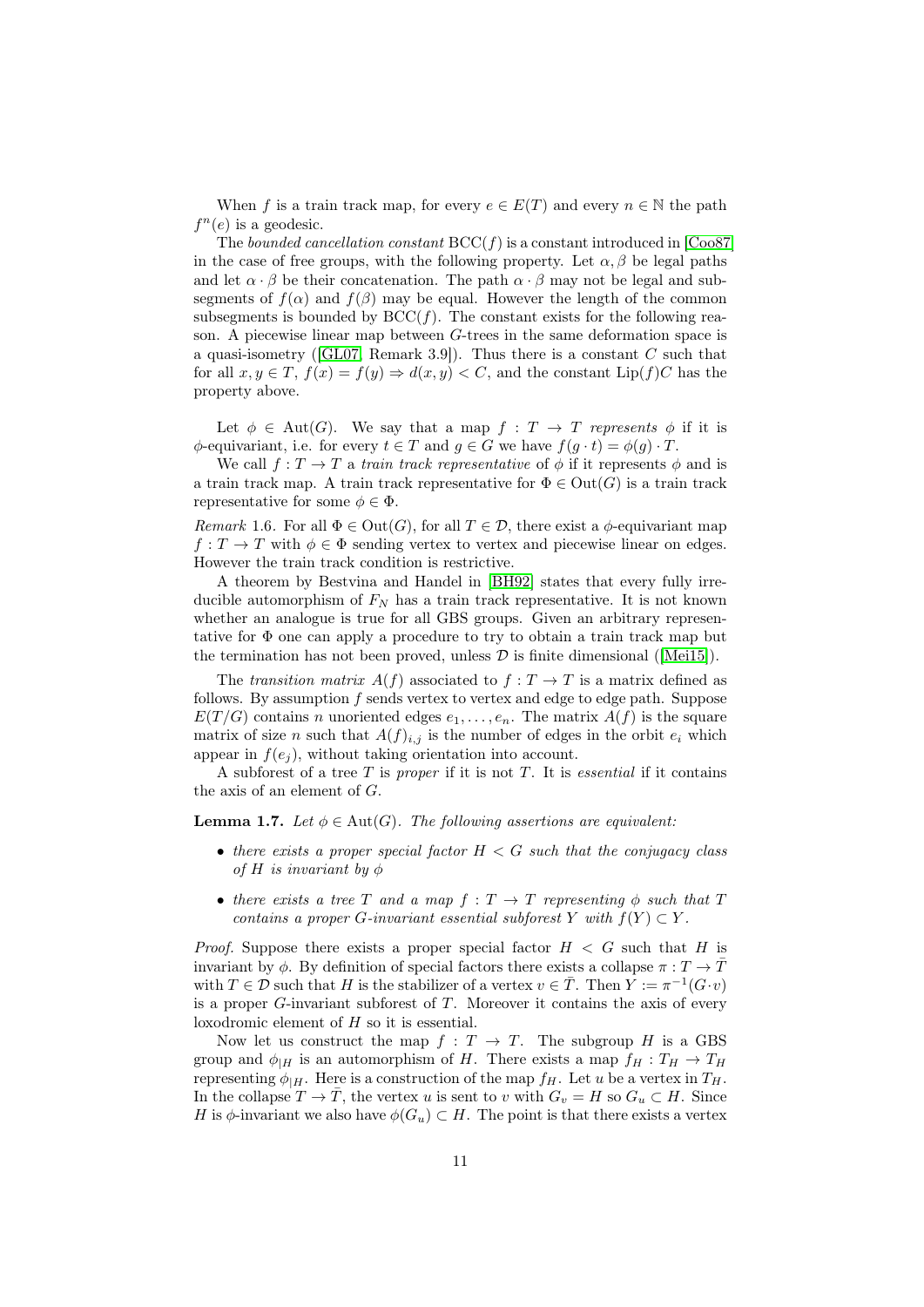When $f$ is a train track map, for every $e \in E(T)$ and every $n \in \mathbb{N}$ the path $f^n(e)$ is a geodesic.

The *bounded cancellation constant* $\mathrm{BCC}(f)$ is a constant introduced in [Coo87] in the case of free groups, with the following property. Let $\alpha, \beta$ be legal paths and let $\alpha \cdot \beta$ be their concatenation. The path $\alpha \cdot \beta$ may not be legal and subsegments of $f(\alpha)$ and $f(\beta)$ may be equal. However the length of the common subsegments is bounded by $\mathrm{BCC}(f)$. The constant exists for the following reason. A piecewise linear map between $G$-trees in the same deformation space is a quasi-isometry ([GL07, Remark 3.9]). Thus there is a constant $C$ such that for all $x, y \in T$, $f(x) = f(y) \Rightarrow d(x, y) < C$, and the constant $\mathrm{Lip}(f)C$ has the property above.

Let $\phi \in \mathrm{Aut}(G)$. We say that a map $f : T \to T$ *represents* $\phi$ if it is $\phi$-equivariant, i.e. for every $t \in T$ and $g \in G$ we have $f(g \cdot t) = \phi(g) \cdot T$.

We call $f : T \to T$ a *train track representative* of $\phi$ if it represents $\phi$ and is a train track map. A train track representative for $\Phi \in \mathrm{Out}(G)$ is a train track representative for some $\phi \in \Phi$.

*Remark* 1.6. For all $\Phi \in \mathrm{Out}(G)$, for all $T \in \mathcal{D}$, there exist a $\phi$-equivariant map $f : T \to T$ with $\phi \in \Phi$ sending vertex to vertex and piecewise linear on edges. However the train track condition is restrictive.

A theorem by Bestvina and Handel in [BH92] states that every fully irreducible automorphism of $F_N$ has a train track representative. It is not known whether an analogue is true for all GBS groups. Given an arbitrary representative for $\Phi$ one can apply a procedure to try to obtain a train track map but the termination has not been proved, unless $\mathcal{D}$ is finite dimensional ([Mei15]).

The *transition matrix* $A(f)$ associated to $f : T \to T$ is a matrix defined as follows. By assumption $f$ sends vertex to vertex and edge to edge path. Suppose $E(T/G)$ contains $n$ unoriented edges $e_1, \dots, e_n$. The matrix $A(f)$ is the square matrix of size $n$ such that $A(f)_{i,j}$ is the number of edges in the orbit $e_i$ which appear in $f(e_j)$, without taking orientation into account.

A subforest of a tree $T$ is *proper* if it is not $T$. It is *essential* if it contains the axis of an element of $G$.

**Lemma 1.7.** *Let $\phi \in \mathrm{Aut}(G)$. The following assertions are equivalent:*

- *there exists a proper special factor $H < G$ such that the conjugacy class of $H$ is invariant by $\phi$*
- *there exists a tree $T$ and a map $f : T \to T$ representing $\phi$ such that $T$ contains a proper $G$-invariant essential subforest $Y$ with $f(Y) \subset Y$.*

*Proof.* Suppose there exists a proper special factor $H < G$ such that $H$ is invariant by $\phi$. By definition of special factors there exists a collapse $\pi : T \to \bar{T}$ with $T \in \mathcal{D}$ such that $H$ is the stabilizer of a vertex $v \in \bar{T}$. Then $Y := \pi^{-1}(G \cdot v)$ is a proper $G$-invariant subforest of $T$. Moreover it contains the axis of every loxodromic element of $H$ so it is essential.

Now let us construct the map $f : T \to T$. The subgroup $H$ is a GBS group and $\phi_{|H}$ is an automorphism of $H$. There exists a map $f_H : T_H \to T_H$ representing $\phi_{|H}$. Here is a construction of the map $f_H$. Let $u$ be a vertex in $T_H$. In the collapse $T \to \bar{T}$, the vertex $u$ is sent to $v$ with $G_v = H$ so $G_u \subset H$. Since $H$ is $\phi$-invariant we also have $\phi(G_u) \subset H$. The point is that there exists a vertex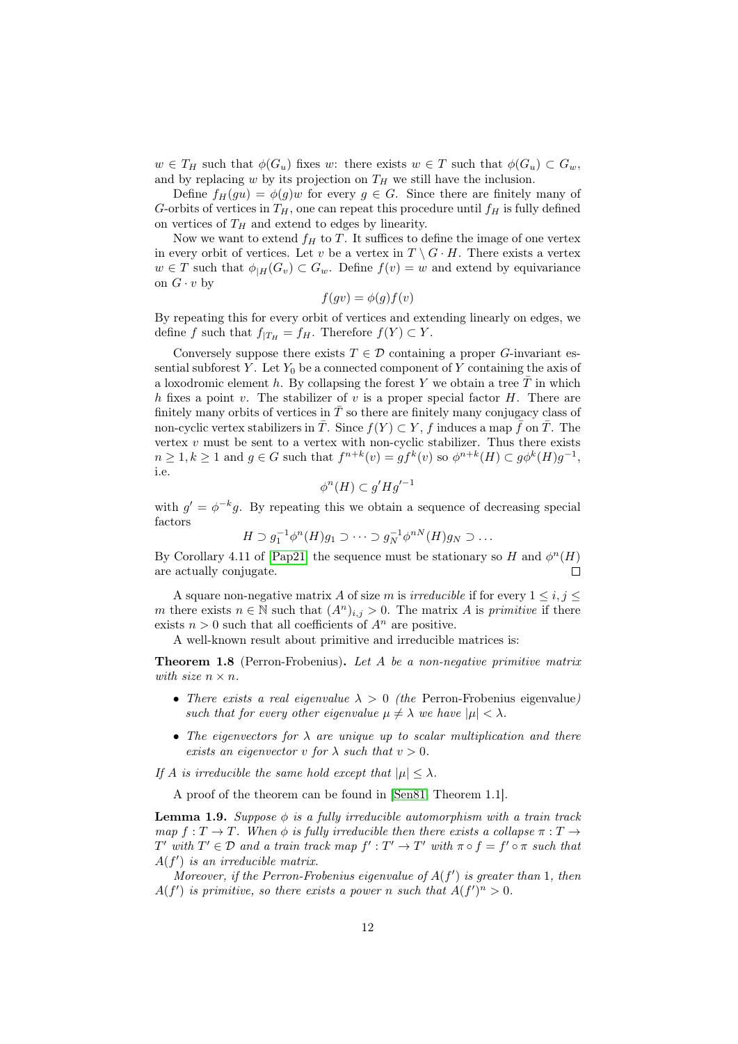$w \in T_H$ such that $\phi(G_u)$ fixes $w$: there exists $w \in T$ such that $\phi(G_u) \subset G_w$, and by replacing $w$ by its projection on $T_H$ we still have the inclusion.

Define $f_H(gu) = \phi(g)w$ for every $g \in G$. Since there are finitely many of $G$-orbits of vertices in $T_H$, one can repeat this procedure until $f_H$ is fully defined on vertices of $T_H$ and extend to edges by linearity.

Now we want to extend $f_H$ to $T$. It suffices to define the image of one vertex in every orbit of vertices. Let $v$ be a vertex in $T \setminus G \cdot H$. There exists a vertex $w \in T$ such that $\phi_{|H}(G_v) \subset G_w$. Define $f(v) = w$ and extend by equivariance on $G \cdot v$ by

$$f(gv) = \phi(g)f(v)$$

By repeating this for every orbit of vertices and extending linearly on edges, we define $f$ such that $f_{|T_H} = f_H$. Therefore $f(Y) \subset Y$.

Conversely suppose there exists $T \in \mathcal{D}$ containing a proper $G$-invariant essential subforest $Y$. Let $Y_0$ be a connected component of $Y$ containing the axis of a loxodromic element $h$. By collapsing the forest $Y$ we obtain a tree $\bar{T}$ in which $h$ fixes a point $v$. The stabilizer of $v$ is a proper special factor $H$. There are finitely many orbits of vertices in $\bar{T}$ so there are finitely many conjugacy class of non-cyclic vertex stabilizers in $\bar{T}$. Since $f(Y) \subset Y$, $f$ induces a map $\bar{f}$ on $\bar{T}$. The vertex $v$ must be sent to a vertex with non-cyclic stabilizer. Thus there exists $n \geq 1, k \geq 1$ and $g \in G$ such that $f^{n+k}(v) = gf^k(v)$ so $\phi^{n+k}(H) \subset g\phi^k(H)g^{-1}$, i.e.

$$\phi^n(H) \subset g' H {g'}^{-1}$$

with $g' = \phi^{-k}g$. By repeating this we obtain a sequence of decreasing special factors

$$H \supset g_1^{-1}\phi^n(H)g_1 \supset \cdots \supset g_N^{-1}\phi^{nN}(H)g_N \supset \ldots$$

By Corollary 4.11 of [Pap21] the sequence must be stationary so $H$ and $\phi^n(H)$ are actually conjugate. $\square$

A square non-negative matrix $A$ of size $m$ is *irreducible* if for every $1 \leq i, j \leq m$ there exists $n \in \mathbb{N}$ such that $(A^n)_{i,j} > 0$. The matrix $A$ is *primitive* if there exists $n > 0$ such that all coefficients of $A^n$ are positive.

A well-known result about primitive and irreducible matrices is:

**Theorem 1.8** (Perron-Frobenius)**.** *Let $A$ be a non-negative primitive matrix with size $n \times n$.*

- *There exists a real eigenvalue $\lambda > 0$ (the* Perron-Frobenius eigenvalue*) such that for every other eigenvalue $\mu \neq \lambda$ we have $|\mu| < \lambda$.*
- *The eigenvectors for $\lambda$ are unique up to scalar multiplication and there exists an eigenvector $v$ for $\lambda$ such that $v > 0$.*

*If $A$ is irreducible the same hold except that $|\mu| \leq \lambda$.*

A proof of the theorem can be found in [Sen81, Theorem 1.1].

**Lemma 1.9.** *Suppose $\phi$ is a fully irreducible automorphism with a train track map $f : T \to T$. When $\phi$ is fully irreducible then there exists a collapse $\pi : T \to T'$ with $T' \in \mathcal{D}$ and a train track map $f' : T' \to T'$ with $\pi \circ f = f' \circ \pi$ such that $A(f')$ is an irreducible matrix.*

*Moreover, if the Perron-Frobenius eigenvalue of $A(f')$ is greater than 1, then $A(f')$ is primitive, so there exists a power $n$ such that $A(f')^n > 0$.*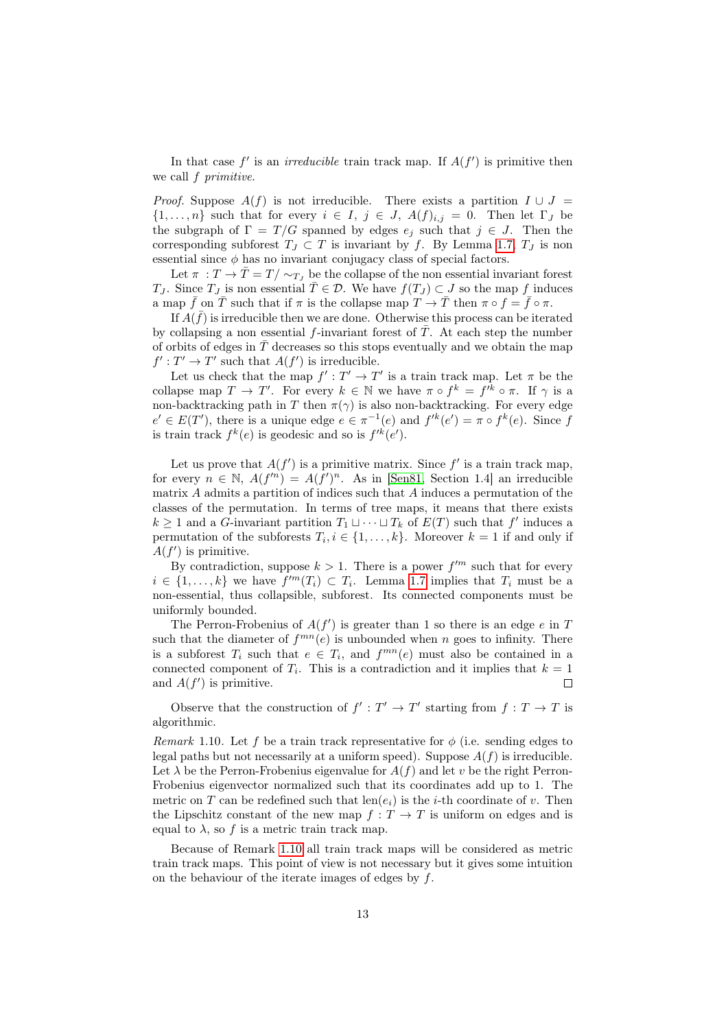In that case $f'$ is an *irreducible* train track map. If $A(f')$ is primitive then we call $f$ *primitive*.

*Proof.* Suppose $A(f)$ is not irreducible. There exists a partition $I \cup J = \{1, \ldots, n\}$ such that for every $i \in I$, $j \in J$, $A(f)_{i,j} = 0$. Then let $\Gamma_J$ be the subgraph of $\Gamma = T/G$ spanned by edges $e_j$ such that $j \in J$. Then the corresponding subforest $T_J \subset T$ is invariant by $f$. By Lemma 1.7, $T_J$ is non essential since $\phi$ has no invariant conjugacy class of special factors.

Let $\pi : T \to \bar{T} = T/\sim_{T_J}$ be the collapse of the non essential invariant forest $T_J$. Since $T_J$ is non essential $\bar{T} \in \mathcal{D}$. We have $f(T_J) \subset J$ so the map $f$ induces a map $\bar{f}$ on $\bar{T}$ such that if $\pi$ is the collapse map $T \to \bar{T}$ then $\pi \circ f = \bar{f} \circ \pi$.

If $A(\bar{f})$ is irreducible then we are done. Otherwise this process can be iterated by collapsing a non essential $f$-invariant forest of $\bar{T}$. At each step the number of orbits of edges in $\bar{T}$ decreases so this stops eventually and we obtain the map $f' : T' \to T'$ such that $A(f')$ is irreducible.

Let us check that the map $f' : T' \to T'$ is a train track map. Let $\pi$ be the collapse map $T \to T'$. For every $k \in \mathbb{N}$ we have $\pi \circ f^k = f'^k \circ \pi$. If $\gamma$ is a non-backtracking path in $T$ then $\pi(\gamma)$ is also non-backtracking. For every edge $e' \in E(T')$, there is a unique edge $e \in \pi^{-1}(e)$ and $f'^k(e') = \pi \circ f^k(e)$. Since $f$ is train track $f^k(e)$ is geodesic and so is $f'^k(e')$.

Let us prove that $A(f')$ is a primitive matrix. Since $f'$ is a train track map, for every $n \in \mathbb{N}$, $A(f'^n) = A(f')^n$. As in [Sen81, Section 1.4] an irreducible matrix $A$ admits a partition of indices such that $A$ induces a permutation of the classes of the permutation. In terms of tree maps, it means that there exists $k \geq 1$ and a $G$-invariant partition $T_1 \sqcup \cdots \sqcup T_k$ of $E(T)$ such that $f'$ induces a permutation of the subforests $T_i, i \in \{1, \ldots, k\}$. Moreover $k = 1$ if and only if $A(f')$ is primitive.

By contradiction, suppose $k > 1$. There is a power $f'^m$ such that for every $i \in \{1, \ldots, k\}$ we have $f'^m(T_i) \subset T_i$. Lemma 1.7 implies that $T_i$ must be a non-essential, thus collapsible, subforest. Its connected components must be uniformly bounded.

The Perron-Frobenius of $A(f')$ is greater than 1 so there is an edge $e$ in $T$ such that the diameter of $f^{mn}(e)$ is unbounded when $n$ goes to infinity. There is a subforest $T_i$ such that $e \in T_i$, and $f^{mn}(e)$ must also be contained in a connected component of $T_i$. This is a contradiction and it implies that $k = 1$ and $A(f')$ is primitive. $\square$

Observe that the construction of $f' : T' \to T'$ starting from $f : T \to T$ is algorithmic.

*Remark* 1.10. Let $f$ be a train track representative for $\phi$ (i.e. sending edges to legal paths but not necessarily at a uniform speed). Suppose $A(f)$ is irreducible. Let $\lambda$ be the Perron-Frobenius eigenvalue for $A(f)$ and let $v$ be the right Perron-Frobenius eigenvector normalized such that its coordinates add up to 1. The metric on $T$ can be redefined such that $\text{len}(e_i)$ is the $i$-th coordinate of $v$. Then the Lipschitz constant of the new map $f : T \to T$ is uniform on edges and is equal to $\lambda$, so $f$ is a metric train track map.

Because of Remark 1.10 all train track maps will be considered as metric train track maps. This point of view is not necessary but it gives some intuition on the behaviour of the iterate images of edges by $f$.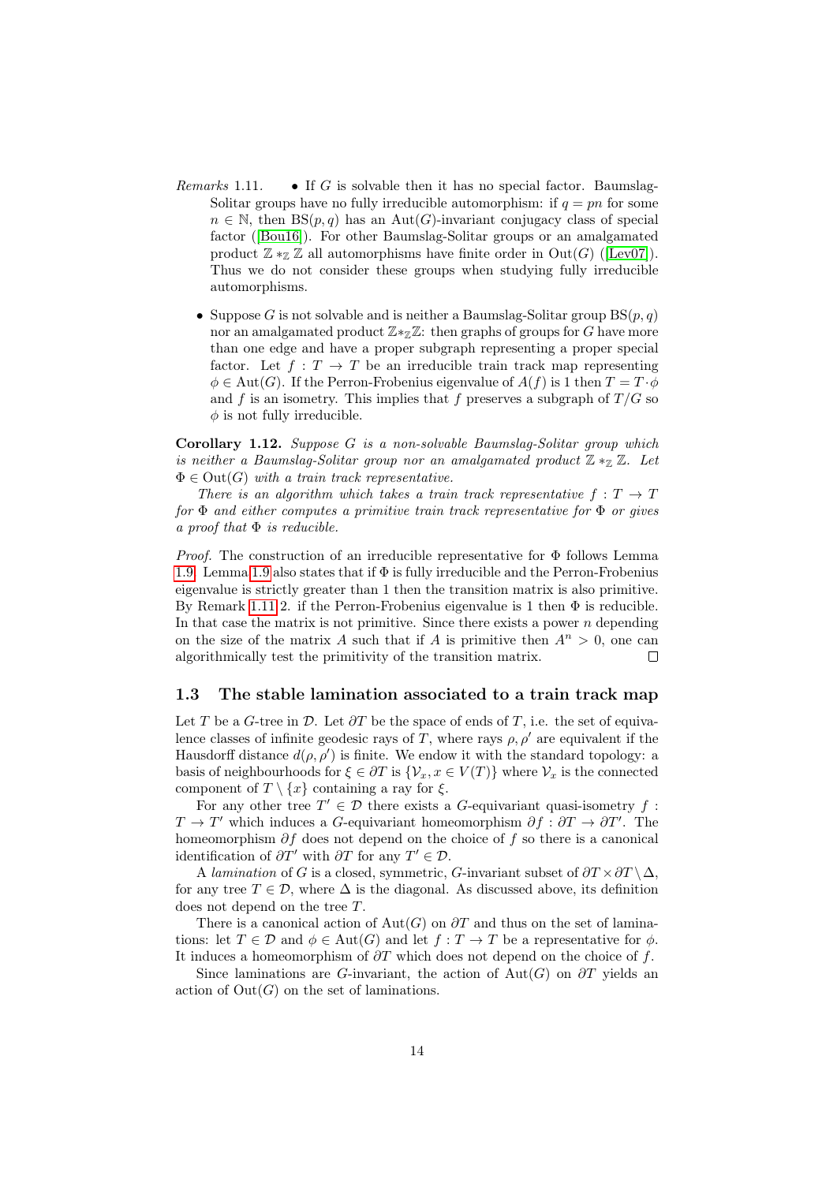*Remarks* 1.11.

- If $G$ is solvable then it has no special factor. Baumslag-Solitar groups have no fully irreducible automorphism: if $q = pn$ for some $n \in \mathbb{N}$, then $\mathrm{BS}(p, q)$ has an $\mathrm{Aut}(G)$-invariant conjugacy class of special factor ([Bou16]). For other Baumslag-Solitar groups or an amalgamated product $\mathbb{Z} *_{\mathbb{Z}} \mathbb{Z}$ all automorphisms have finite order in $\mathrm{Out}(G)$ ([Lev07]). Thus we do not consider these groups when studying fully irreducible automorphisms.

- Suppose $G$ is not solvable and is neither a Baumslag-Solitar group $\mathrm{BS}(p, q)$ nor an amalgamated product $\mathbb{Z} *_{\mathbb{Z}} \mathbb{Z}$: then graphs of groups for $G$ have more than one edge and have a proper subgraph representing a proper special factor. Let $f : T \to T$ be an irreducible train track map representing $\phi \in \mathrm{Aut}(G)$. If the Perron-Frobenius eigenvalue of $A(f)$ is 1 then $T = T \cdot \phi$ and $f$ is an isometry. This implies that $f$ preserves a subgraph of $T/G$ so $\phi$ is not fully irreducible.

**Corollary 1.12.** *Suppose $G$ is a non-solvable Baumslag-Solitar group which is neither a Baumslag-Solitar group nor an amalgamated product $\mathbb{Z} *_{\mathbb{Z}} \mathbb{Z}$. Let $\Phi \in \mathrm{Out}(G)$ with a train track representative.*

*There is an algorithm which takes a train track representative $f : T \to T$ for $\Phi$ and either computes a primitive train track representative for $\Phi$ or gives a proof that $\Phi$ is reducible.*

*Proof.* The construction of an irreducible representative for $\Phi$ follows Lemma 1.9. Lemma 1.9 also states that if $\Phi$ is fully irreducible and the Perron-Frobenius eigenvalue is strictly greater than 1 then the transition matrix is also primitive. By Remark 1.11 2. if the Perron-Frobenius eigenvalue is 1 then $\Phi$ is reducible. In that case the matrix is not primitive. Since there exists a power $n$ depending on the size of the matrix $A$ such that if $A$ is primitive then $A^n > 0$, one can algorithmically test the primitivity of the transition matrix. $\square$

## 1.3 The stable lamination associated to a train track map

Let $T$ be a $G$-tree in $\mathcal{D}$. Let $\partial T$ be the space of ends of $T$, i.e. the set of equivalence classes of infinite geodesic rays of $T$, where rays $\rho, \rho'$ are equivalent if the Hausdorff distance $d(\rho, \rho')$ is finite. We endow it with the standard topology: a basis of neighbourhoods for $\xi \in \partial T$ is $\{\mathcal{V}_x, x \in V(T)\}$ where $\mathcal{V}_x$ is the connected component of $T \setminus \{x\}$ containing a ray for $\xi$.

For any other tree $T' \in \mathcal{D}$ there exists a $G$-equivariant quasi-isometry $f : T \to T'$ which induces a $G$-equivariant homeomorphism $\partial f : \partial T \to \partial T'$. The homeomorphism $\partial f$ does not depend on the choice of $f$ so there is a canonical identification of $\partial T'$ with $\partial T$ for any $T' \in \mathcal{D}$.

A *lamination* of $G$ is a closed, symmetric, $G$-invariant subset of $\partial T \times \partial T \setminus \Delta$, for any tree $T \in \mathcal{D}$, where $\Delta$ is the diagonal. As discussed above, its definition does not depend on the tree $T$.

There is a canonical action of $\mathrm{Aut}(G)$ on $\partial T$ and thus on the set of laminations: let $T \in \mathcal{D}$ and $\phi \in \mathrm{Aut}(G)$ and let $f : T \to T$ be a representative for $\phi$. It induces a homeomorphism of $\partial T$ which does not depend on the choice of $f$.

Since laminations are $G$-invariant, the action of $\mathrm{Aut}(G)$ on $\partial T$ yields an action of $\mathrm{Out}(G)$ on the set of laminations.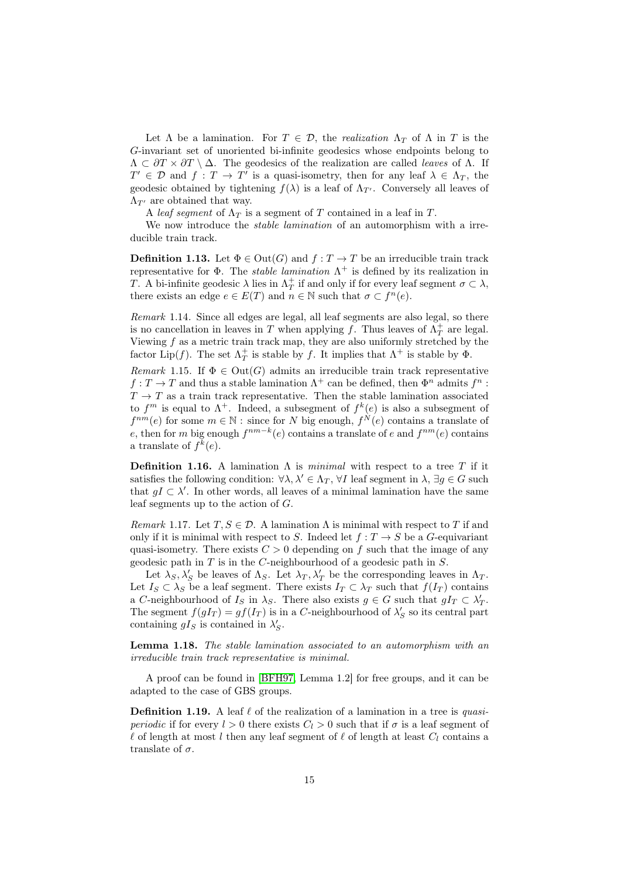Let $\Lambda$ be a lamination. For $T \in \mathcal{D}$, the *realization* $\Lambda_T$ of $\Lambda$ in $T$ is the $G$-invariant set of unoriented bi-infinite geodesics whose endpoints belong to $\Lambda \subset \partial T \times \partial T \setminus \Delta$. The geodesics of the realization are called *leaves* of $\Lambda$. If $T' \in \mathcal{D}$ and $f : T \to T'$ is a quasi-isometry, then for any leaf $\lambda \in \Lambda_T$, the geodesic obtained by tightening $f(\lambda)$ is a leaf of $\Lambda_{T'}$. Conversely all leaves of $\Lambda_{T'}$ are obtained that way.

A *leaf segment* of $\Lambda_T$ is a segment of $T$ contained in a leaf in $T$.

We now introduce the *stable lamination* of an automorphism with a irreducible train track.

**Definition 1.13.** Let $\Phi \in \mathrm{Out}(G)$ and $f : T \to T$ be an irreducible train track representative for $\Phi$. The *stable lamination* $\Lambda^+$ is defined by its realization in $T$. A bi-infinite geodesic $\lambda$ lies in $\Lambda^+_T$ if and only if for every leaf segment $\sigma \subset \lambda$, there exists an edge $e \in E(T)$ and $n \in \mathbb{N}$ such that $\sigma \subset f^n(e)$.

*Remark* 1.14. Since all edges are legal, all leaf segments are also legal, so there is no cancellation in leaves in $T$ when applying $f$. Thus leaves of $\Lambda^+_T$ are legal. Viewing $f$ as a metric train track map, they are also uniformly stretched by the factor $\mathrm{Lip}(f)$. The set $\Lambda^+_T$ is stable by $f$. It implies that $\Lambda^+$ is stable by $\Phi$.

*Remark* 1.15. If $\Phi \in \mathrm{Out}(G)$ admits an irreducible train track representative $f : T \to T$ and thus a stable lamination $\Lambda^+$ can be defined, then $\Phi^n$ admits $f^n : T \to T$ as a train track representative. Then the stable lamination associated to $f^m$ is equal to $\Lambda^+$. Indeed, a subsegment of $f^k(e)$ is also a subsegment of $f^{nm}(e)$ for some $m \in \mathbb{N}$ : since for $N$ big enough, $f^N(e)$ contains a translate of $e$, then for $m$ big enough $f^{nm-k}(e)$ contains a translate of $e$ and $f^{nm}(e)$ contains a translate of $f^k(e)$.

**Definition 1.16.** A lamination $\Lambda$ is *minimal* with respect to a tree $T$ if it satisfies the following condition: $\forall \lambda, \lambda' \in \Lambda_T$, $\forall I$ leaf segment in $\lambda$, $\exists g \in G$ such that $gI \subset \lambda'$. In other words, all leaves of a minimal lamination have the same leaf segments up to the action of $G$.

*Remark* 1.17. Let $T, S \in \mathcal{D}$. A lamination $\Lambda$ is minimal with respect to $T$ if and only if it is minimal with respect to $S$. Indeed let $f : T \to S$ be a $G$-equivariant quasi-isometry. There exists $C > 0$ depending on $f$ such that the image of any geodesic path in $T$ is in the $C$-neighbourhood of a geodesic path in $S$.

Let $\lambda_S, \lambda'_S$ be leaves of $\Lambda_S$. Let $\lambda_T, \lambda'_T$ be the corresponding leaves in $\Lambda_T$. Let $I_S \subset \lambda_S$ be a leaf segment. There exists $I_T \subset \lambda_T$ such that $f(I_T)$ contains a $C$-neighbourhood of $I_S$ in $\lambda_S$. There also exists $g \in G$ such that $gI_T \subset \lambda'_T$. The segment $f(gI_T) = gf(I_T)$ is in a $C$-neighbourhood of $\lambda'_S$ so its central part containing $gI_S$ is contained in $\lambda'_S$.

**Lemma 1.18.** *The stable lamination associated to an automorphism with an irreducible train track representative is minimal.*

A proof can be found in [BFH97, Lemma 1.2] for free groups, and it can be adapted to the case of GBS groups.

**Definition 1.19.** A leaf $\ell$ of the realization of a lamination in a tree is *quasi-periodic* if for every $l > 0$ there exists $C_l > 0$ such that if $\sigma$ is a leaf segment of $\ell$ of length at most $l$ then any leaf segment of $\ell$ of length at least $C_l$ contains a translate of $\sigma$.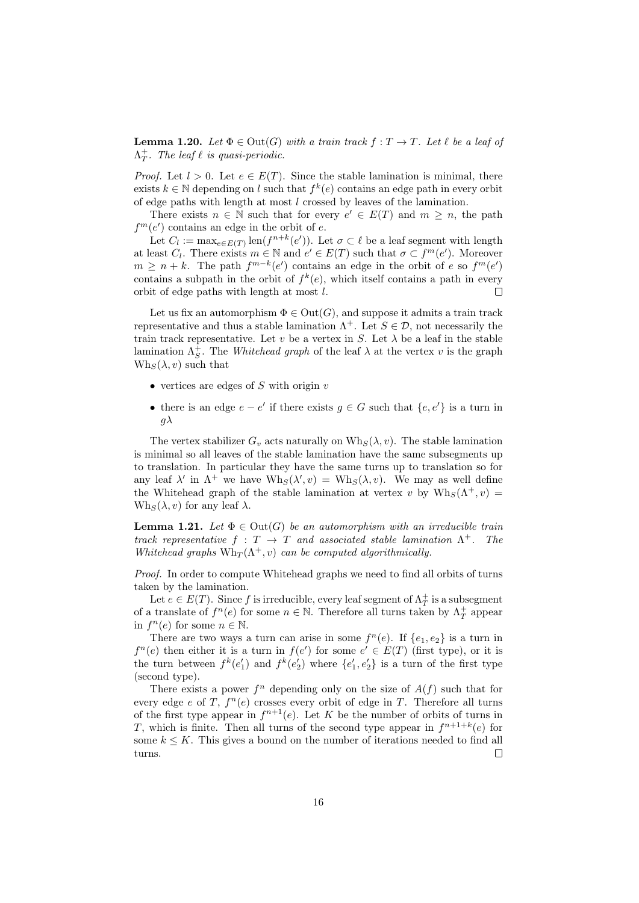**Lemma 1.20.** *Let $\Phi \in \mathrm{Out}(G)$ with a train track $f : T \to T$. Let $\ell$ be a leaf of $\Lambda^+_T$. The leaf $\ell$ is quasi-periodic.*

*Proof.* Let $l > 0$. Let $e \in E(T)$. Since the stable lamination is minimal, there exists $k \in \mathbb{N}$ depending on $l$ such that $f^k(e)$ contains an edge path in every orbit of edge paths with length at most $l$ crossed by leaves of the lamination.

There exists $n \in \mathbb{N}$ such that for every $e' \in E(T)$ and $m \geq n$, the path $f^m(e')$ contains an edge in the orbit of $e$.

Let $C_l := \max_{e \in E(T)} \mathrm{len}(f^{n+k}(e'))$. Let $\sigma \subset \ell$ be a leaf segment with length at least $C_l$. There exists $m \in \mathbb{N}$ and $e' \in E(T)$ such that $\sigma \subset f^m(e')$. Moreover $m \geq n + k$. The path $f^{m-k}(e')$ contains an edge in the orbit of $e$ so $f^m(e')$ contains a subpath in the orbit of $f^k(e)$, which itself contains a path in every orbit of edge paths with length at most $l$. $\square$

Let us fix an automorphism $\Phi \in \mathrm{Out}(G)$, and suppose it admits a train track representative and thus a stable lamination $\Lambda^+$. Let $S \in \mathcal{D}$, not necessarily the train track representative. Let $v$ be a vertex in $S$. Let $\lambda$ be a leaf in the stable lamination $\Lambda^+_S$. The *Whitehead graph* of the leaf $\lambda$ at the vertex $v$ is the graph $\mathrm{Wh}_S(\lambda, v)$ such that

- vertices are edges of $S$ with origin $v$
- there is an edge $e - e'$ if there exists $g \in G$ such that $\{e, e'\}$ is a turn in $g\lambda$

The vertex stabilizer $G_v$ acts naturally on $\mathrm{Wh}_S(\lambda, v)$. The stable lamination is minimal so all leaves of the stable lamination have the same subsegments up to translation. In particular they have the same turns up to translation so for any leaf $\lambda'$ in $\Lambda^+$ we have $\mathrm{Wh}_S(\lambda', v) = \mathrm{Wh}_S(\lambda, v)$. We may as well define the Whitehead graph of the stable lamination at vertex $v$ by $\mathrm{Wh}_S(\Lambda^+, v) = \mathrm{Wh}_S(\lambda, v)$ for any leaf $\lambda$.

**Lemma 1.21.** *Let $\Phi \in \mathrm{Out}(G)$ be an automorphism with an irreducible train track representative $f : T \to T$ and associated stable lamination $\Lambda^+$. The Whitehead graphs $\mathrm{Wh}_T(\Lambda^+, v)$ can be computed algorithmically.*

*Proof.* In order to compute Whitehead graphs we need to find all orbits of turns taken by the lamination.

Let $e \in E(T)$. Since $f$ is irreducible, every leaf segment of $\Lambda^+_T$ is a subsegment of a translate of $f^n(e)$ for some $n \in \mathbb{N}$. Therefore all turns taken by $\Lambda^+_T$ appear in $f^n(e)$ for some $n \in \mathbb{N}$.

There are two ways a turn can arise in some $f^n(e)$. If $\{e_1, e_2\}$ is a turn in $f^n(e)$ then either it is a turn in $f(e')$ for some $e' \in E(T)$ (first type), or it is the turn between $f^k(e'_1)$ and $f^k(e'_2)$ where $\{e'_1, e'_2\}$ is a turn of the first type (second type).

There exists a power $f^n$ depending only on the size of $A(f)$ such that for every edge $e$ of $T$, $f^n(e)$ crosses every orbit of edge in $T$. Therefore all turns of the first type appear in $f^{n+1}(e)$. Let $K$ be the number of orbits of turns in $T$, which is finite. Then all turns of the second type appear in $f^{n+1+k}(e)$ for some $k \leq K$. This gives a bound on the number of iterations needed to find all turns. $\square$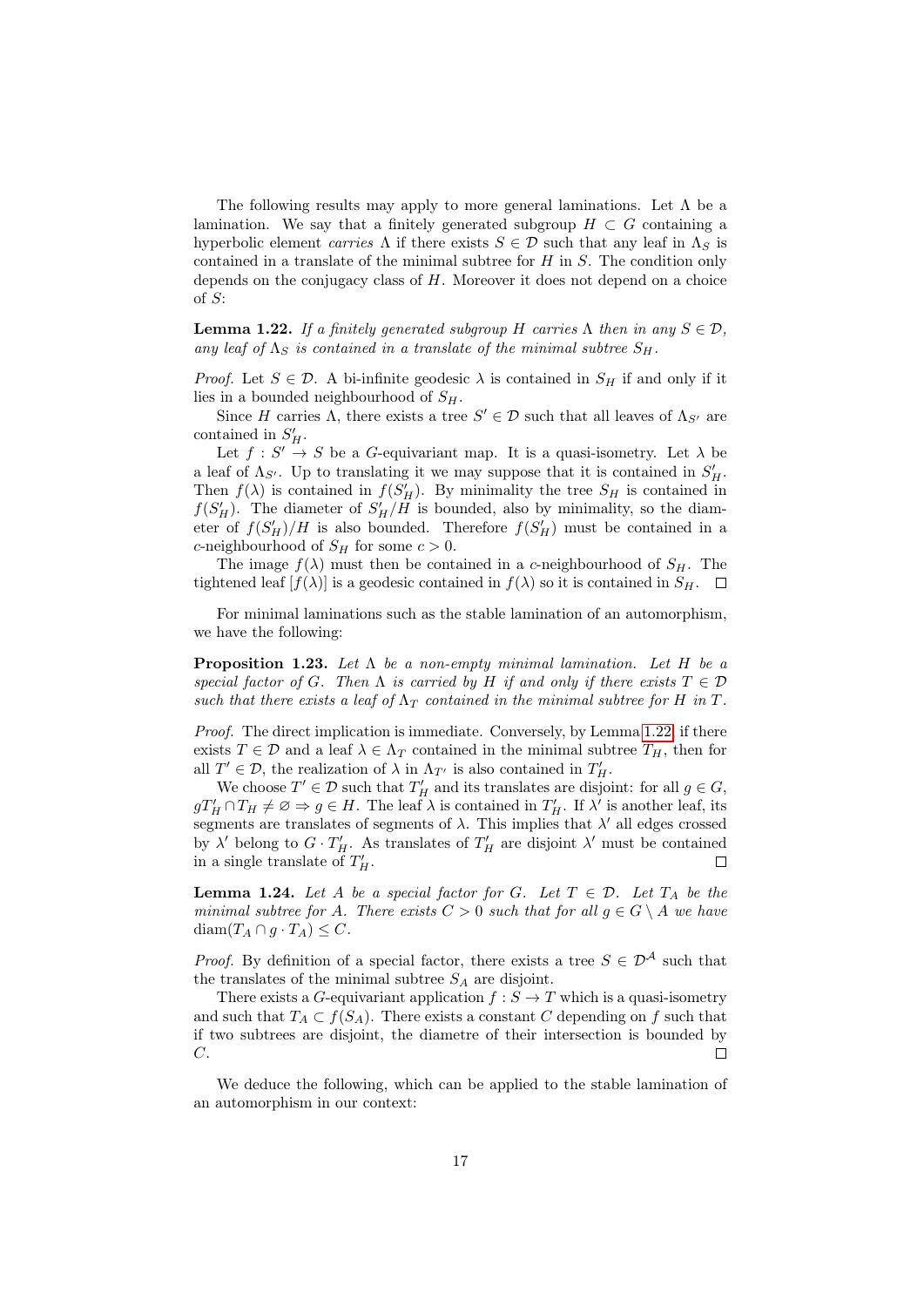The following results may apply to more general laminations. Let $\Lambda$ be a lamination. We say that a finitely generated subgroup $H \subset G$ containing a hyperbolic element *carries* $\Lambda$ if there exists $S \in \mathcal{D}$ such that any leaf in $\Lambda_S$ is contained in a translate of the minimal subtree for $H$ in $S$. The condition only depends on the conjugacy class of $H$. Moreover it does not depend on a choice of $S$:

**Lemma 1.22.** *If a finitely generated subgroup $H$ carries $\Lambda$ then in any $S \in \mathcal{D}$, any leaf of $\Lambda_S$ is contained in a translate of the minimal subtree $S_H$.*

*Proof.* Let $S \in \mathcal{D}$. A bi-infinite geodesic $\lambda$ is contained in $S_H$ if and only if it lies in a bounded neighbourhood of $S_H$.

Since $H$ carries $\Lambda$, there exists a tree $S' \in \mathcal{D}$ such that all leaves of $\Lambda_{S'}$ are contained in $S'_H$.

Let $f : S' \to S$ be a $G$-equivariant map. It is a quasi-isometry. Let $\lambda$ be a leaf of $\Lambda_{S'}$. Up to translating it we may suppose that it is contained in $S'_H$. Then $f(\lambda)$ is contained in $f(S'_H)$. By minimality the tree $S_H$ is contained in $f(S'_H)$. The diameter of $S'_H/H$ is bounded, also by minimality, so the diameter of $f(S'_H)/H$ is also bounded. Therefore $f(S'_H)$ must be contained in a $c$-neighbourhood of $S_H$ for some $c > 0$.

The image $f(\lambda)$ must then be contained in a $c$-neighbourhood of $S_H$. The tightened leaf $[f(\lambda)]$ is a geodesic contained in $f(\lambda)$ so it is contained in $S_H$. $\square$

For minimal laminations such as the stable lamination of an automorphism, we have the following:

**Proposition 1.23.** *Let $\Lambda$ be a non-empty minimal lamination. Let $H$ be a special factor of $G$. Then $\Lambda$ is carried by $H$ if and only if there exists $T \in \mathcal{D}$ such that there exists a leaf of $\Lambda_T$ contained in the minimal subtree for $H$ in $T$.*

*Proof.* The direct implication is immediate. Conversely, by Lemma 1.22, if there exists $T \in \mathcal{D}$ and a leaf $\lambda \in \Lambda_T$ contained in the minimal subtree $T_H$, then for all $T' \in \mathcal{D}$, the realization of $\lambda$ in $\Lambda_{T'}$ is also contained in $T'_H$.

We choose $T' \in \mathcal{D}$ such that $T'_H$ and its translates are disjoint: for all $g \in G$, $gT'_H \cap T_H \neq \varnothing \Rightarrow g \in H$. The leaf $\lambda$ is contained in $T'_H$. If $\lambda'$ is another leaf, its segments are translates of segments of $\lambda$. This implies that $\lambda'$ all edges crossed by $\lambda'$ belong to $G \cdot T'_H$. As translates of $T'_H$ are disjoint $\lambda'$ must be contained in a single translate of $T'_H$. $\square$

**Lemma 1.24.** *Let $A$ be a special factor for $G$. Let $T \in \mathcal{D}$. Let $T_A$ be the minimal subtree for $A$. There exists $C > 0$ such that for all $g \in G \setminus A$ we have $\operatorname{diam}(T_A \cap g \cdot T_A) \leq C$.*

*Proof.* By definition of a special factor, there exists a tree $S \in \mathcal{D}^{\mathcal{A}}$ such that the translates of the minimal subtree $S_A$ are disjoint.

There exists a $G$-equivariant application $f : S \to T$ which is a quasi-isometry and such that $T_A \subset f(S_A)$. There exists a constant $C$ depending on $f$ such that if two subtrees are disjoint, the diametre of their intersection is bounded by $C$. $\square$

We deduce the following, which can be applied to the stable lamination of an automorphism in our context: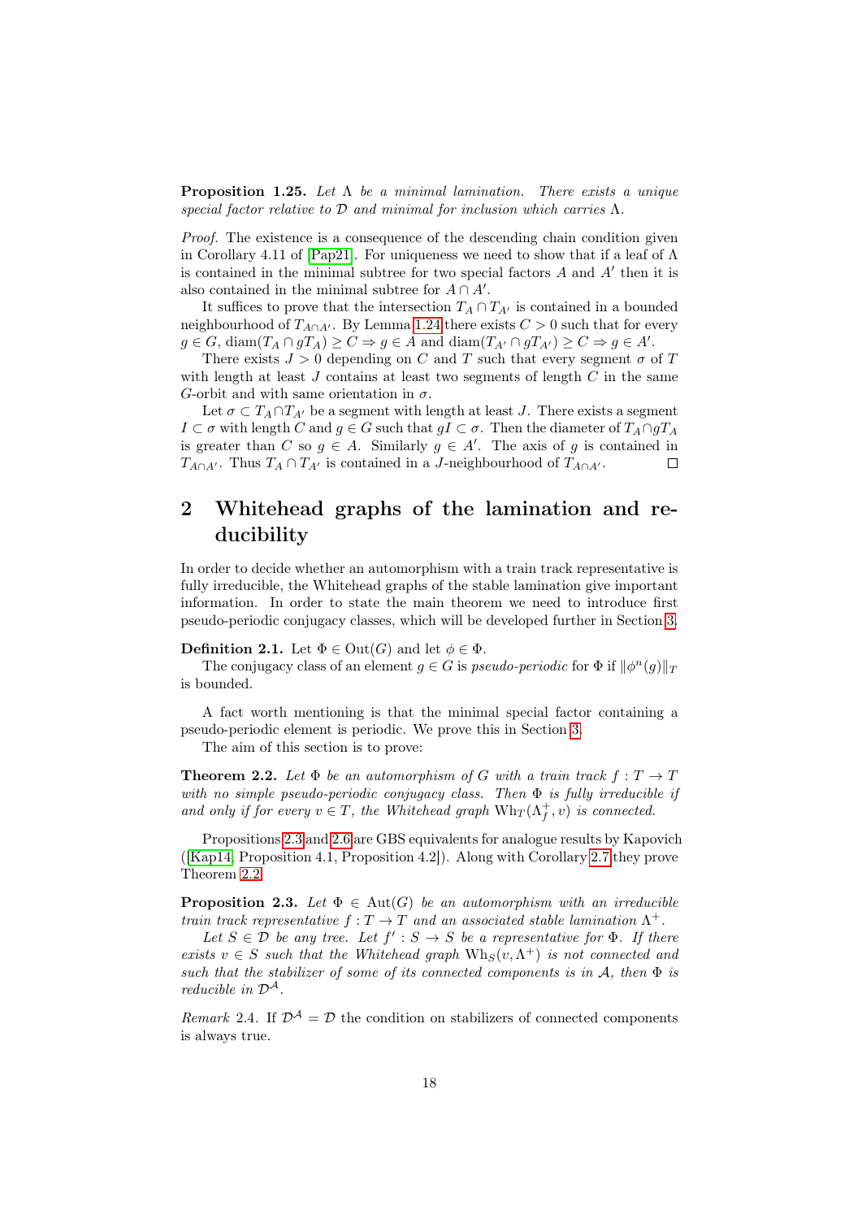**Proposition 1.25.** *Let $\Lambda$ be a minimal lamination. There exists a unique special factor relative to $\mathcal{D}$ and minimal for inclusion which carries $\Lambda$.*

*Proof.* The existence is a consequence of the descending chain condition given in Corollary 4.11 of [Pap21]. For uniqueness we need to show that if a leaf of $\Lambda$ is contained in the minimal subtree for two special factors $A$ and $A'$ then it is also contained in the minimal subtree for $A \cap A'$.

It suffices to prove that the intersection $T_A \cap T_{A'}$ is contained in a bounded neighbourhood of $T_{A\cap A'}$. By Lemma 1.24 there exists $C > 0$ such that for every $g \in G$, $\operatorname{diam}(T_A \cap gT_A) \geq C \Rightarrow g \in A$ and $\operatorname{diam}(T_{A'} \cap gT_{A'}) \geq C \Rightarrow g \in A'$.

There exists $J > 0$ depending on $C$ and $T$ such that every segment $\sigma$ of $T$ with length at least $J$ contains at least two segments of length $C$ in the same $G$-orbit and with same orientation in $\sigma$.

Let $\sigma \subset T_A \cap T_{A'}$ be a segment with length at least $J$. There exists a segment $I \subset \sigma$ with length $C$ and $g \in G$ such that $gI \subset \sigma$. Then the diameter of $T_A \cap gT_A$ is greater than $C$ so $g \in A$. Similarly $g \in A'$. The axis of $g$ is contained in $T_{A\cap A'}$. Thus $T_A \cap T_{A'}$ is contained in a $J$-neighbourhood of $T_{A\cap A'}$. $\square$

# 2 Whitehead graphs of the lamination and reducibility

In order to decide whether an automorphism with a train track representative is fully irreducible, the Whitehead graphs of the stable lamination give important information. In order to state the main theorem we need to introduce first pseudo-periodic conjugacy classes, which will be developed further in Section 3.

**Definition 2.1.** Let $\Phi \in \operatorname{Out}(G)$ and let $\phi \in \Phi$.

The conjugacy class of an element $g \in G$ is *pseudo-periodic* for $\Phi$ if $\|\phi^n(g)\|_T$ is bounded.

A fact worth mentioning is that the minimal special factor containing a pseudo-periodic element is periodic. We prove this in Section 3.

The aim of this section is to prove:

**Theorem 2.2.** *Let $\Phi$ be an automorphism of $G$ with a train track $f : T \to T$ with no simple pseudo-periodic conjugacy class. Then $\Phi$ is fully irreducible if and only if for every $v \in T$, the Whitehead graph $\operatorname{Wh}_T(\Lambda^+_f, v)$ is connected.*

Propositions 2.3 and 2.6 are GBS equivalents for analogue results by Kapovich ([Kap14, Proposition 4.1, Proposition 4.2]). Along with Corollary 2.7 they prove Theorem 2.2.

**Proposition 2.3.** *Let $\Phi \in \operatorname{Aut}(G)$ be an automorphism with an irreducible train track representative $f : T \to T$ and an associated stable lamination $\Lambda^+$.*

*Let $S \in \mathcal{D}$ be any tree. Let $f' : S \to S$ be a representative for $\Phi$. If there exists $v \in S$ such that the Whitehead graph $\operatorname{Wh}_S(v, \Lambda^+)$ is not connected and such that the stabilizer of some of its connected components is in $\mathcal{A}$, then $\Phi$ is reducible in $\mathcal{D}^{\mathcal{A}}$.*

*Remark* 2.4. If $\mathcal{D}^{\mathcal{A}} = \mathcal{D}$ the condition on stabilizers of connected components is always true.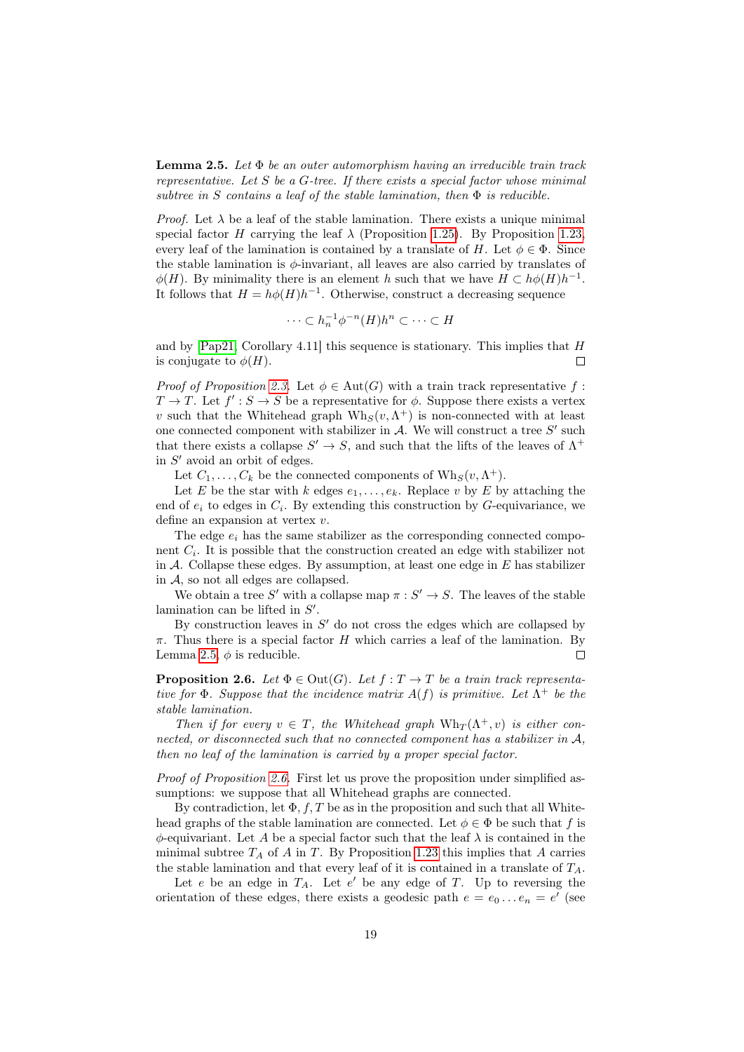**Lemma 2.5.** *Let $\Phi$ be an outer automorphism having an irreducible train track representative. Let $S$ be a $G$-tree. If there exists a special factor whose minimal subtree in $S$ contains a leaf of the stable lamination, then $\Phi$ is reducible.*

*Proof.* Let $\lambda$ be a leaf of the stable lamination. There exists a unique minimal special factor $H$ carrying the leaf $\lambda$ (Proposition 1.25). By Proposition 1.23, every leaf of the lamination is contained by a translate of $H$. Let $\phi \in \Phi$. Since the stable lamination is $\phi$-invariant, all leaves are also carried by translates of $\phi(H)$. By minimality there is an element $h$ such that we have $H \subset h\phi(H)h^{-1}$. It follows that $H = h\phi(H)h^{-1}$. Otherwise, construct a decreasing sequence

$$\cdots \subset h_n^{-1}\phi^{-n}(H)h^n \subset \cdots \subset H$$

and by [Pap21, Corollary 4.11] this sequence is stationary. This implies that $H$ is conjugate to $\phi(H)$. ∎

*Proof of Proposition 2.3.* Let $\phi \in \mathrm{Aut}(G)$ with a train track representative $f : T \to T$. Let $f' : S \to S$ be a representative for $\phi$. Suppose there exists a vertex $v$ such that the Whitehead graph $\mathrm{Wh}_S(v, \Lambda^+)$ is non-connected with at least one connected component with stabilizer in $\mathcal{A}$. We will construct a tree $S'$ such that there exists a collapse $S' \to S$, and such that the lifts of the leaves of $\Lambda^+$ in $S'$ avoid an orbit of edges.

Let $C_1, \dots, C_k$ be the connected components of $\mathrm{Wh}_S(v, \Lambda^+)$.

Let $E$ be the star with $k$ edges $e_1, \dots, e_k$. Replace $v$ by $E$ by attaching the end of $e_i$ to edges in $C_i$. By extending this construction by $G$-equivariance, we define an expansion at vertex $v$.

The edge $e_i$ has the same stabilizer as the corresponding connected component $C_i$. It is possible that the construction created an edge with stabilizer not in $\mathcal{A}$. Collapse these edges. By assumption, at least one edge in $E$ has stabilizer in $\mathcal{A}$, so not all edges are collapsed.

We obtain a tree $S'$ with a collapse map $\pi : S' \to S$. The leaves of the stable lamination can be lifted in $S'$.

By construction leaves in $S'$ do not cross the edges which are collapsed by $\pi$. Thus there is a special factor $H$ which carries a leaf of the lamination. By Lemma 2.5, $\phi$ is reducible. ∎

**Proposition 2.6.** *Let $\Phi \in \mathrm{Out}(G)$. Let $f : T \to T$ be a train track representative for $\Phi$. Suppose that the incidence matrix $A(f)$ is primitive. Let $\Lambda^+$ be the stable lamination.*

*Then if for every $v \in T$, the Whitehead graph $\mathrm{Wh}_T(\Lambda^+, v)$ is either connected, or disconnected such that no connected component has a stabilizer in $\mathcal{A}$, then no leaf of the lamination is carried by a proper special factor.*

*Proof of Proposition 2.6.* First let us prove the proposition under simplified assumptions: we suppose that all Whitehead graphs are connected.

By contradiction, let $\Phi, f, T$ be as in the proposition and such that all Whitehead graphs of the stable lamination are connected. Let $\phi \in \Phi$ be such that $f$ is $\phi$-equivariant. Let $A$ be a special factor such that the leaf $\lambda$ is contained in the minimal subtree $T_A$ of $A$ in $T$. By Proposition 1.23 this implies that $A$ carries the stable lamination and that every leaf of it is contained in a translate of $T_A$.

Let $e$ be an edge in $T_A$. Let $e'$ be any edge of $T$. Up to reversing the orientation of these edges, there exists a geodesic path $e = e_0 \dots e_n = e'$ (see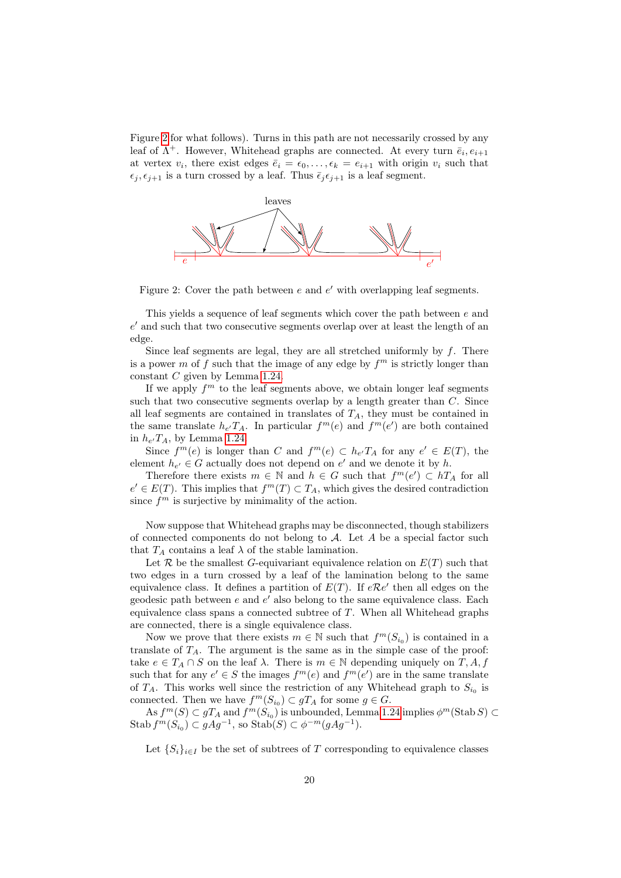Figure 2 for what follows). Turns in this path are not necessarily crossed by any leaf of $\Lambda^+$. However, Whitehead graphs are connected. At every turn $\bar{e}_i, e_{i+1}$ at vertex $v_i$, there exist edges $\bar{e}_i = \epsilon_0, \ldots, \epsilon_k = e_{i+1}$ with origin $v_i$ such that $\epsilon_j, \epsilon_{j+1}$ is a turn crossed by a leaf. Thus $\bar{\epsilon}_j \epsilon_{j+1}$ is a leaf segment.

Figure 2: Cover the path between $e$ and $e'$ with overlapping leaf segments.

This yields a sequence of leaf segments which cover the path between $e$ and $e'$ and such that two consecutive segments overlap over at least the length of an edge.

Since leaf segments are legal, they are all stretched uniformly by $f$. There is a power $m$ of $f$ such that the image of any edge by $f^m$ is strictly longer than constant $C$ given by Lemma 1.24.

If we apply $f^m$ to the leaf segments above, we obtain longer leaf segments such that two consecutive segments overlap by a length greater than $C$. Since all leaf segments are contained in translates of $T_A$, they must be contained in the same translate $h_{e'}T_A$. In particular $f^m(e)$ and $f^m(e')$ are both contained in $h_{e'}T_A$, by Lemma 1.24.

Since $f^m(e)$ is longer than $C$ and $f^m(e) \subset h_{e'}T_A$ for any $e' \in E(T)$, the element $h_{e'} \in G$ actually does not depend on $e'$ and we denote it by $h$.

Therefore there exists $m \in \mathbb{N}$ and $h \in G$ such that $f^m(e') \subset hT_A$ for all $e' \in E(T)$. This implies that $f^m(T) \subset T_A$, which gives the desired contradiction since $f^m$ is surjective by minimality of the action.

Now suppose that Whitehead graphs may be disconnected, though stabilizers of connected components do not belong to $\mathcal{A}$. Let $A$ be a special factor such that $T_A$ contains a leaf $\lambda$ of the stable lamination.

Let $\mathcal{R}$ be the smallest $G$-equivariant equivalence relation on $E(T)$ such that two edges in a turn crossed by a leaf of the lamination belong to the same equivalence class. It defines a partition of $E(T)$. If $e\mathcal{R}e'$ then all edges on the geodesic path between $e$ and $e'$ also belong to the same equivalence class. Each equivalence class spans a connected subtree of $T$. When all Whitehead graphs are connected, there is a single equivalence class.

Now we prove that there exists $m \in \mathbb{N}$ such that $f^m(S_{i_0})$ is contained in a translate of $T_A$. The argument is the same as in the simple case of the proof: take $e \in T_A \cap S$ on the leaf $\lambda$. There is $m \in \mathbb{N}$ depending uniquely on $T, A, f$ such that for any $e' \in S$ the images $f^m(e)$ and $f^m(e')$ are in the same translate of $T_A$. This works well since the restriction of any Whitehead graph to $S_{i_0}$ is connected. Then we have $f^m(S_{i_0}) \subset gT_A$ for some $g \in G$.

As $f^m(S) \subset gT_A$ and $f^m(S_{i_0})$ is unbounded, Lemma 1.24 implies $\phi^m(\operatorname{Stab} S) \subset \operatorname{Stab} f^m(S_{i_0}) \subset gAg^{-1}$, so $\operatorname{Stab}(S) \subset \phi^{-m}(gAg^{-1})$.

Let $\{S_i\}_{i \in I}$ be the set of subtrees of $T$ corresponding to equivalence classes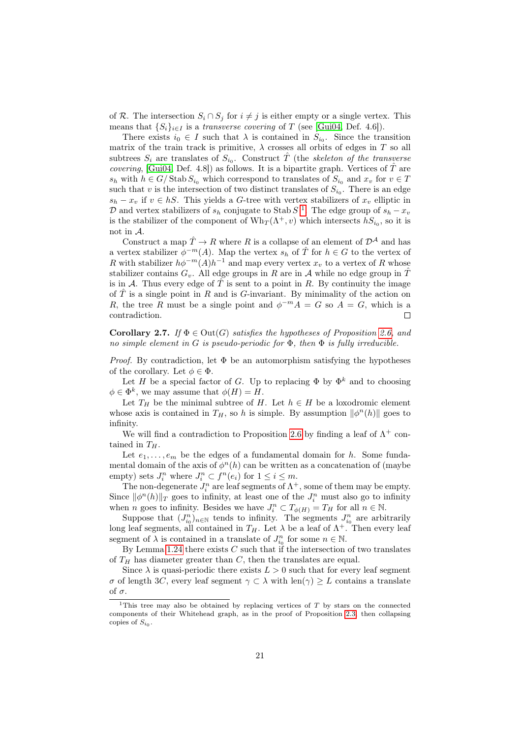of $\mathcal{R}$. The intersection $S_i \cap S_j$ for $i \neq j$ is either empty or a single vertex. This means that $\{S_i\}_{i\in I}$ is a *transverse covering* of $T$ (see [Gui04, Def. 4.6]).

There exists $i_0 \in I$ such that $\lambda$ is contained in $S_{i_0}$. Since the transition matrix of the train track is primitive, $\lambda$ crosses all orbits of edges in $T$ so all subtrees $S_i$ are translates of $S_{i_0}$. Construct $\hat{T}$ (the *skeleton of the transverse covering*, [Gui04, Def. 4.8]) as follows. It is a bipartite graph. Vertices of $\hat{T}$ are $s_h$ with $h \in G/\operatorname{Stab} S_{i_0}$ which correspond to translates of $S_{i_0}$ and $x_v$ for $v \in T$ such that $v$ is the intersection of two distinct translates of $S_{i_0}$. There is an edge $s_h - x_v$ if $v \in hS$. This yields a $G$-tree with vertex stabilizers of $x_v$ elliptic in $\mathcal{D}$ and vertex stabilizers of $s_h$ conjugate to $\operatorname{Stab} S$ [1]. The edge group of $s_h - x_v$ is the stabilizer of the component of $\operatorname{Wh}_T(\Lambda^+, v)$ which intersects $hS_{i_0}$, so it is not in $\mathcal{A}$.

Construct a map $\hat{T} \to R$ where $R$ is a collapse of an element of $\mathcal{D}^{\mathcal{A}}$ and has a vertex stabilizer $\phi^{-m}(A)$. Map the vertex $s_h$ of $\hat{T}$ for $h \in G$ to the vertex of $R$ with stabilizer $h\phi^{-m}(A)h^{-1}$ and map every vertex $x_v$ to a vertex of $R$ whose stabilizer contains $G_v$. All edge groups in $R$ are in $\mathcal{A}$ while no edge group in $\hat{T}$ is in $\mathcal{A}$. Thus every edge of $\hat{T}$ is sent to a point in $R$. By continuity the image of $\hat{T}$ is a single point in $R$ and is $G$-invariant. By minimality of the action on $R$, the tree $R$ must be a single point and $\phi^{-m}A = G$ so $A = G$, which is a contradiction. $\square$

**Corollary 2.7.** *If $\Phi \in \operatorname{Out}(G)$ satisfies the hypotheses of Proposition 2.6, and no simple element in $G$ is pseudo-periodic for $\Phi$, then $\Phi$ is fully irreducible.*

*Proof.* By contradiction, let $\Phi$ be an automorphism satisfying the hypotheses of the corollary. Let $\phi \in \Phi$.

Let $H$ be a special factor of $G$. Up to replacing $\Phi$ by $\Phi^k$ and to choosing $\phi \in \Phi^k$, we may assume that $\phi(H) = H$.

Let $T_H$ be the minimal subtree of $H$. Let $h \in H$ be a loxodromic element whose axis is contained in $T_H$, so $h$ is simple. By assumption $\|\phi^n(h)\|$ goes to infinity.

We will find a contradiction to Proposition 2.6 by finding a leaf of $\Lambda^+$ contained in $T_H$.

Let $e_1, \dots, e_m$ be the edges of a fundamental domain for $h$. Some fundamental domain of the axis of $\phi^n(h)$ can be written as a concatenation of (maybe empty) sets $J_i^n$ where $J_i^n \subset f^n(e_i)$ for $1 \leq i \leq m$.

The non-degenerate $J_i^n$ are leaf segments of $\Lambda^+$, some of them may be empty. Since $\|\phi^n(h)\|_T$ goes to infinity, at least one of the $J_i^n$ must also go to infinity when $n$ goes to infinity. Besides we have $J_i^n \subset T_{\phi(H)} = T_H$ for all $n \in \mathbb{N}$.

Suppose that $(J_{i_0}^n)_{n\in\mathbb{N}}$ tends to infinity. The segments $J_{i_0}^n$ are arbitrarily long leaf segments, all contained in $T_H$. Let $\lambda$ be a leaf of $\Lambda^+$. Then every leaf segment of $\lambda$ is contained in a translate of $J_{i_0}^n$ for some $n \in \mathbb{N}$.

By Lemma 1.24 there exists $C$ such that if the intersection of two translates of $T_H$ has diameter greater than $C$, then the translates are equal.

Since $\lambda$ is quasi-periodic there exists $L > 0$ such that for every leaf segment $\sigma$ of length $3C$, every leaf segment $\gamma \subset \lambda$ with $\operatorname{len}(\gamma) \geq L$ contains a translate of $\sigma$.

[1] This tree may also be obtained by replacing vertices of $T$ by stars on the connected components of their Whitehead graph, as in the proof of Proposition 2.3, then collapsing copies of $S_{i_0}$.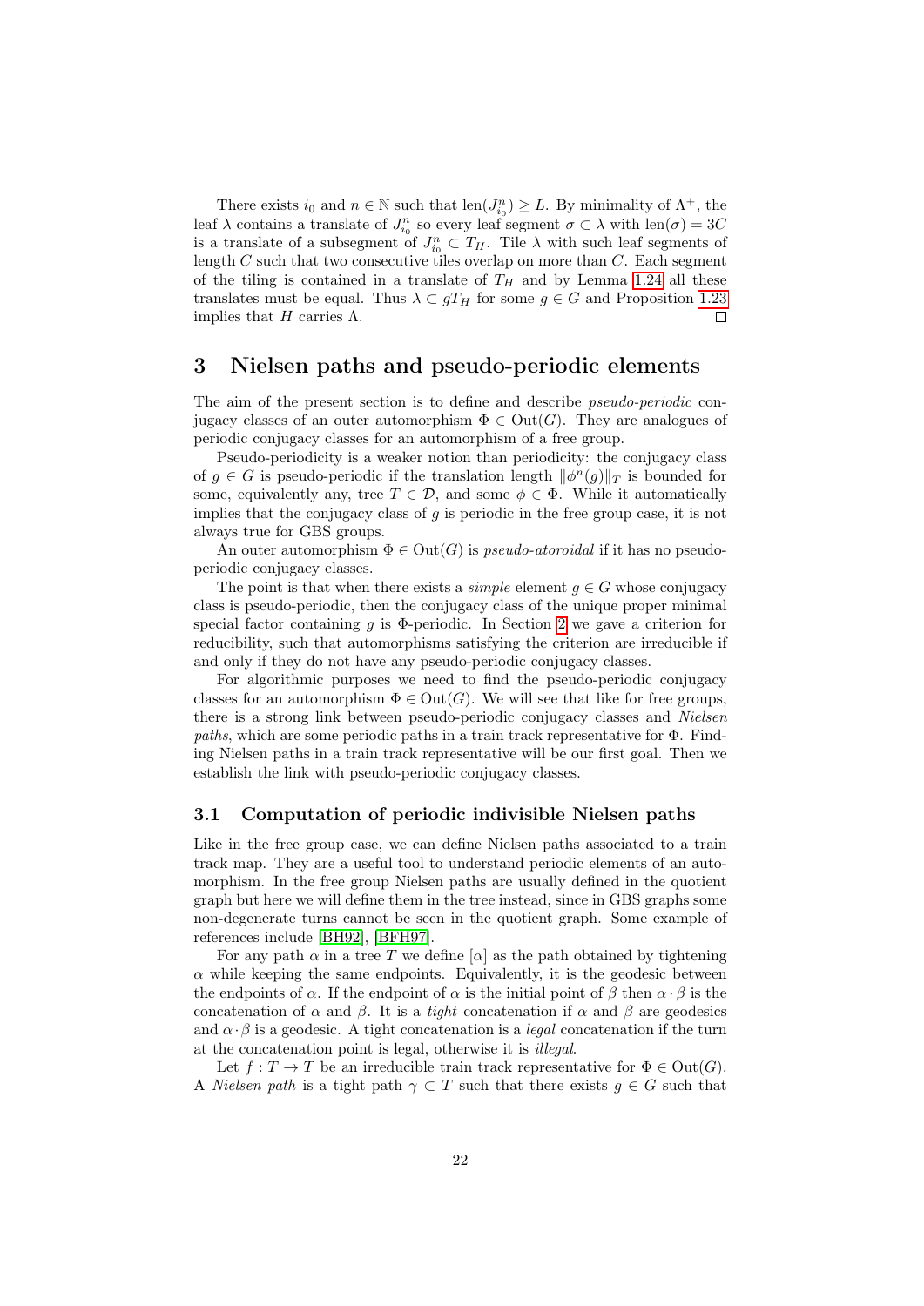There exists $i_0$ and $n \in \mathbb{N}$ such that $\text{len}(J_{i_0}^n) \geq L$. By minimality of $\Lambda^+$, the leaf $\lambda$ contains a translate of $J_{i_0}^n$ so every leaf segment $\sigma \subset \lambda$ with $\text{len}(\sigma) = 3C$ is a translate of a subsegment of $J_{i_0}^n \subset T_H$. Tile $\lambda$ with such leaf segments of length $C$ such that two consecutive tiles overlap on more than $C$. Each segment of the tiling is contained in a translate of $T_H$ and by Lemma 1.24 all these translates must be equal. Thus $\lambda \subset gT_H$ for some $g \in G$ and Proposition 1.23 implies that $H$ carries $\Lambda$. $\square$

# 3 Nielsen paths and pseudo-periodic elements

The aim of the present section is to define and describe *pseudo-periodic* conjugacy classes of an outer automorphism $\Phi \in \text{Out}(G)$. They are analogues of periodic conjugacy classes for an automorphism of a free group.

Pseudo-periodicity is a weaker notion than periodicity: the conjugacy class of $g \in G$ is pseudo-periodic if the translation length $\|\phi^n(g)\|_T$ is bounded for some, equivalently any, tree $T \in \mathcal{D}$, and some $\phi \in \Phi$. While it automatically implies that the conjugacy class of $g$ is periodic in the free group case, it is not always true for GBS groups.

An outer automorphism $\Phi \in \text{Out}(G)$ is *pseudo-atoroidal* if it has no pseudo-periodic conjugacy classes.

The point is that when there exists a *simple* element $g \in G$ whose conjugacy class is pseudo-periodic, then the conjugacy class of the unique proper minimal special factor containing $g$ is $\Phi$-periodic. In Section 2 we gave a criterion for reducibility, such that automorphisms satisfying the criterion are irreducible if and only if they do not have any pseudo-periodic conjugacy classes.

For algorithmic purposes we need to find the pseudo-periodic conjugacy classes for an automorphism $\Phi \in \text{Out}(G)$. We will see that like for free groups, there is a strong link between pseudo-periodic conjugacy classes and *Nielsen paths*, which are some periodic paths in a train track representative for $\Phi$. Finding Nielsen paths in a train track representative will be our first goal. Then we establish the link with pseudo-periodic conjugacy classes.

## 3.1 Computation of periodic indivisible Nielsen paths

Like in the free group case, we can define Nielsen paths associated to a train track map. They are a useful tool to understand periodic elements of an automorphism. In the free group Nielsen paths are usually defined in the quotient graph but here we will define them in the tree instead, since in GBS graphs some non-degenerate turns cannot be seen in the quotient graph. Some example of references include [BH92], [BFH97].

For any path $\alpha$ in a tree $T$ we define $[\alpha]$ as the path obtained by tightening $\alpha$ while keeping the same endpoints. Equivalently, it is the geodesic between the endpoints of $\alpha$. If the endpoint of $\alpha$ is the initial point of $\beta$ then $\alpha \cdot \beta$ is the concatenation of $\alpha$ and $\beta$. It is a *tight* concatenation if $\alpha$ and $\beta$ are geodesics and $\alpha \cdot \beta$ is a geodesic. A tight concatenation is a *legal* concatenation if the turn at the concatenation point is legal, otherwise it is *illegal*.

Let $f : T \to T$ be an irreducible train track representative for $\Phi \in \text{Out}(G)$. A *Nielsen path* is a tight path $\gamma \subset T$ such that there exists $g \in G$ such that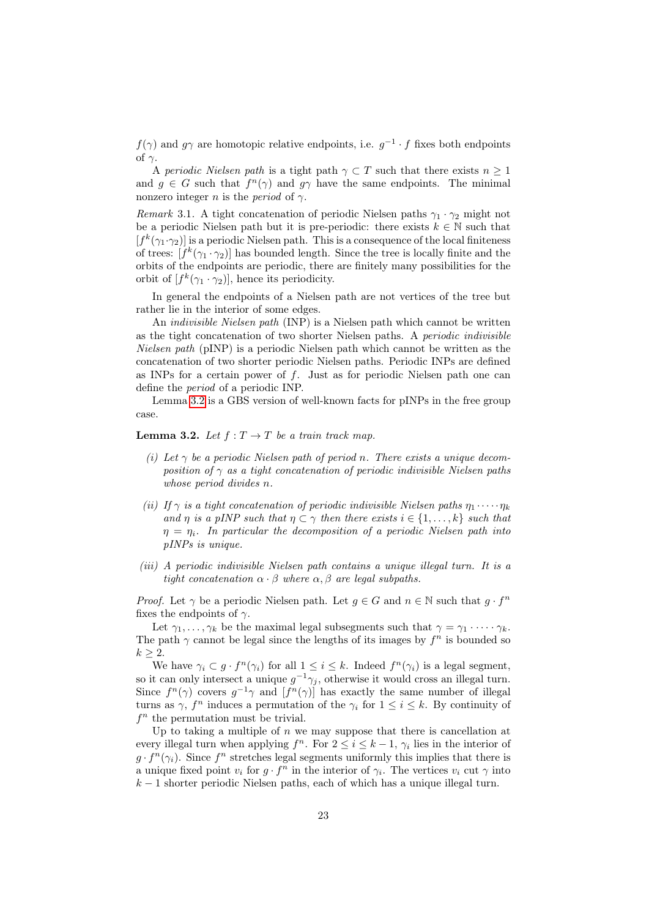$f(\gamma)$ and $g\gamma$ are homotopic relative endpoints, i.e. $g^{-1} \cdot f$ fixes both endpoints of $\gamma$.

A *periodic Nielsen path* is a tight path $\gamma \subset T$ such that there exists $n \geq 1$ and $g \in G$ such that $f^n(\gamma)$ and $g\gamma$ have the same endpoints. The minimal nonzero integer $n$ is the *period* of $\gamma$.

*Remark* 3.1. A tight concatenation of periodic Nielsen paths $\gamma_1 \cdot \gamma_2$ might not be a periodic Nielsen path but it is pre-periodic: there exists $k \in \mathbb{N}$ such that $[f^k(\gamma_1 \cdot \gamma_2)]$ is a periodic Nielsen path. This is a consequence of the local finiteness of trees: $[f^k(\gamma_1 \cdot \gamma_2)]$ has bounded length. Since the tree is locally finite and the orbits of the endpoints are periodic, there are finitely many possibilities for the orbit of $[f^k(\gamma_1 \cdot \gamma_2)]$, hence its periodicity.

In general the endpoints of a Nielsen path are not vertices of the tree but rather lie in the interior of some edges.

An *indivisible Nielsen path* (INP) is a Nielsen path which cannot be written as the tight concatenation of two shorter Nielsen paths. A *periodic indivisible Nielsen path* (pINP) is a periodic Nielsen path which cannot be written as the concatenation of two shorter periodic Nielsen paths. Periodic INPs are defined as INPs for a certain power of $f$. Just as for periodic Nielsen path one can define the *period* of a periodic INP.

Lemma 3.2 is a GBS version of well-known facts for pINPs in the free group case.

**Lemma 3.2.** *Let $f : T \to T$ be a train track map.*

*(i) Let $\gamma$ be a periodic Nielsen path of period $n$. There exists a unique decomposition of $\gamma$ as a tight concatenation of periodic indivisible Nielsen paths whose period divides $n$.*

*(ii) If $\gamma$ is a tight concatenation of periodic indivisible Nielsen paths $\eta_1 \cdot \dots \cdot \eta_k$ and $\eta$ is a pINP such that $\eta \subset \gamma$ then there exists $i \in \{1, \dots, k\}$ such that $\eta = \eta_i$. In particular the decomposition of a periodic Nielsen path into pINPs is unique.*

*(iii) A periodic indivisible Nielsen path contains a unique illegal turn. It is a tight concatenation $\alpha \cdot \beta$ where $\alpha, \beta$ are legal subpaths.*

*Proof.* Let $\gamma$ be a periodic Nielsen path. Let $g \in G$ and $n \in \mathbb{N}$ such that $g \cdot f^n$ fixes the endpoints of $\gamma$.

Let $\gamma_1, \dots, \gamma_k$ be the maximal legal subsegments such that $\gamma = \gamma_1 \cdot \dots \cdot \gamma_k$. The path $\gamma$ cannot be legal since the lengths of its images by $f^n$ is bounded so $k \geq 2$.

We have $\gamma_i \subset g \cdot f^n(\gamma_i)$ for all $1 \leq i \leq k$. Indeed $f^n(\gamma_i)$ is a legal segment, so it can only intersect a unique $g^{-1}\gamma_j$, otherwise it would cross an illegal turn. Since $f^n(\gamma)$ covers $g^{-1}\gamma$ and $[f^n(\gamma)]$ has exactly the same number of illegal turns as $\gamma$, $f^n$ induces a permutation of the $\gamma_i$ for $1 \leq i \leq k$. By continuity of $f^n$ the permutation must be trivial.

Up to taking a multiple of $n$ we may suppose that there is cancellation at every illegal turn when applying $f^n$. For $2 \leq i \leq k-1$, $\gamma_i$ lies in the interior of $g \cdot f^n(\gamma_i)$. Since $f^n$ stretches legal segments uniformly this implies that there is a unique fixed point $v_i$ for $g \cdot f^n$ in the interior of $\gamma_i$. The vertices $v_i$ cut $\gamma$ into $k-1$ shorter periodic Nielsen paths, each of which has a unique illegal turn.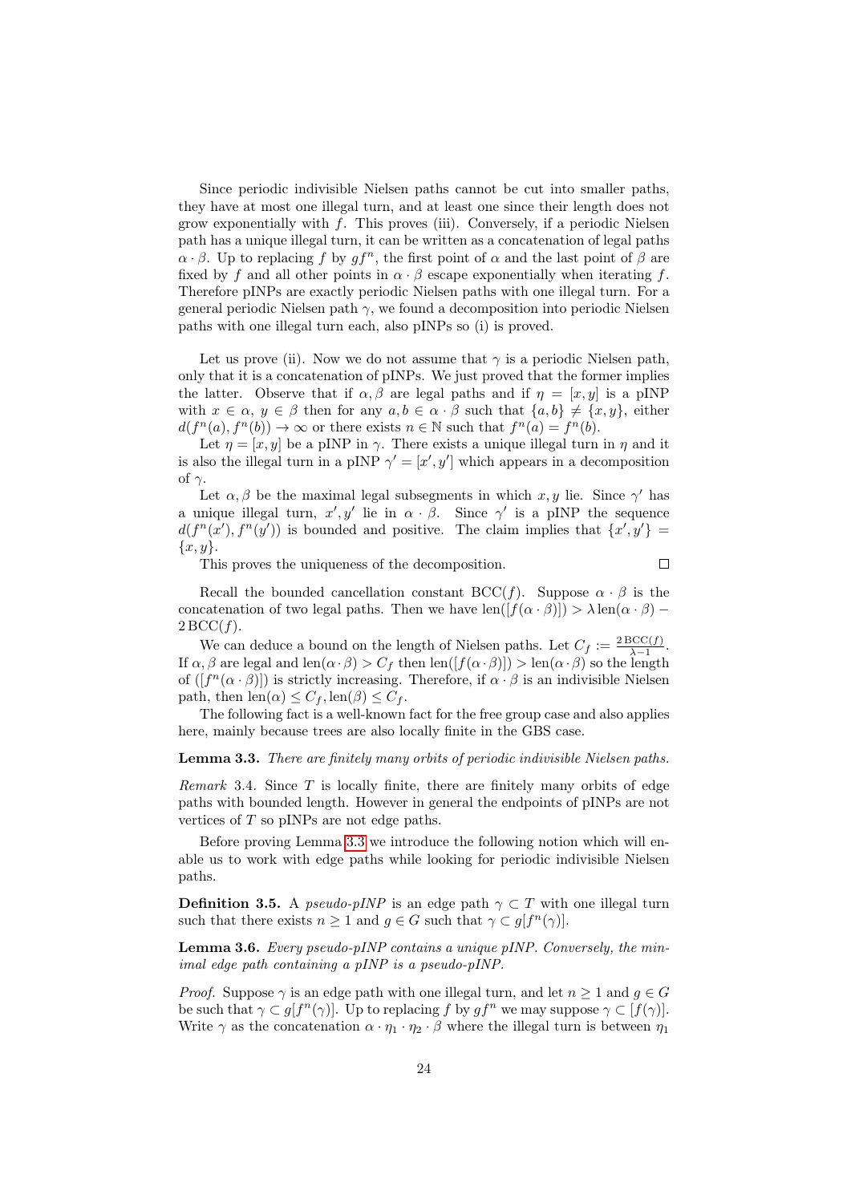Since periodic indivisible Nielsen paths cannot be cut into smaller paths, they have at most one illegal turn, and at least one since their length does not grow exponentially with $f$. This proves (iii). Conversely, if a periodic Nielsen path has a unique illegal turn, it can be written as a concatenation of legal paths $\alpha \cdot \beta$. Up to replacing $f$ by $gf^n$, the first point of $\alpha$ and the last point of $\beta$ are fixed by $f$ and all other points in $\alpha \cdot \beta$ escape exponentially when iterating $f$. Therefore pINPs are exactly periodic Nielsen paths with one illegal turn. For a general periodic Nielsen path $\gamma$, we found a decomposition into periodic Nielsen paths with one illegal turn each, also pINPs so (i) is proved.

Let us prove (ii). Now we do not assume that $\gamma$ is a periodic Nielsen path, only that it is a concatenation of pINPs. We just proved that the former implies the latter. Observe that if $\alpha, \beta$ are legal paths and if $\eta = [x, y]$ is a pINP with $x \in \alpha$, $y \in \beta$ then for any $a, b \in \alpha \cdot \beta$ such that $\{a, b\} \neq \{x, y\}$, either $d(f^n(a), f^n(b)) \to \infty$ or there exists $n \in \mathbb{N}$ such that $f^n(a) = f^n(b)$.

Let $\eta = [x, y]$ be a pINP in $\gamma$. There exists a unique illegal turn in $\eta$ and it is also the illegal turn in a pINP $\gamma' = [x', y']$ which appears in a decomposition of $\gamma$.

Let $\alpha, \beta$ be the maximal legal subsegments in which $x, y$ lie. Since $\gamma'$ has a unique illegal turn, $x', y'$ lie in $\alpha \cdot \beta$. Since $\gamma'$ is a pINP the sequence $d(f^n(x'), f^n(y'))$ is bounded and positive. The claim implies that $\{x', y'\} = \{x, y\}$.

This proves the uniqueness of the decomposition. $\square$

Recall the bounded cancellation constant $\mathrm{BCC}(f)$. Suppose $\alpha \cdot \beta$ is the concatenation of two legal paths. Then we have $\mathrm{len}([f(\alpha \cdot \beta)]) > \lambda \,\mathrm{len}(\alpha \cdot \beta) - 2\,\mathrm{BCC}(f)$.

We can deduce a bound on the length of Nielsen paths. Let $C_f := \frac{2\,\mathrm{BCC}(f)}{\lambda - 1}$. If $\alpha, \beta$ are legal and $\mathrm{len}(\alpha \cdot \beta) > C_f$ then $\mathrm{len}([f(\alpha \cdot \beta)]) > \mathrm{len}(\alpha \cdot \beta)$ so the length of $([f^n(\alpha \cdot \beta)])$ is strictly increasing. Therefore, if $\alpha \cdot \beta$ is an indivisible Nielsen path, then $\mathrm{len}(\alpha) \leq C_f, \mathrm{len}(\beta) \leq C_f$.

The following fact is a well-known fact for the free group case and also applies here, mainly because trees are also locally finite in the GBS case.

**Lemma 3.3.** *There are finitely many orbits of periodic indivisible Nielsen paths.*

*Remark* 3.4. Since $T$ is locally finite, there are finitely many orbits of edge paths with bounded length. However in general the endpoints of pINPs are not vertices of $T$ so pINPs are not edge paths.

Before proving Lemma 3.3 we introduce the following notion which will enable us to work with edge paths while looking for periodic indivisible Nielsen paths.

**Definition 3.5.** A *pseudo-pINP* is an edge path $\gamma \subset T$ with one illegal turn such that there exists $n \geq 1$ and $g \in G$ such that $\gamma \subset g[f^n(\gamma)]$.

**Lemma 3.6.** *Every pseudo-pINP contains a unique pINP. Conversely, the minimal edge path containing a pINP is a pseudo-pINP.*

*Proof.* Suppose $\gamma$ is an edge path with one illegal turn, and let $n \geq 1$ and $g \in G$ be such that $\gamma \subset g[f^n(\gamma)]$. Up to replacing $f$ by $gf^n$ we may suppose $\gamma \subset [f(\gamma)]$. Write $\gamma$ as the concatenation $\alpha \cdot \eta_1 \cdot \eta_2 \cdot \beta$ where the illegal turn is between $\eta_1$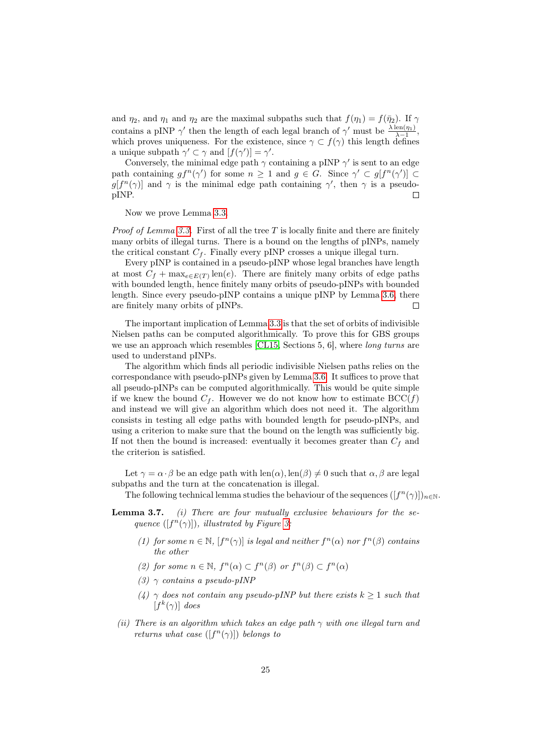and $\eta_2$, and $\eta_1$ and $\eta_2$ are the maximal subpaths such that $f(\eta_1) = f(\bar{\eta}_2)$. If $\gamma$ contains a pINP $\gamma'$ then the length of each legal branch of $\gamma'$ must be $\frac{\lambda \operatorname{len}(\eta_1)}{\lambda - 1}$, which proves uniqueness. For the existence, since $\gamma \subset f(\gamma)$ this length defines a unique subpath $\gamma' \subset \gamma$ and $[f(\gamma')] = \gamma'$.

Conversely, the minimal edge path $\gamma$ containing a pINP $\gamma'$ is sent to an edge path containing $gf^n(\gamma')$ for some $n \geq 1$ and $g \in G$. Since $\gamma' \subset g[f^n(\gamma')] \subset g[f^n(\gamma)]$ and $\gamma$ is the minimal edge path containing $\gamma'$, then $\gamma$ is a pseudo-pINP. □

Now we prove Lemma 3.3.

*Proof of Lemma 3.3.* First of all the tree $T$ is locally finite and there are finitely many orbits of illegal turns. There is a bound on the lengths of pINPs, namely the critical constant $C_f$. Finally every pINP crosses a unique illegal turn.

Every pINP is contained in a pseudo-pINP whose legal branches have length at most $C_f + \max_{e \in E(T)} \operatorname{len}(e)$. There are finitely many orbits of edge paths with bounded length, hence finitely many orbits of pseudo-pINPs with bounded length. Since every pseudo-pINP contains a unique pINP by Lemma 3.6, there are finitely many orbits of pINPs. □

The important implication of Lemma 3.3 is that the set of orbits of indivisible Nielsen paths can be computed algorithmically. To prove this for GBS groups we use an approach which resembles [CL15, Sections 5, 6], where *long turns* are used to understand pINPs.

The algorithm which finds all periodic indivisible Nielsen paths relies on the correspondance with pseudo-pINPs given by Lemma 3.6. It suffices to prove that all pseudo-pINPs can be computed algorithmically. This would be quite simple if we knew the bound $C_f$. However we do not know how to estimate $\operatorname{BCC}(f)$ and instead we will give an algorithm which does not need it. The algorithm consists in testing all edge paths with bounded length for pseudo-pINPs, and using a criterion to make sure that the bound on the length was sufficiently big. If not then the bound is increased: eventually it becomes greater than $C_f$ and the criterion is satisfied.

Let $\gamma = \alpha \cdot \beta$ be an edge path with $\operatorname{len}(\alpha), \operatorname{len}(\beta) \neq 0$ such that $\alpha, \beta$ are legal subpaths and the turn at the concatenation is illegal.

The following technical lemma studies the behaviour of the sequences $([f^n(\gamma)])_{n \in \mathbb{N}}$.

**Lemma 3.7.** *(i) There are four mutually exclusive behaviours for the sequence $([f^n(\gamma)])$, illustrated by Figure 3:*

*(1) for some $n \in \mathbb{N}$, $[f^n(\gamma)]$ is legal and neither $f^n(\alpha)$ nor $f^n(\beta)$ contains the other*

*(2) for some $n \in \mathbb{N}$, $f^n(\alpha) \subset f^n(\beta)$ or $f^n(\beta) \subset f^n(\alpha)$*

*(3) $\gamma$ contains a pseudo-pINP*

*(4) $\gamma$ does not contain any pseudo-pINP but there exists $k \geq 1$ such that $[f^k(\gamma)]$ does*

*(ii) There is an algorithm which takes an edge path $\gamma$ with one illegal turn and returns what case $([f^n(\gamma)])$ belongs to*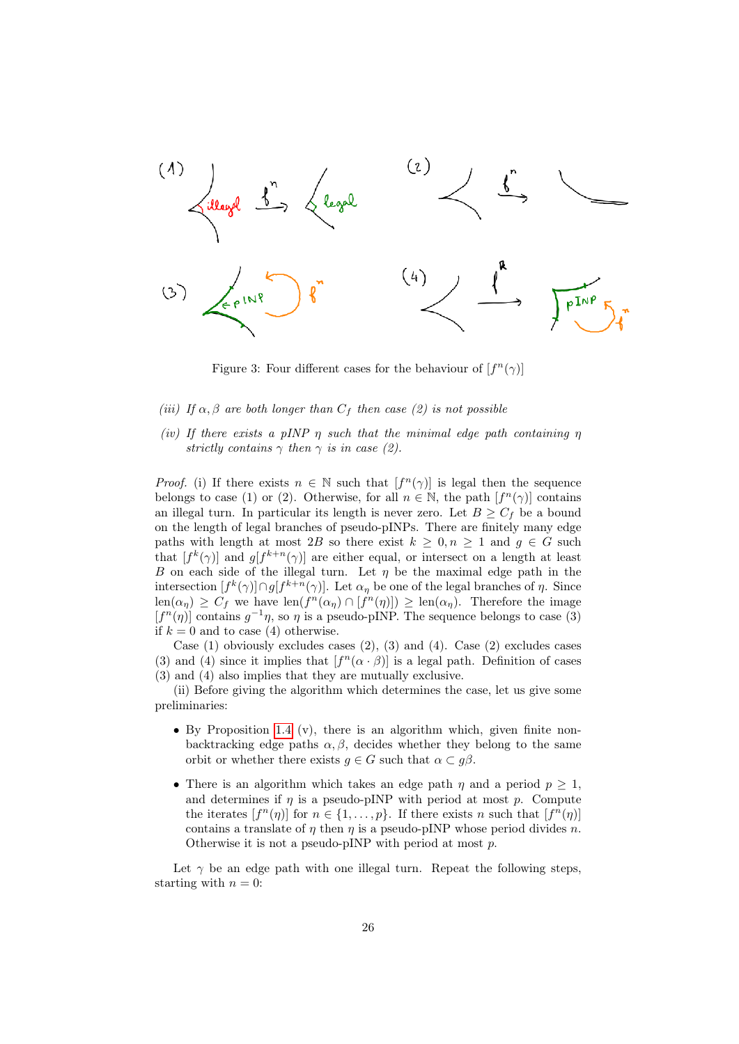Figure 3: Four different cases for the behaviour of $[f^n(\gamma)]$

*(iii) If $\alpha, \beta$ are both longer than $C_f$ then case (2) is not possible*

*(iv) If there exists a pINP $\eta$ such that the minimal edge path containing $\eta$ strictly contains $\gamma$ then $\gamma$ is in case (2).*

*Proof.* (i) If there exists $n \in \mathbb{N}$ such that $[f^n(\gamma)]$ is legal then the sequence belongs to case (1) or (2). Otherwise, for all $n \in \mathbb{N}$, the path $[f^n(\gamma)]$ contains an illegal turn. In particular its length is never zero. Let $B \geq C_f$ be a bound on the length of legal branches of pseudo-pINPs. There are finitely many edge paths with length at most $2B$ so there exist $k \geq 0, n \geq 1$ and $g \in G$ such that $[f^k(\gamma)]$ and $g[f^{k+n}(\gamma)]$ are either equal, or intersect on a length at least $B$ on each side of the illegal turn. Let $\eta$ be the maximal edge path in the intersection $[f^k(\gamma)] \cap g[f^{k+n}(\gamma)]$. Let $\alpha_\eta$ be one of the legal branches of $\eta$. Since $\text{len}(\alpha_\eta) \geq C_f$ we have $\text{len}(f^n(\alpha_\eta) \cap [f^n(\eta)]) \geq \text{len}(\alpha_\eta)$. Therefore the image $[f^n(\eta)]$ contains $g^{-1}\eta$, so $\eta$ is a pseudo-pINP. The sequence belongs to case (3) if $k = 0$ and to case (4) otherwise.

Case (1) obviously excludes cases (2), (3) and (4). Case (2) excludes cases (3) and (4) since it implies that $[f^n(\alpha \cdot \beta)]$ is a legal path. Definition of cases (3) and (4) also implies that they are mutually exclusive.

(ii) Before giving the algorithm which determines the case, let us give some preliminaries:

- By Proposition 1.4 (v), there is an algorithm which, given finite non-backtracking edge paths $\alpha, \beta$, decides whether they belong to the same orbit or whether there exists $g \in G$ such that $\alpha \subset g\beta$.
- There is an algorithm which takes an edge path $\eta$ and a period $p \geq 1$, and determines if $\eta$ is a pseudo-pINP with period at most $p$. Compute the iterates $[f^n(\eta)]$ for $n \in \{1, \ldots, p\}$. If there exists $n$ such that $[f^n(\eta)]$ contains a translate of $\eta$ then $\eta$ is a pseudo-pINP whose period divides $n$. Otherwise it is not a pseudo-pINP with period at most $p$.

Let $\gamma$ be an edge path with one illegal turn. Repeat the following steps, starting with $n = 0$: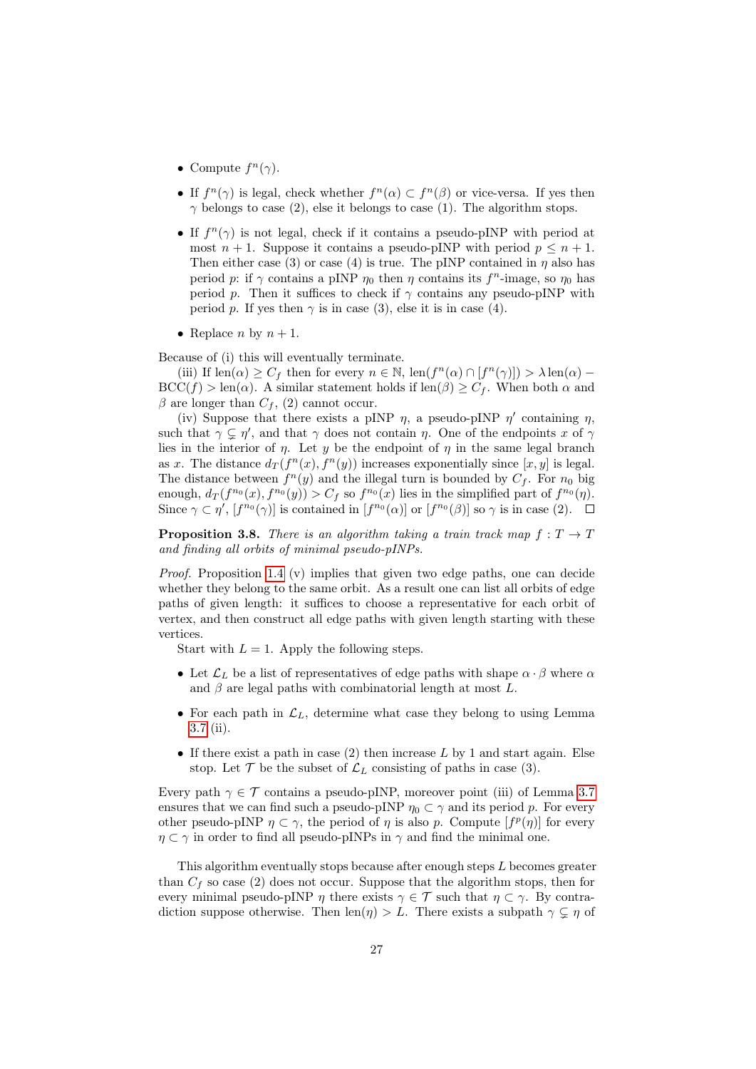- Compute $f^n(\gamma)$.
- If $f^n(\gamma)$ is legal, check whether $f^n(\alpha) \subset f^n(\beta)$ or vice-versa. If yes then $\gamma$ belongs to case (2), else it belongs to case (1). The algorithm stops.
- If $f^n(\gamma)$ is not legal, check if it contains a pseudo-pINP with period at most $n+1$. Suppose it contains a pseudo-pINP with period $p \leq n+1$. Then either case (3) or case (4) is true. The pINP contained in $\eta$ also has period $p$: if $\gamma$ contains a pINP $\eta_0$ then $\eta$ contains its $f^n$-image, so $\eta_0$ has period $p$. Then it suffices to check if $\gamma$ contains any pseudo-pINP with period $p$. If yes then $\gamma$ is in case (3), else it is in case (4).
- Replace $n$ by $n+1$.

Because of (i) this will eventually terminate.

(iii) If $\mathrm{len}(\alpha) \geq C_f$ then for every $n \in \mathbb{N}$, $\mathrm{len}(f^n(\alpha) \cap [f^n(\gamma)]) > \lambda \,\mathrm{len}(\alpha) - \mathrm{BCC}(f) > \mathrm{len}(\alpha)$. A similar statement holds if $\mathrm{len}(\beta) \geq C_f$. When both $\alpha$ and $\beta$ are longer than $C_f$, (2) cannot occur.

(iv) Suppose that there exists a pINP $\eta$, a pseudo-pINP $\eta'$ containing $\eta$, such that $\gamma \subsetneq \eta'$, and that $\gamma$ does not contain $\eta$. One of the endpoints $x$ of $\gamma$ lies in the interior of $\eta$. Let $y$ be the endpoint of $\eta$ in the same legal branch as $x$. The distance $d_T(f^n(x), f^n(y))$ increases exponentially since $[x, y]$ is legal. The distance between $f^n(y)$ and the illegal turn is bounded by $C_f$. For $n_0$ big enough, $d_T(f^{n_0}(x), f^{n_0}(y)) > C_f$ so $f^{n_0}(x)$ lies in the simplified part of $f^{n_0}(\eta)$. Since $\gamma \subset \eta'$, $[f^{n_0}(\gamma)]$ is contained in $[f^{n_0}(\alpha)]$ or $[f^{n_0}(\beta)]$ so $\gamma$ is in case (2). $\square$

**Proposition 3.8.** *There is an algorithm taking a train track map $f : T \to T$ and finding all orbits of minimal pseudo-pINPs.*

*Proof.* Proposition 1.4 (v) implies that given two edge paths, one can decide whether they belong to the same orbit. As a result one can list all orbits of edge paths of given length: it suffices to choose a representative for each orbit of vertex, and then construct all edge paths with given length starting with these vertices.

Start with $L = 1$. Apply the following steps.

- Let $\mathcal{L}_L$ be a list of representatives of edge paths with shape $\alpha \cdot \beta$ where $\alpha$ and $\beta$ are legal paths with combinatorial length at most $L$.
- For each path in $\mathcal{L}_L$, determine what case they belong to using Lemma 3.7 (ii).
- If there exist a path in case (2) then increase $L$ by 1 and start again. Else stop. Let $\mathcal{T}$ be the subset of $\mathcal{L}_L$ consisting of paths in case (3).

Every path $\gamma \in \mathcal{T}$ contains a pseudo-pINP, moreover point (iii) of Lemma 3.7 ensures that we can find such a pseudo-pINP $\eta_0 \subset \gamma$ and its period $p$. For every other pseudo-pINP $\eta \subset \gamma$, the period of $\eta$ is also $p$. Compute $[f^p(\eta)]$ for every $\eta \subset \gamma$ in order to find all pseudo-pINPs in $\gamma$ and find the minimal one.

This algorithm eventually stops because after enough steps $L$ becomes greater than $C_f$ so case (2) does not occur. Suppose that the algorithm stops, then for every minimal pseudo-pINP $\eta$ there exists $\gamma \in \mathcal{T}$ such that $\eta \subset \gamma$. By contradiction suppose otherwise. Then $\mathrm{len}(\eta) > L$. There exists a subpath $\gamma \subsetneq \eta$ of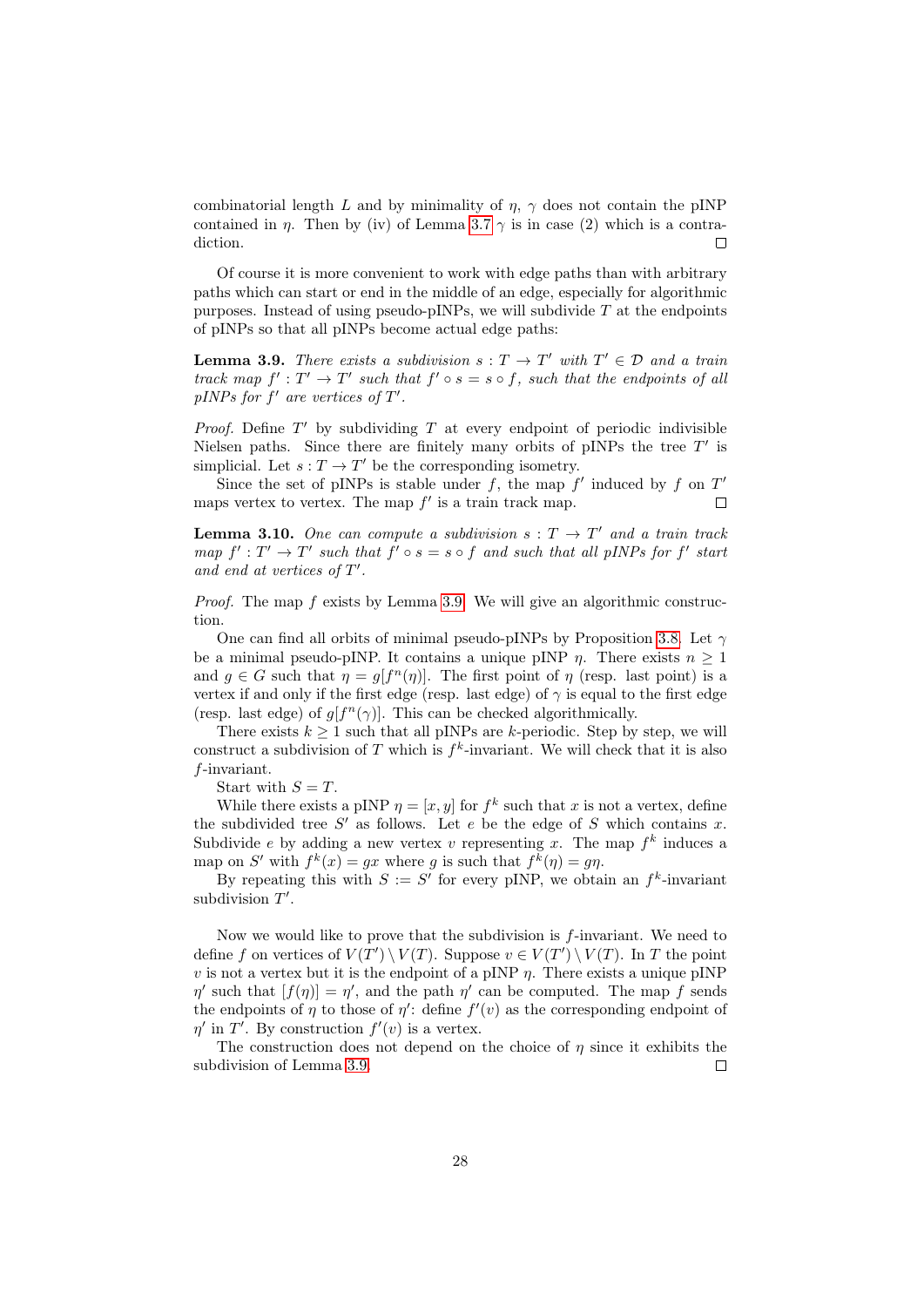combinatorial length $L$ and by minimality of $\eta$, $\gamma$ does not contain the pINP contained in $\eta$. Then by (iv) of Lemma 3.7 $\gamma$ is in case (2) which is a contradiction. □

Of course it is more convenient to work with edge paths than with arbitrary paths which can start or end in the middle of an edge, especially for algorithmic purposes. Instead of using pseudo-pINPs, we will subdivide $T$ at the endpoints of pINPs so that all pINPs become actual edge paths:

**Lemma 3.9.** *There exists a subdivision $s : T \to T'$ with $T' \in \mathcal{D}$ and a train track map $f' : T' \to T'$ such that $f' \circ s = s \circ f$, such that the endpoints of all pINPs for $f'$ are vertices of $T'$.*

*Proof.* Define $T'$ by subdividing $T$ at every endpoint of periodic indivisible Nielsen paths. Since there are finitely many orbits of pINPs the tree $T'$ is simplicial. Let $s : T \to T'$ be the corresponding isometry.

Since the set of pINPs is stable under $f$, the map $f'$ induced by $f$ on $T'$ maps vertex to vertex. The map $f'$ is a train track map. □

**Lemma 3.10.** *One can compute a subdivision $s : T \to T'$ and a train track map $f' : T' \to T'$ such that $f' \circ s = s \circ f$ and such that all pINPs for $f'$ start and end at vertices of $T'$.*

*Proof.* The map $f$ exists by Lemma 3.9. We will give an algorithmic construction.

One can find all orbits of minimal pseudo-pINPs by Proposition 3.8. Let $\gamma$ be a minimal pseudo-pINP. It contains a unique pINP $\eta$. There exists $n \geq 1$ and $g \in G$ such that $\eta = g[f^n(\eta)]$. The first point of $\eta$ (resp. last point) is a vertex if and only if the first edge (resp. last edge) of $\gamma$ is equal to the first edge (resp. last edge) of $g[f^n(\gamma)]$. This can be checked algorithmically.

There exists $k \geq 1$ such that all pINPs are $k$-periodic. Step by step, we will construct a subdivision of $T$ which is $f^k$-invariant. We will check that it is also $f$-invariant.

Start with $S = T$.

While there exists a pINP $\eta = [x, y]$ for $f^k$ such that $x$ is not a vertex, define the subdivided tree $S'$ as follows. Let $e$ be the edge of $S$ which contains $x$. Subdivide $e$ by adding a new vertex $v$ representing $x$. The map $f^k$ induces a map on $S'$ with $f^k(x) = gx$ where $g$ is such that $f^k(\eta) = g\eta$.

By repeating this with $S := S'$ for every pINP, we obtain an $f^k$-invariant subdivision $T'$.

Now we would like to prove that the subdivision is $f$-invariant. We need to define $f$ on vertices of $V(T') \setminus V(T)$. Suppose $v \in V(T') \setminus V(T)$. In $T$ the point $v$ is not a vertex but it is the endpoint of a pINP $\eta$. There exists a unique pINP $\eta'$ such that $[f(\eta)] = \eta'$, and the path $\eta'$ can be computed. The map $f$ sends the endpoints of $\eta$ to those of $\eta'$: define $f'(v)$ as the corresponding endpoint of $\eta'$ in $T'$. By construction $f'(v)$ is a vertex.

The construction does not depend on the choice of $\eta$ since it exhibits the subdivision of Lemma 3.9. □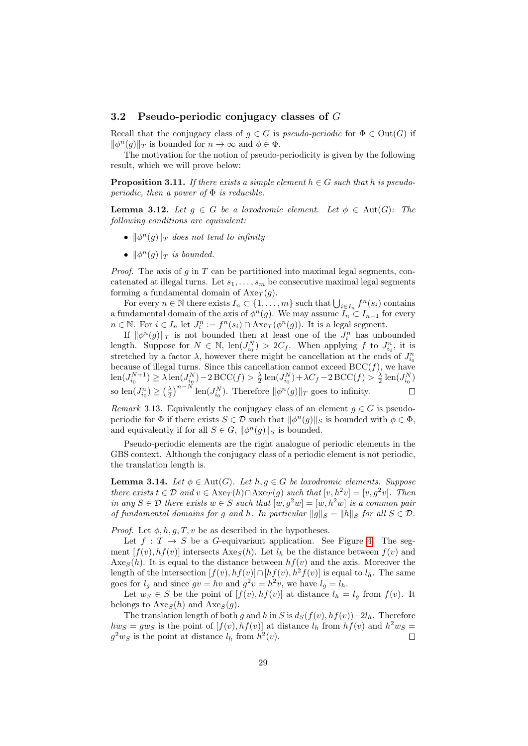### 3.2 Pseudo-periodic conjugacy classes of $G$

Recall that the conjugacy class of $g \in G$ is *pseudo-periodic* for $\Phi \in \mathrm{Out}(G)$ if $\|\phi^n(g)\|_T$ is bounded for $n \to \infty$ and $\phi \in \Phi$.

The motivation for the notion of pseudo-periodicity is given by the following result, which we will prove below:

**Proposition 3.11.** *If there exists a simple element $h \in G$ such that $h$ is pseudo-periodic, then a power of $\Phi$ is reducible.*

**Lemma 3.12.** *Let $g \in G$ be a loxodromic element. Let $\phi \in \mathrm{Aut}(G)$: The following conditions are equivalent:*

- *$\|\phi^n(g)\|_T$ does not tend to infinity*
- *$\|\phi^n(g)\|_T$ is bounded.*

*Proof.* The axis of $g$ in $T$ can be partitioned into maximal legal segments, concatenated at illegal turns. Let $s_1, \ldots, s_m$ be consecutive maximal legal segments forming a fundamental domain of $\mathrm{Axe}_T(g)$.

For every $n \in \mathbb{N}$ there exists $I_n \subset \{1, \ldots, m\}$ such that $\bigcup_{i \in I_n} f^n(s_i)$ contains a fundamental domain of the axis of $\phi^n(g)$. We may assume $I_n \subset I_{n-1}$ for every $n \in \mathbb{N}$. For $i \in I_n$ let $J_i^n := f^n(s_i) \cap \mathrm{Axe}_T(\phi^n(g))$. It is a legal segment.

If $\|\phi^n(g)\|_T$ is not bounded then at least one of the $J_i^n$ has unbounded length. Suppose for $N \in \mathbb{N}$, $\mathrm{len}(J_{i_0}^N) > 2C_f$. When applying $f$ to $J_{i_0}^n$, it is stretched by a factor $\lambda$, however there might be cancellation at the ends of $J_{i_0}^n$ because of illegal turns. Since this cancellation cannot exceed $\mathrm{BCC}(f)$, we have $\mathrm{len}(J_{i_0}^{N+1}) \geq \lambda \,\mathrm{len}(J_{i_0}^N) - 2\,\mathrm{BCC}(f) > \frac{\lambda}{2} \mathrm{len}(J_{i_0}^N) + \lambda C_f - 2\,\mathrm{BCC}(f) > \frac{\lambda}{2} \mathrm{len}(J_{i_0}^N)$ so $\mathrm{len}(J_{i_0}^n) \geq \left(\frac{\lambda}{2}\right)^{n-N} \mathrm{len}(J_{i_0}^N)$. Therefore $\|\phi^n(g)\|_T$ goes to infinity. $\square$

*Remark* 3.13. Equivalently the conjugacy class of an element $g \in G$ is pseudo-periodic for $\Phi$ if there exists $S \in \mathcal{D}$ such that $\|\phi^n(g)\|_S$ is bounded with $\phi \in \Phi$, and equivalently if for all $S \in G$, $\|\phi^n(g)\|_S$ is bounded.

Pseudo-periodic elements are the right analogue of periodic elements in the GBS context. Although the conjugacy class of a periodic element is not periodic, the translation length is.

**Lemma 3.14.** *Let $\phi \in \mathrm{Aut}(G)$. Let $h, g \in G$ be loxodromic elements. Suppose there exists $t \in \mathcal{D}$ and $v \in \mathrm{Axe}_T(h) \cap \mathrm{Axe}_T(g)$ such that $[v, h^2v] = [v, g^2v]$. Then in any $S \in \mathcal{D}$ there exists $w \in S$ such that $[w, g^2w] = [w, h^2w]$ is a common pair of fundamental domains for $g$ and $h$. In particular $\|g\|_S = \|h\|_S$ for all $S \in \mathcal{D}$.*

*Proof.* Let $\phi, h, g, T, v$ be as described in the hypotheses.

Let $f : T \to S$ be a $G$-equivariant application. See Figure 4. The segment $[f(v), hf(v)]$ intersects $\mathrm{Axe}_S(h)$. Let $l_h$ be the distance between $f(v)$ and $\mathrm{Axe}_S(h)$. It is equal to the distance between $hf(v)$ and the axis. Moreover the length of the intersection $[f(v), hf(v)] \cap [hf(v), h^2 f(v)]$ is equal to $l_h$. The same goes for $l_g$ and since $gv = hv$ and $g^2v = h^2v$, we have $l_g = l_h$.

Let $w_S \in S$ be the point of $[f(v), hf(v)]$ at distance $l_h = l_g$ from $f(v)$. It belongs to $\mathrm{Axe}_S(h)$ and $\mathrm{Axe}_S(g)$.

The translation length of both $g$ and $h$ in $S$ is $d_S(f(v), hf(v)) - 2l_h$. Therefore $hw_S = gw_S$ is the point of $[f(v), hf(v)]$ at distance $l_h$ from $hf(v)$ and $h^2 w_S = g^2 w_S$ is the point at distance $l_h$ from $h^2(v)$. $\square$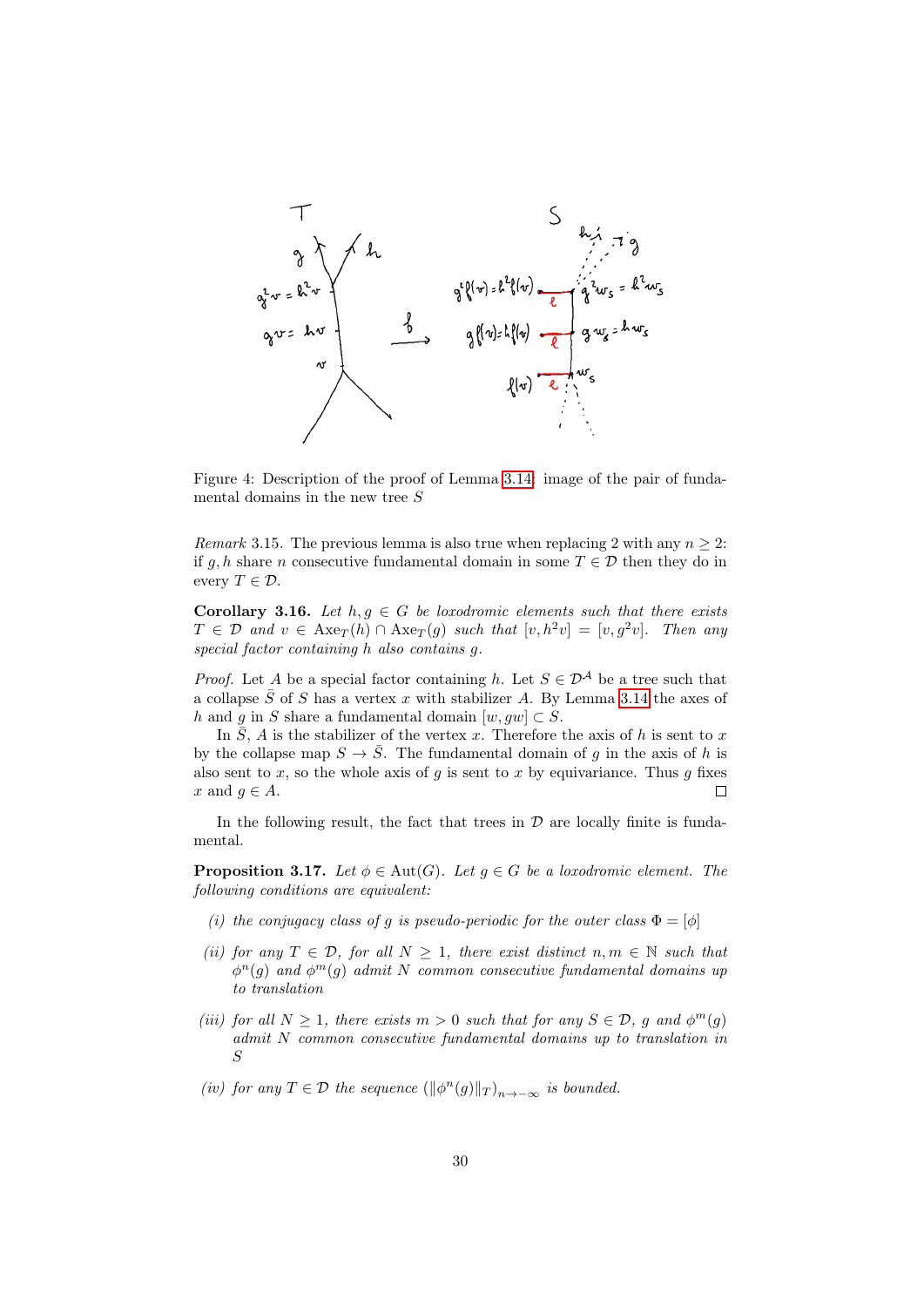Figure 4: Description of the proof of Lemma 3.14: image of the pair of fundamental domains in the new tree $S$

*Remark* 3.15. The previous lemma is also true when replacing 2 with any $n \geq 2$: if $g, h$ share $n$ consecutive fundamental domain in some $T \in \mathcal{D}$ then they do in every $T \in \mathcal{D}$.

**Corollary 3.16.** *Let $h, g \in G$ be loxodromic elements such that there exists $T \in \mathcal{D}$ and $v \in \mathrm{Axe}_T(h) \cap \mathrm{Axe}_T(g)$ such that $[v, h^2v] = [v, g^2v]$. Then any special factor containing $h$ also contains $g$.*

*Proof.* Let $A$ be a special factor containing $h$. Let $S \in \mathcal{D}^{\mathcal{A}}$ be a tree such that a collapse $\bar{S}$ of $S$ has a vertex $x$ with stabilizer $A$. By Lemma 3.14 the axes of $h$ and $g$ in $S$ share a fundamental domain $[w, gw] \subset S$.

In $\bar{S}$, $A$ is the stabilizer of the vertex $x$. Therefore the axis of $h$ is sent to $x$ by the collapse map $S \to \bar{S}$. The fundamental domain of $g$ in the axis of $h$ is also sent to $x$, so the whole axis of $g$ is sent to $x$ by equivariance. Thus $g$ fixes $x$ and $g \in A$. $\square$

In the following result, the fact that trees in $\mathcal{D}$ are locally finite is fundamental.

**Proposition 3.17.** *Let $\phi \in \mathrm{Aut}(G)$. Let $g \in G$ be a loxodromic element. The following conditions are equivalent:*

- *(i) the conjugacy class of $g$ is pseudo-periodic for the outer class $\Phi = [\phi]$*
- *(ii) for any $T \in \mathcal{D}$, for all $N \geq 1$, there exist distinct $n, m \in \mathbb{N}$ such that $\phi^n(g)$ and $\phi^m(g)$ admit $N$ common consecutive fundamental domains up to translation*
- *(iii) for all $N \geq 1$, there exists $m > 0$ such that for any $S \in \mathcal{D}$, $g$ and $\phi^m(g)$ admit $N$ common consecutive fundamental domains up to translation in $S$*
- *(iv) for any $T \in \mathcal{D}$ the sequence $(\|\phi^n(g)\|_T)_{n \to -\infty}$ is bounded.*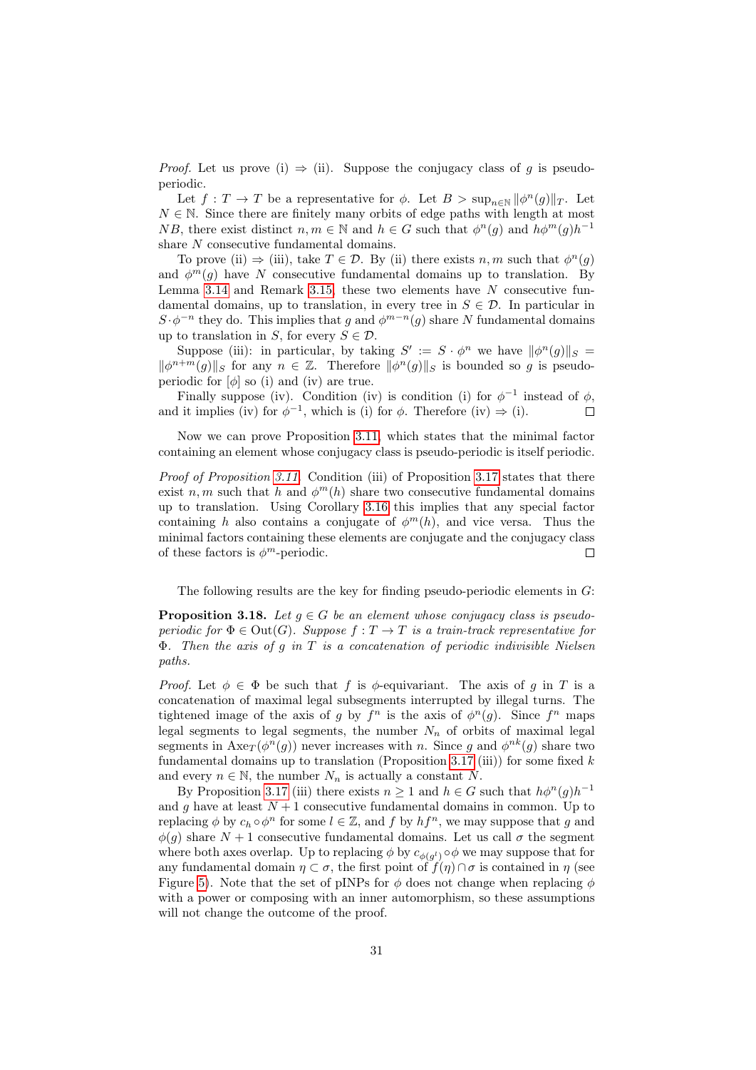*Proof.* Let us prove (i) ⇒ (ii). Suppose the conjugacy class of $g$ is pseudo-periodic.

Let $f : T \to T$ be a representative for $\phi$. Let $B > \sup_{n\in\mathbb{N}} \|\phi^n(g)\|_T$. Let $N \in \mathbb{N}$. Since there are finitely many orbits of edge paths with length at most $NB$, there exist distinct $n, m \in \mathbb{N}$ and $h \in G$ such that $\phi^n(g)$ and $h\phi^m(g)h^{-1}$ share $N$ consecutive fundamental domains.

To prove (ii) ⇒ (iii), take $T \in \mathcal{D}$. By (ii) there exists $n, m$ such that $\phi^n(g)$ and $\phi^m(g)$ have $N$ consecutive fundamental domains up to translation. By Lemma 3.14 and Remark 3.15, these two elements have $N$ consecutive fundamental domains, up to translation, in every tree in $S \in \mathcal{D}$. In particular in $S \cdot \phi^{-n}$ they do. This implies that $g$ and $\phi^{m-n}(g)$ share $N$ fundamental domains up to translation in $S$, for every $S \in \mathcal{D}$.

Suppose (iii): in particular, by taking $S' := S \cdot \phi^n$ we have $\|\phi^n(g)\|_S = \|\phi^{n+m}(g)\|_S$ for any $n \in \mathbb{Z}$. Therefore $\|\phi^n(g)\|_S$ is bounded so $g$ is pseudo-periodic for $[\phi]$ so (i) and (iv) are true.

Finally suppose (iv). Condition (iv) is condition (i) for $\phi^{-1}$ instead of $\phi$, and it implies (iv) for $\phi^{-1}$, which is (i) for $\phi$. Therefore (iv) ⇒ (i). □

Now we can prove Proposition 3.11, which states that the minimal factor containing an element whose conjugacy class is pseudo-periodic is itself periodic.

*Proof of Proposition 3.11.* Condition (iii) of Proposition 3.17 states that there exist $n, m$ such that $h$ and $\phi^m(h)$ share two consecutive fundamental domains up to translation. Using Corollary 3.16 this implies that any special factor containing $h$ also contains a conjugate of $\phi^m(h)$, and vice versa. Thus the minimal factors containing these elements are conjugate and the conjugacy class of these factors is $\phi^m$-periodic. □

The following results are the key for finding pseudo-periodic elements in $G$:

**Proposition 3.18.** *Let $g \in G$ be an element whose conjugacy class is pseudo-periodic for $\Phi \in \mathrm{Out}(G)$. Suppose $f : T \to T$ is a train-track representative for $\Phi$. Then the axis of $g$ in $T$ is a concatenation of periodic indivisible Nielsen paths.*

*Proof.* Let $\phi \in \Phi$ be such that $f$ is $\phi$-equivariant. The axis of $g$ in $T$ is a concatenation of maximal legal subsegments interrupted by illegal turns. The tightened image of the axis of $g$ by $f^n$ is the axis of $\phi^n(g)$. Since $f^n$ maps legal segments to legal segments, the number $N_n$ of orbits of maximal legal segments in $\mathrm{Axe}_T(\phi^n(g))$ never increases with $n$. Since $g$ and $\phi^{nk}(g)$ share two fundamental domains up to translation (Proposition 3.17 (iii)) for some fixed $k$ and every $n \in \mathbb{N}$, the number $N_n$ is actually a constant $N$.

By Proposition 3.17 (iii) there exists $n \geq 1$ and $h \in G$ such that $h\phi^n(g)h^{-1}$ and $g$ have at least $N + 1$ consecutive fundamental domains in common. Up to replacing $\phi$ by $c_h \circ \phi^n$ for some $l \in \mathbb{Z}$, and $f$ by $hf^n$, we may suppose that $g$ and $\phi(g)$ share $N + 1$ consecutive fundamental domains. Let us call $\sigma$ the segment where both axes overlap. Up to replacing $\phi$ by $c_{\phi(g^l)} \circ \phi$ we may suppose that for any fundamental domain $\eta \subset \sigma$, the first point of $f(\eta) \cap \sigma$ is contained in $\eta$ (see Figure 5). Note that the set of pINPs for $\phi$ does not change when replacing $\phi$ with a power or composing with an inner automorphism, so these assumptions will not change the outcome of the proof.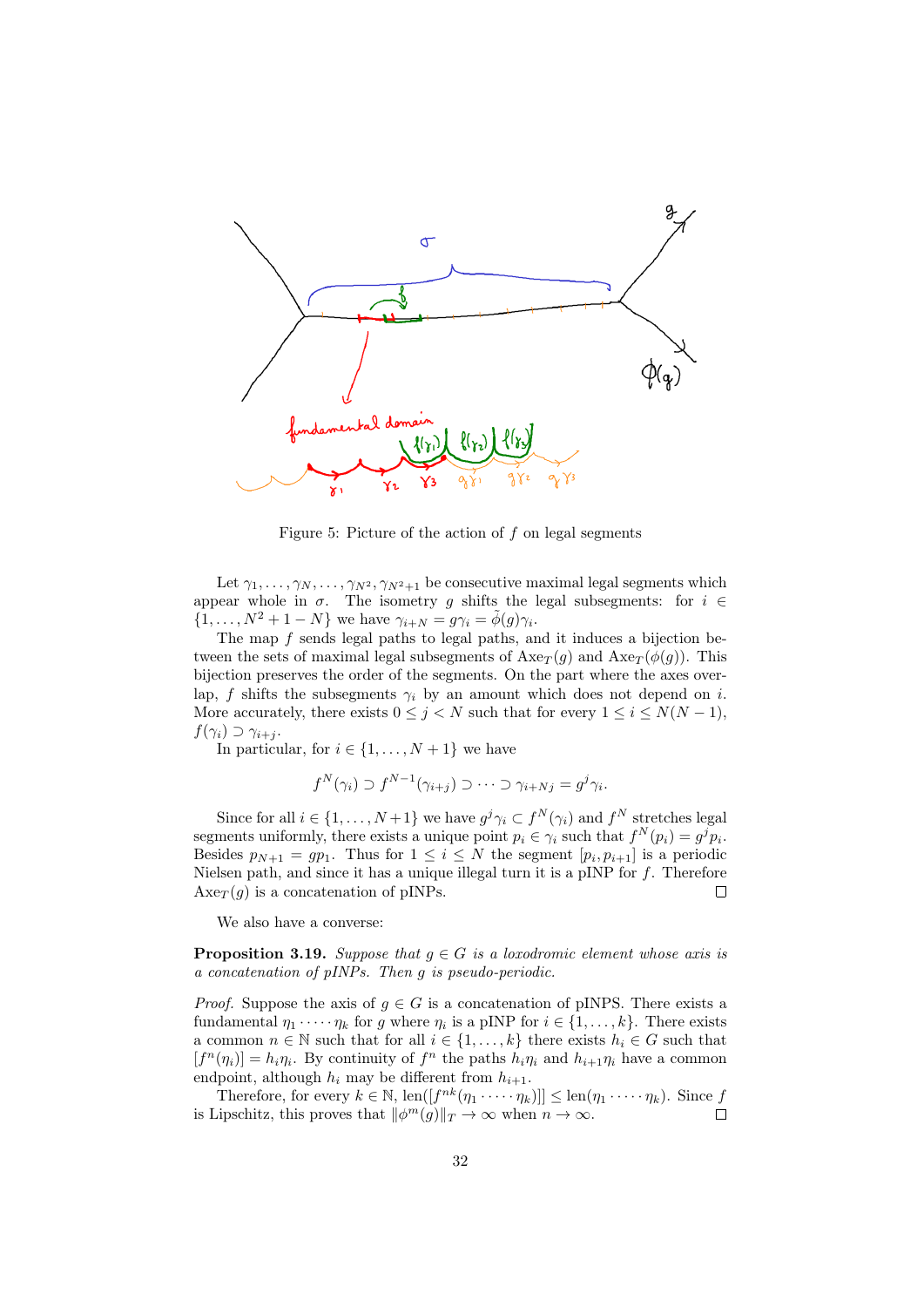Figure 5: Picture of the action of $f$ on legal segments

Let $\gamma_1, \dots, \gamma_N, \dots, \gamma_{N^2}, \gamma_{N^2+1}$ be consecutive maximal legal segments which appear whole in $\sigma$. The isometry $g$ shifts the legal subsegments: for $i \in \{1, \dots, N^2+1-N\}$ we have $\gamma_{i+N} = g\gamma_i = \tilde{\phi}(g)\gamma_i$.

The map $f$ sends legal paths to legal paths, and it induces a bijection between the sets of maximal legal subsegments of $\mathrm{Axe}_T(g)$ and $\mathrm{Axe}_T(\phi(g))$. This bijection preserves the order of the segments. On the part where the axes overlap, $f$ shifts the subsegments $\gamma_i$ by an amount which does not depend on $i$. More accurately, there exists $0 \leq j < N$ such that for every $1 \leq i \leq N(N-1)$, $f(\gamma_i) \supset \gamma_{i+j}$.

In particular, for $i \in \{1, \dots, N+1\}$ we have

$$f^N(\gamma_i) \supset f^{N-1}(\gamma_{i+j}) \supset \dots \supset \gamma_{i+Nj} = g^j\gamma_i.$$

Since for all $i \in \{1, \dots, N+1\}$ we have $g^j\gamma_i \subset f^N(\gamma_i)$ and $f^N$ stretches legal segments uniformly, there exists a unique point $p_i \in \gamma_i$ such that $f^N(p_i) = g^j p_i$. Besides $p_{N+1} = gp_1$. Thus for $1 \leq i \leq N$ the segment $[p_i, p_{i+1}]$ is a periodic Nielsen path, and since it has a unique illegal turn it is a pINP for $f$. Therefore $\mathrm{Axe}_T(g)$ is a concatenation of pINPs. □

We also have a converse:

**Proposition 3.19.** *Suppose that $g \in G$ is a loxodromic element whose axis is a concatenation of pINPs. Then $g$ is pseudo-periodic.*

*Proof.* Suppose the axis of $g \in G$ is a concatenation of pINPS. There exists a fundamental $\eta_1 \cdot \dots \cdot \eta_k$ for $g$ where $\eta_i$ is a pINP for $i \in \{1, \dots, k\}$. There exists a common $n \in \mathbb{N}$ such that for all $i \in \{1, \dots, k\}$ there exists $h_i \in G$ such that $[f^n(\eta_i)] = h_i\eta_i$. By continuity of $f^n$ the paths $h_i\eta_i$ and $h_{i+1}\eta_i$ have a common endpoint, although $h_i$ may be different from $h_{i+1}$.

Therefore, for every $k \in \mathbb{N}$, $\mathrm{len}([f^{nk}(\eta_1 \cdot \dots \cdot \eta_k)]] \leq \mathrm{len}(\eta_1 \cdot \dots \cdot \eta_k)$. Since $f$ is Lipschitz, this proves that $\|\phi^m(g)\|_T \to \infty$ when $n \to \infty$. □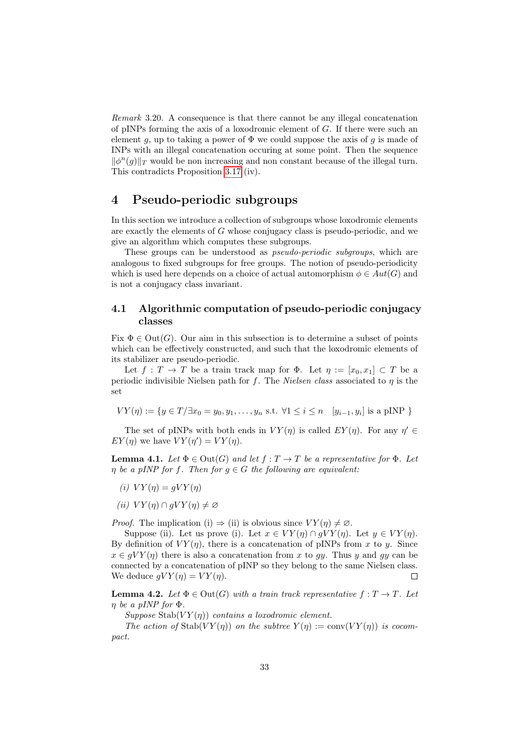*Remark* 3.20. A consequence is that there cannot be any illegal concatenation of pINPs forming the axis of a loxodromic element of $G$. If there were such an element $g$, up to taking a power of $\Phi$ we could suppose the axis of $g$ is made of INPs with an illegal concatenation occuring at some point. Then the sequence $\|\phi^n(g)\|_T$ would be non increasing and non constant because of the illegal turn. This contradicts Proposition 3.17 (iv).

## 4 Pseudo-periodic subgroups

In this section we introduce a collection of subgroups whose loxodromic elements are exactly the elements of $G$ whose conjugacy class is pseudo-periodic, and we give an algorithm which computes these subgroups.

These groups can be understood as *pseudo-periodic subgroups*, which are analogous to fixed subgroups for free groups. The notion of pseudo-periodicity which is used here depends on a choice of actual automorphism $\phi \in Aut(G)$ and is not a conjugacy class invariant.

### 4.1 Algorithmic computation of pseudo-periodic conjugacy classes

Fix $\Phi \in \mathrm{Out}(G)$. Our aim in this subsection is to determine a subset of points which can be effectively constructed, and such that the loxodromic elements of its stabilizer are pseudo-periodic.

Let $f : T \to T$ be a train track map for $\Phi$. Let $\eta := [x_0, x_1] \subset T$ be a periodic indivisible Nielsen path for $f$. The *Nielsen class* associated to $\eta$ is the set

$$VY(\eta) := \{y \in T / \exists x_0 = y_0, y_1, \dots, y_n \text{ s.t. } \forall 1 \leq i \leq n \quad [y_{i-1}, y_i] \text{ is a pINP } \}$$

The set of pINPs with both ends in $VY(\eta)$ is called $EY(\eta)$. For any $\eta' \in EY(\eta)$ we have $VY(\eta') = VY(\eta)$.

**Lemma 4.1.** *Let $\Phi \in \mathrm{Out}(G)$ and let $f : T \to T$ be a representative for $\Phi$. Let $\eta$ be a pINP for $f$. Then for $g \in G$ the following are equivalent:*

*(i) $VY(\eta) = gVY(\eta)$*

*(ii) $VY(\eta) \cap gVY(\eta) \neq \varnothing$*

*Proof.* The implication (i) $\Rightarrow$ (ii) is obvious since $VY(\eta) \neq \varnothing$.

Suppose (ii). Let us prove (i). Let $x \in VY(\eta) \cap gVY(\eta)$. Let $y \in VY(\eta)$. By definition of $VY(\eta)$, there is a concatenation of pINPs from $x$ to $y$. Since $x \in gVY(\eta)$ there is also a concatenation from $x$ to $gy$. Thus $y$ and $gy$ can be connected by a concatenation of pINP so they belong to the same Nielsen class. We deduce $gVY(\eta) = VY(\eta)$. $\square$

**Lemma 4.2.** *Let $\Phi \in \mathrm{Out}(G)$ with a train track representative $f : T \to T$. Let $\eta$ be a pINP for $\Phi$.*

*Suppose $\mathrm{Stab}(VY(\eta))$ contains a loxodromic element.*

*The action of $\mathrm{Stab}(VY(\eta))$ on the subtree $Y(\eta) := \mathrm{conv}(VY(\eta))$ is cocompact.*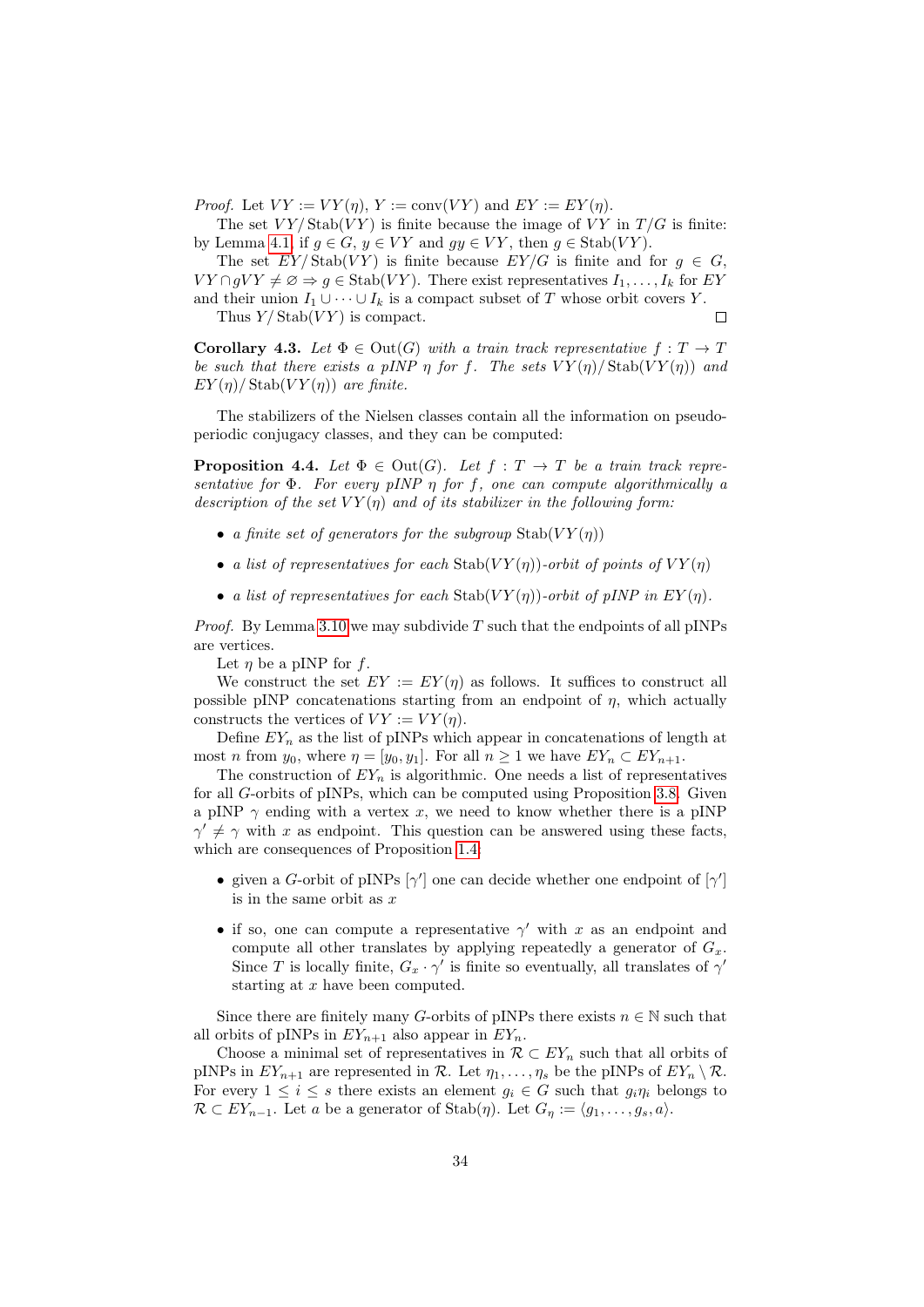*Proof.* Let $VY := VY(\eta)$, $Y := \mathrm{conv}(VY)$ and $EY := EY(\eta)$.

The set $VY/\operatorname{Stab}(VY)$ is finite because the image of $VY$ in $T/G$ is finite: by Lemma 4.1, if $g \in G$, $y \in VY$ and $gy \in VY$, then $g \in \operatorname{Stab}(VY)$.

The set $EY/\operatorname{Stab}(VY)$ is finite because $EY/G$ is finite and for $g \in G$, $VY \cap gVY \neq \varnothing \Rightarrow g \in \operatorname{Stab}(VY)$. There exist representatives $I_1, \dots, I_k$ for $EY$ and their union $I_1 \cup \dots \cup I_k$ is a compact subset of $T$ whose orbit covers $Y$.

Thus $Y/\operatorname{Stab}(VY)$ is compact. $\square$

**Corollary 4.3.** *Let $\Phi \in \mathrm{Out}(G)$ with a train track representative $f : T \to T$ be such that there exists a pINP $\eta$ for $f$. The sets $VY(\eta)/\operatorname{Stab}(VY(\eta))$ and $EY(\eta)/\operatorname{Stab}(VY(\eta))$ are finite.*

The stabilizers of the Nielsen classes contain all the information on pseudo-periodic conjugacy classes, and they can be computed:

**Proposition 4.4.** *Let $\Phi \in \mathrm{Out}(G)$. Let $f : T \to T$ be a train track representative for $\Phi$. For every pINP $\eta$ for $f$, one can compute algorithmically a description of the set $VY(\eta)$ and of its stabilizer in the following form:*

- *a finite set of generators for the subgroup $\operatorname{Stab}(VY(\eta))$*
- *a list of representatives for each $\operatorname{Stab}(VY(\eta))$-orbit of points of $VY(\eta)$*
- *a list of representatives for each $\operatorname{Stab}(VY(\eta))$-orbit of pINP in $EY(\eta)$.*

*Proof.* By Lemma 3.10 we may subdivide $T$ such that the endpoints of all pINPs are vertices.

Let $\eta$ be a pINP for $f$.

We construct the set $EY := EY(\eta)$ as follows. It suffices to construct all possible pINP concatenations starting from an endpoint of $\eta$, which actually constructs the vertices of $VY := VY(\eta)$.

Define $EY_n$ as the list of pINPs which appear in concatenations of length at most $n$ from $y_0$, where $\eta = [y_0, y_1]$. For all $n \geq 1$ we have $EY_n \subset EY_{n+1}$.

The construction of $EY_n$ is algorithmic. One needs a list of representatives for all $G$-orbits of pINPs, which can be computed using Proposition 3.8. Given a pINP $\gamma$ ending with a vertex $x$, we need to know whether there is a pINP $\gamma' \neq \gamma$ with $x$ as endpoint. This question can be answered using these facts, which are consequences of Proposition 1.4:

- given a $G$-orbit of pINPs $[\gamma']$ one can decide whether one endpoint of $[\gamma']$ is in the same orbit as $x$
- if so, one can compute a representative $\gamma'$ with $x$ as an endpoint and compute all other translates by applying repeatedly a generator of $G_x$. Since $T$ is locally finite, $G_x \cdot \gamma'$ is finite so eventually, all translates of $\gamma'$ starting at $x$ have been computed.

Since there are finitely many $G$-orbits of pINPs there exists $n \in \mathbb{N}$ such that all orbits of pINPs in $EY_{n+1}$ also appear in $EY_n$.

Choose a minimal set of representatives in $\mathcal{R} \subset EY_n$ such that all orbits of pINPs in $EY_{n+1}$ are represented in $\mathcal{R}$. Let $\eta_1, \dots, \eta_s$ be the pINPs of $EY_n \setminus \mathcal{R}$. For every $1 \leq i \leq s$ there exists an element $g_i \in G$ such that $g_i\eta_i$ belongs to $\mathcal{R} \subset EY_{n-1}$. Let $a$ be a generator of $\operatorname{Stab}(\eta)$. Let $G_\eta := \langle g_1, \dots, g_s, a \rangle$.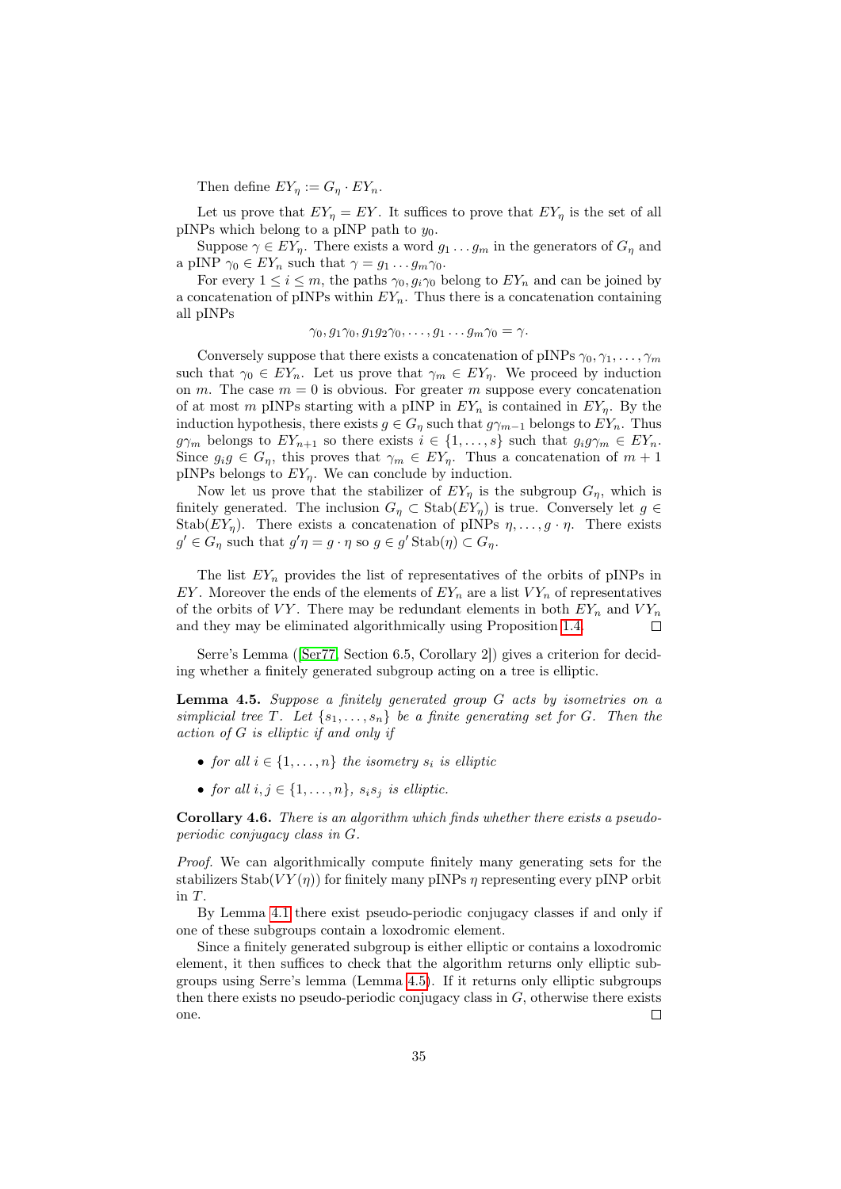Then define $EY_\eta := G_\eta \cdot EY_n$.

Let us prove that $EY_\eta = EY$. It suffices to prove that $EY_\eta$ is the set of all pINPs which belong to a pINP path to $y_0$.

Suppose $\gamma \in EY_\eta$. There exists a word $g_1 \dots g_m$ in the generators of $G_\eta$ and a pINP $\gamma_0 \in EY_n$ such that $\gamma = g_1 \dots g_m \gamma_0$.

For every $1 \leq i \leq m$, the paths $\gamma_0, g_i\gamma_0$ belong to $EY_n$ and can be joined by a concatenation of pINPs within $EY_n$. Thus there is a concatenation containing all pINPs

$$\gamma_0, g_1\gamma_0, g_1g_2\gamma_0, \dots, g_1 \dots g_m\gamma_0 = \gamma.$$

Conversely suppose that there exists a concatenation of pINPs $\gamma_0, \gamma_1, \dots, \gamma_m$ such that $\gamma_0 \in EY_n$. Let us prove that $\gamma_m \in EY_\eta$. We proceed by induction on $m$. The case $m = 0$ is obvious. For greater $m$ suppose every concatenation of at most $m$ pINPs starting with a pINP in $EY_n$ is contained in $EY_\eta$. By the induction hypothesis, there exists $g \in G_\eta$ such that $g\gamma_{m-1}$ belongs to $EY_n$. Thus $g\gamma_m$ belongs to $EY_{n+1}$ so there exists $i \in \{1, \dots, s\}$ such that $g_i g\gamma_m \in EY_n$. Since $g_i g \in G_\eta$, this proves that $\gamma_m \in EY_\eta$. Thus a concatenation of $m+1$ pINPs belongs to $EY_\eta$. We can conclude by induction.

Now let us prove that the stabilizer of $EY_\eta$ is the subgroup $G_\eta$, which is finitely generated. The inclusion $G_\eta \subset \mathrm{Stab}(EY_\eta)$ is true. Conversely let $g \in \mathrm{Stab}(EY_\eta)$. There exists a concatenation of pINPs $\eta, \dots, g \cdot \eta$. There exists $g' \in G_\eta$ such that $g'\eta = g \cdot \eta$ so $g \in g' \,\mathrm{Stab}(\eta) \subset G_\eta$.

The list $EY_n$ provides the list of representatives of the orbits of pINPs in $EY$. Moreover the ends of the elements of $EY_n$ are a list $VY_n$ of representatives of the orbits of $VY$. There may be redundant elements in both $EY_n$ and $VY_n$ and they may be eliminated algorithmically using Proposition 1.4. $\square$

Serre's Lemma ([Ser77, Section 6.5, Corollary 2]) gives a criterion for deciding whether a finitely generated subgroup acting on a tree is elliptic.

**Lemma 4.5.** *Suppose a finitely generated group $G$ acts by isometries on a simplicial tree $T$. Let $\{s_1, \dots, s_n\}$ be a finite generating set for $G$. Then the action of $G$ is elliptic if and only if*

- *for all $i \in \{1, \dots, n\}$ the isometry $s_i$ is elliptic*
- *for all $i, j \in \{1, \dots, n\}$, $s_i s_j$ is elliptic.*

**Corollary 4.6.** *There is an algorithm which finds whether there exists a pseudo-periodic conjugacy class in $G$.*

*Proof.* We can algorithmically compute finitely many generating sets for the stabilizers $\mathrm{Stab}(VY(\eta))$ for finitely many pINPs $\eta$ representing every pINP orbit in $T$.

By Lemma 4.1 there exist pseudo-periodic conjugacy classes if and only if one of these subgroups contain a loxodromic element.

Since a finitely generated subgroup is either elliptic or contains a loxodromic element, it then suffices to check that the algorithm returns only elliptic subgroups using Serre's lemma (Lemma 4.5). If it returns only elliptic subgroups then there exists no pseudo-periodic conjugacy class in $G$, otherwise there exists one. $\square$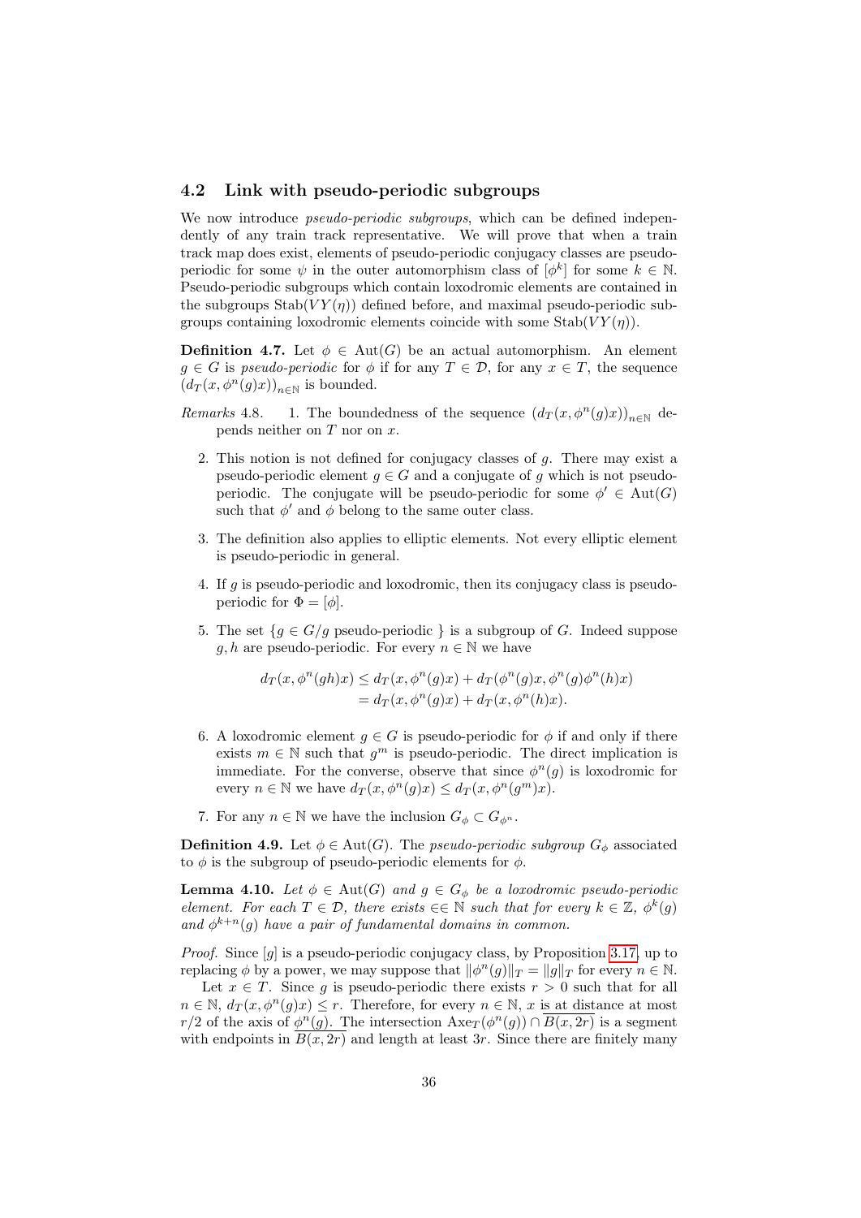## 4.2 Link with pseudo-periodic subgroups

We now introduce *pseudo-periodic subgroups*, which can be defined independently of any train track representative. We will prove that when a train track map does exist, elements of pseudo-periodic conjugacy classes are pseudo-periodic for some $\psi$ in the outer automorphism class of $[\phi^k]$ for some $k \in \mathbb{N}$. Pseudo-periodic subgroups which contain loxodromic elements are contained in the subgroups $\mathrm{Stab}(VY(\eta))$ defined before, and maximal pseudo-periodic subgroups containing loxodromic elements coincide with some $\mathrm{Stab}(VY(\eta))$.

**Definition 4.7.** Let $\phi \in \mathrm{Aut}(G)$ be an actual automorphism. An element $g \in G$ is *pseudo-periodic* for $\phi$ if for any $T \in \mathcal{D}$, for any $x \in T$, the sequence $(d_T(x, \phi^n(g)x))_{n\in\mathbb{N}}$ is bounded.

*Remarks* 4.8.

1. The boundedness of the sequence $(d_T(x, \phi^n(g)x))_{n\in\mathbb{N}}$ depends neither on $T$ nor on $x$.
2. This notion is not defined for conjugacy classes of $g$. There may exist a pseudo-periodic element $g \in G$ and a conjugate of $g$ which is not pseudo-periodic. The conjugate will be pseudo-periodic for some $\phi' \in \mathrm{Aut}(G)$ such that $\phi'$ and $\phi$ belong to the same outer class.
3. The definition also applies to elliptic elements. Not every elliptic element is pseudo-periodic in general.
4. If $g$ is pseudo-periodic and loxodromic, then its conjugacy class is pseudo-periodic for $\Phi = [\phi]$.
5. The set $\{g \in G / g \text{ pseudo-periodic }\}$ is a subgroup of $G$. Indeed suppose $g, h$ are pseudo-periodic. For every $n \in \mathbb{N}$ we have

$$\begin{aligned} d_T(x, \phi^n(gh)x) &\leq d_T(x, \phi^n(g)x) + d_T(\phi^n(g)x, \phi^n(g)\phi^n(h)x) \\ &= d_T(x, \phi^n(g)x) + d_T(x, \phi^n(h)x). \end{aligned}$$

6. A loxodromic element $g \in G$ is pseudo-periodic for $\phi$ if and only if there exists $m \in \mathbb{N}$ such that $g^m$ is pseudo-periodic. The direct implication is immediate. For the converse, observe that since $\phi^n(g)$ is loxodromic for every $n \in \mathbb{N}$ we have $d_T(x, \phi^n(g)x) \leq d_T(x, \phi^n(g^m)x)$.
7. For any $n \in \mathbb{N}$ we have the inclusion $G_\phi \subset G_{\phi^n}$.

**Definition 4.9.** Let $\phi \in \mathrm{Aut}(G)$. The *pseudo-periodic subgroup* $G_\phi$ associated to $\phi$ is the subgroup of pseudo-periodic elements for $\phi$.

**Lemma 4.10.** *Let $\phi \in \mathrm{Aut}(G)$ and $g \in G_\phi$ be a loxodromic pseudo-periodic element. For each $T \in \mathcal{D}$, there exists $\in\in \mathbb{N}$ such that for every $k \in \mathbb{Z}$, $\phi^k(g)$ and $\phi^{k+n}(g)$ have a pair of fundamental domains in common.*

*Proof.* Since $[g]$ is a pseudo-periodic conjugacy class, by Proposition 3.17, up to replacing $\phi$ by a power, we may suppose that $\|\phi^n(g)\|_T = \|g\|_T$ for every $n \in \mathbb{N}$.

Let $x \in T$. Since $g$ is pseudo-periodic there exists $r > 0$ such that for all $n \in \mathbb{N}$, $d_T(x, \phi^n(g)x) \leq r$. Therefore, for every $n \in \mathbb{N}$, $x$ is at distance at most $r/2$ of the axis of $\phi^n(g)$. The intersection $\mathrm{Axe}_T(\phi^n(g)) \cap \overline{B(x, 2r)}$ is a segment with endpoints in $\overline{B(x, 2r)}$ and length at least $3r$. Since there are finitely many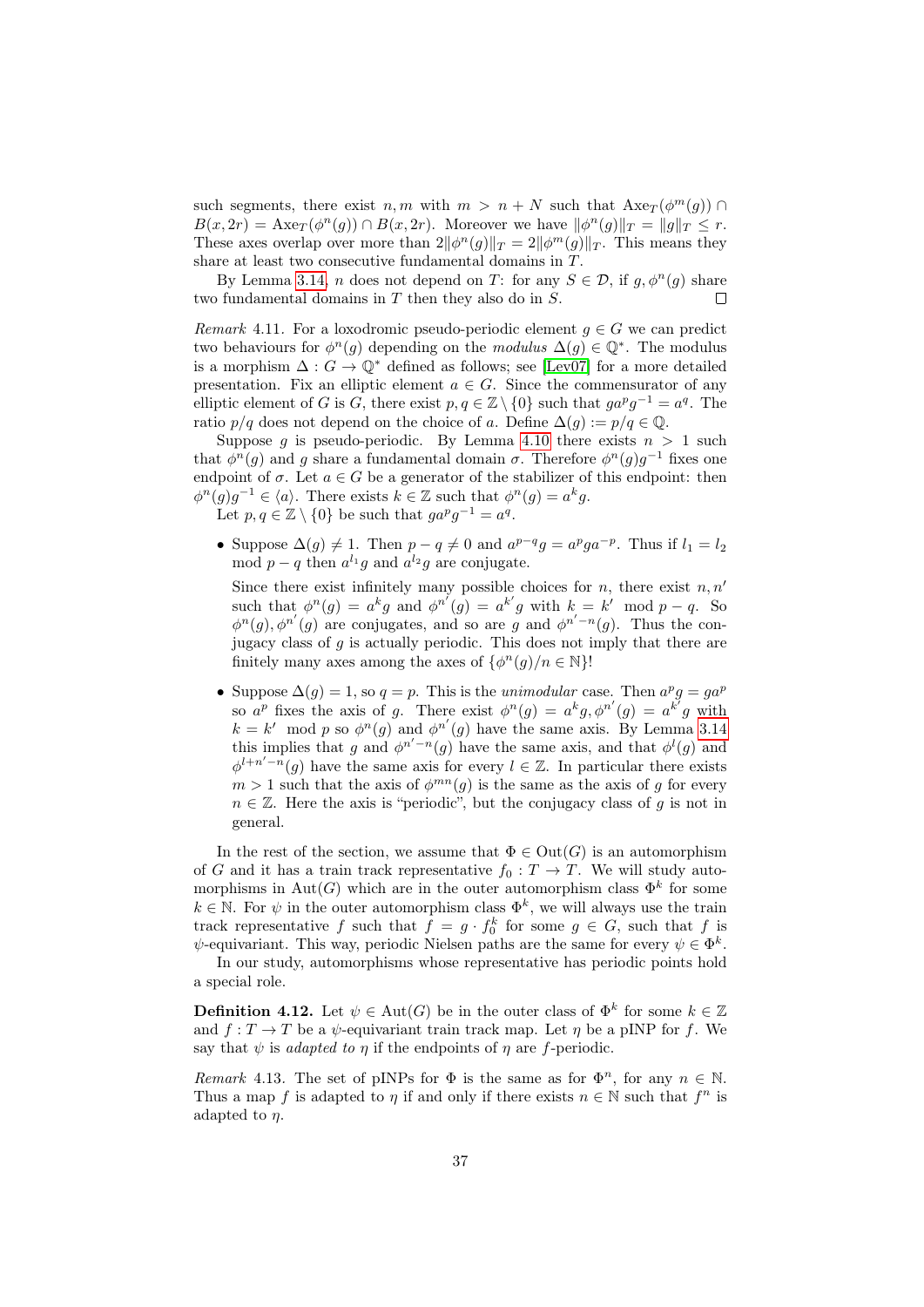such segments, there exist $n, m$ with $m > n + N$ such that $\mathrm{Axe}_T(\phi^m(g)) \cap B(x, 2r) = \mathrm{Axe}_T(\phi^n(g)) \cap B(x, 2r)$. Moreover we have $\|\phi^n(g)\|_T = \|g\|_T \leq r$. These axes overlap over more than $2\|\phi^n(g)\|_T = 2\|\phi^m(g)\|_T$. This means they share at least two consecutive fundamental domains in $T$.

By Lemma 3.14, $n$ does not depend on $T$: for any $S \in \mathcal{D}$, if $g, \phi^n(g)$ share two fundamental domains in $T$ then they also do in $S$. $\square$

*Remark* 4.11. For a loxodromic pseudo-periodic element $g \in G$ we can predict two behaviours for $\phi^n(g)$ depending on the *modulus* $\Delta(g) \in \mathbb{Q}^*$. The modulus is a morphism $\Delta : G \to \mathbb{Q}^*$ defined as follows; see [Lev07] for a more detailed presentation. Fix an elliptic element $a \in G$. Since the commensurator of any elliptic element of $G$ is $G$, there exist $p, q \in \mathbb{Z} \setminus \{0\}$ such that $ga^pg^{-1} = a^q$. The ratio $p/q$ does not depend on the choice of $a$. Define $\Delta(g) := p/q \in \mathbb{Q}$.

Suppose $g$ is pseudo-periodic. By Lemma 4.10 there exists $n > 1$ such that $\phi^n(g)$ and $g$ share a fundamental domain $\sigma$. Therefore $\phi^n(g)g^{-1}$ fixes one endpoint of $\sigma$. Let $a \in G$ be a generator of the stabilizer of this endpoint: then $\phi^n(g)g^{-1} \in \langle a \rangle$. There exists $k \in \mathbb{Z}$ such that $\phi^n(g) = a^k g$.

Let $p, q \in \mathbb{Z} \setminus \{0\}$ be such that $ga^pg^{-1} = a^q$.

- Suppose $\Delta(g) \neq 1$. Then $p - q \neq 0$ and $a^{p-q}g = a^pga^{-p}$. Thus if $l_1 = l_2 \mod p - q$ then $a^{l_1}g$ and $a^{l_2}g$ are conjugate.

  Since there exist infinitely many possible choices for $n$, there exist $n, n'$ such that $\phi^n(g) = a^k g$ and $\phi^{n'}(g) = a^{k'} g$ with $k = k' \mod p - q$. So $\phi^n(g), \phi^{n'}(g)$ are conjugates, and so are $g$ and $\phi^{n'-n}(g)$. Thus the conjugacy class of $g$ is actually periodic. This does not imply that there are finitely many axes among the axes of $\{\phi^n(g)/n \in \mathbb{N}\}$!

- Suppose $\Delta(g) = 1$, so $q = p$. This is the *unimodular* case. Then $a^pg = ga^p$ so $a^p$ fixes the axis of $g$. There exist $\phi^n(g) = a^k g, \phi^{n'}(g) = a^{k'} g$ with $k = k' \mod p$ so $\phi^n(g)$ and $\phi^{n'}(g)$ have the same axis. By Lemma 3.14 this implies that $g$ and $\phi^{n'-n}(g)$ have the same axis, and that $\phi^l(g)$ and $\phi^{l+n'-n}(g)$ have the same axis for every $l \in \mathbb{Z}$. In particular there exists $m > 1$ such that the axis of $\phi^{mn}(g)$ is the same as the axis of $g$ for every $n \in \mathbb{Z}$. Here the axis is "periodic", but the conjugacy class of $g$ is not in general.

In the rest of the section, we assume that $\Phi \in \mathrm{Out}(G)$ is an automorphism of $G$ and it has a train track representative $f_0 : T \to T$. We will study automorphisms in $\mathrm{Aut}(G)$ which are in the outer automorphism class $\Phi^k$ for some $k \in \mathbb{N}$. For $\psi$ in the outer automorphism class $\Phi^k$, we will always use the train track representative $f$ such that $f = g \cdot f_0^k$ for some $g \in G$, such that $f$ is $\psi$-equivariant. This way, periodic Nielsen paths are the same for every $\psi \in \Phi^k$.

In our study, automorphisms whose representative has periodic points hold a special role.

**Definition 4.12.** Let $\psi \in \mathrm{Aut}(G)$ be in the outer class of $\Phi^k$ for some $k \in \mathbb{Z}$ and $f : T \to T$ be a $\psi$-equivariant train track map. Let $\eta$ be a pINP for $f$. We say that $\psi$ is *adapted to* $\eta$ if the endpoints of $\eta$ are $f$-periodic.

*Remark* 4.13. The set of pINPs for $\Phi$ is the same as for $\Phi^n$, for any $n \in \mathbb{N}$. Thus a map $f$ is adapted to $\eta$ if and only if there exists $n \in \mathbb{N}$ such that $f^n$ is adapted to $\eta$.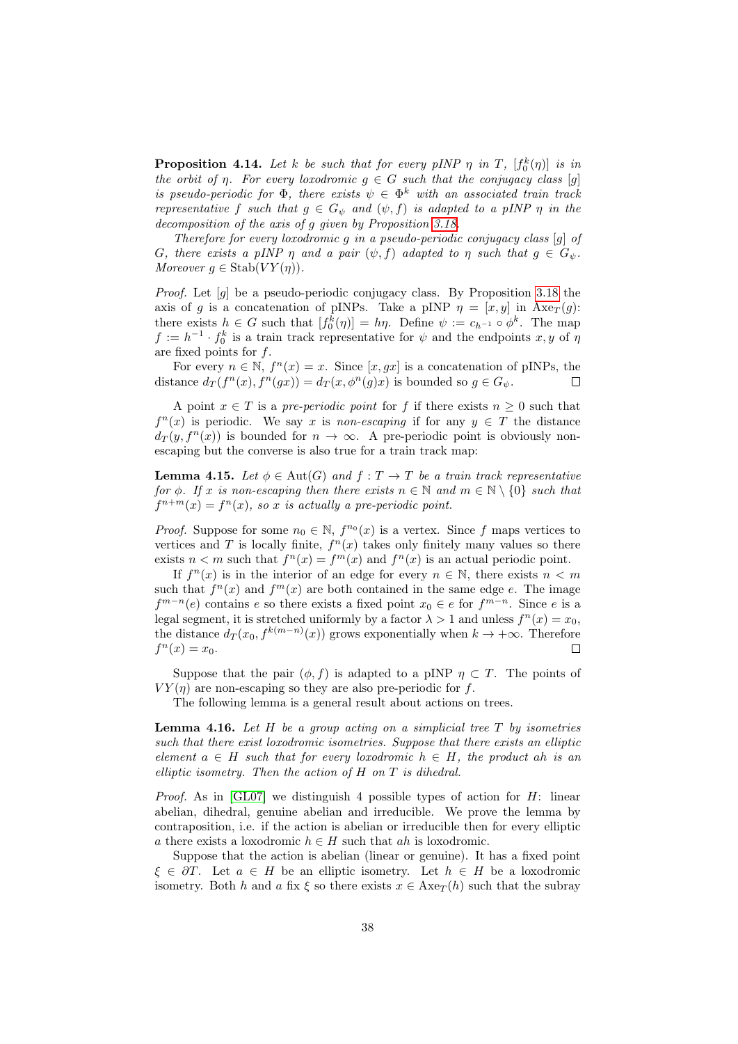**Proposition 4.14.** *Let $k$ be such that for every pINP $\eta$ in $T$, $[f_0^k(\eta)]$ is in the orbit of $\eta$. For every loxodromic $g \in G$ such that the conjugacy class $[g]$ is pseudo-periodic for $\Phi$, there exists $\psi \in \Phi^k$ with an associated train track representative $f$ such that $g \in G_\psi$ and $(\psi, f)$ is adapted to a pINP $\eta$ in the decomposition of the axis of $g$ given by Proposition 3.18.*

*Therefore for every loxodromic $g$ in a pseudo-periodic conjugacy class $[g]$ of $G$, there exists a pINP $\eta$ and a pair $(\psi, f)$ adapted to $\eta$ such that $g \in G_\psi$. Moreover $g \in \mathrm{Stab}(VY(\eta))$.*

*Proof.* Let $[g]$ be a pseudo-periodic conjugacy class. By Proposition 3.18 the axis of $g$ is a concatenation of pINPs. Take a pINP $\eta = [x, y]$ in $\mathrm{Axe}_T(g)$: there exists $h \in G$ such that $[f_0^k(\eta)] = h\eta$. Define $\psi := c_{h^{-1}} \circ \phi^k$. The map $f := h^{-1} \cdot f_0^k$ is a train track representative for $\psi$ and the endpoints $x, y$ of $\eta$ are fixed points for $f$.

For every $n \in \mathbb{N}$, $f^n(x) = x$. Since $[x, gx]$ is a concatenation of pINPs, the distance $d_T(f^n(x), f^n(gx)) = d_T(x, \phi^n(g)x)$ is bounded so $g \in G_\psi$. $\square$

A point $x \in T$ is a *pre-periodic point* for $f$ if there exists $n \geq 0$ such that $f^n(x)$ is periodic. We say $x$ is *non-escaping* if for any $y \in T$ the distance $d_T(y, f^n(x))$ is bounded for $n \to \infty$. A pre-periodic point is obviously non-escaping but the converse is also true for a train track map:

**Lemma 4.15.** *Let $\phi \in \mathrm{Aut}(G)$ and $f : T \to T$ be a train track representative for $\phi$. If $x$ is non-escaping then there exists $n \in \mathbb{N}$ and $m \in \mathbb{N} \setminus \{0\}$ such that $f^{n+m}(x) = f^n(x)$, so $x$ is actually a pre-periodic point.*

*Proof.* Suppose for some $n_0 \in \mathbb{N}$, $f^{n_0}(x)$ is a vertex. Since $f$ maps vertices to vertices and $T$ is locally finite, $f^n(x)$ takes only finitely many values so there exists $n < m$ such that $f^n(x) = f^m(x)$ and $f^n(x)$ is an actual periodic point.

If $f^n(x)$ is in the interior of an edge for every $n \in \mathbb{N}$, there exists $n < m$ such that $f^n(x)$ and $f^m(x)$ are both contained in the same edge $e$. The image $f^{m-n}(e)$ contains $e$ so there exists a fixed point $x_0 \in e$ for $f^{m-n}$. Since $e$ is a legal segment, it is stretched uniformly by a factor $\lambda > 1$ and unless $f^n(x) = x_0$, the distance $d_T(x_0, f^{k(m-n)}(x))$ grows exponentially when $k \to +\infty$. Therefore $f^n(x) = x_0$. $\square$

Suppose that the pair $(\phi, f)$ is adapted to a pINP $\eta \subset T$. The points of $VY(\eta)$ are non-escaping so they are also pre-periodic for $f$.

The following lemma is a general result about actions on trees.

**Lemma 4.16.** *Let $H$ be a group acting on a simplicial tree $T$ by isometries such that there exist loxodromic isometries. Suppose that there exists an elliptic element $a \in H$ such that for every loxodromic $h \in H$, the product $ah$ is an elliptic isometry. Then the action of $H$ on $T$ is dihedral.*

*Proof.* As in [GL07] we distinguish 4 possible types of action for $H$: linear abelian, dihedral, genuine abelian and irreducible. We prove the lemma by contraposition, i.e. if the action is abelian or irreducible then for every elliptic $a$ there exists a loxodromic $h \in H$ such that $ah$ is loxodromic.

Suppose that the action is abelian (linear or genuine). It has a fixed point $\xi \in \partial T$. Let $a \in H$ be an elliptic isometry. Let $h \in H$ be a loxodromic isometry. Both $h$ and $a$ fix $\xi$ so there exists $x \in \mathrm{Axe}_T(h)$ such that the subray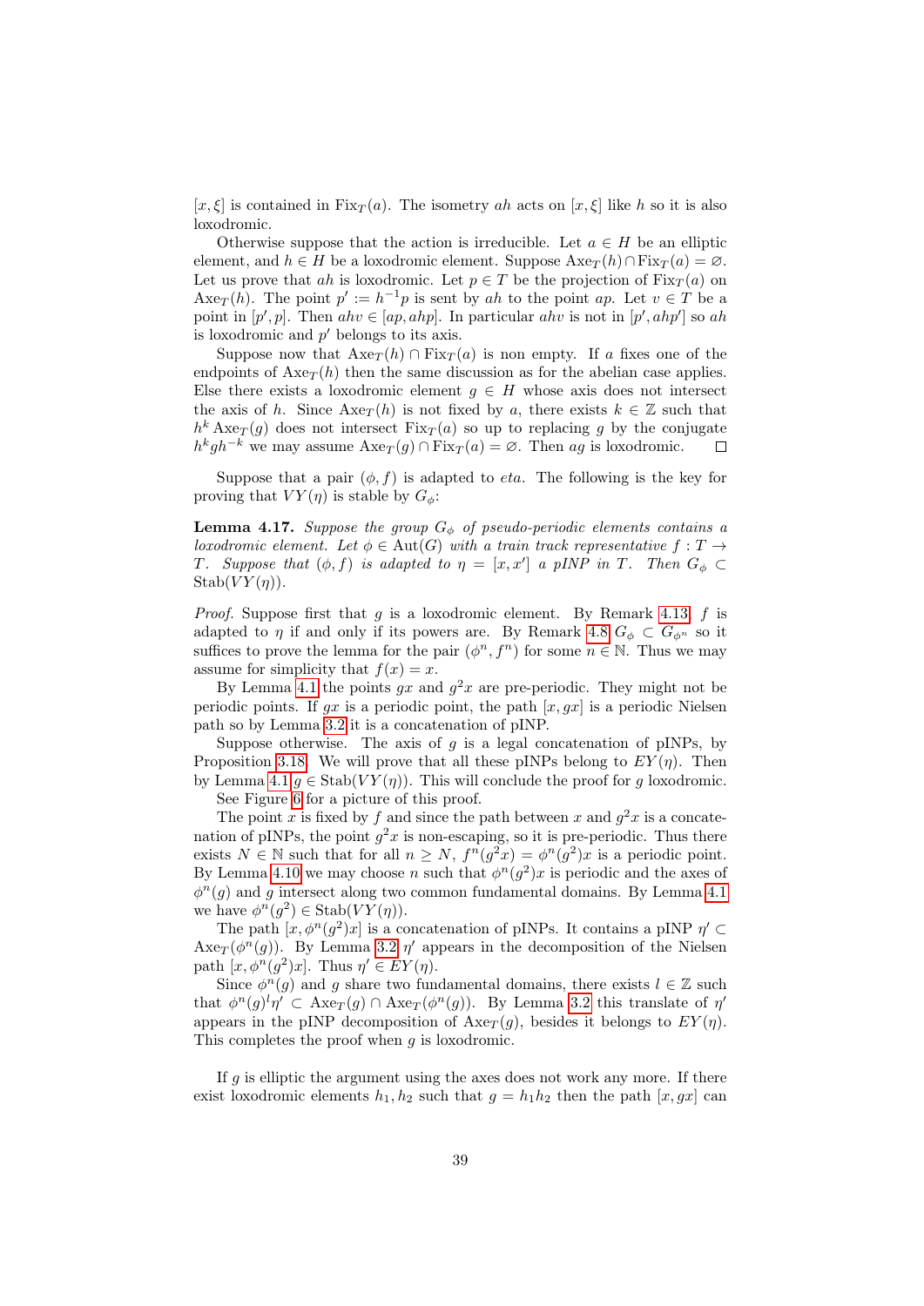$[x, \xi]$ is contained in $\mathrm{Fix}_T(a)$. The isometry $ah$ acts on $[x, \xi]$ like $h$ so it is also loxodromic.

Otherwise suppose that the action is irreducible. Let $a \in H$ be an elliptic element, and $h \in H$ be a loxodromic element. Suppose $\mathrm{Axe}_T(h) \cap \mathrm{Fix}_T(a) = \varnothing$. Let us prove that $ah$ is loxodromic. Let $p \in T$ be the projection of $\mathrm{Fix}_T(a)$ on $\mathrm{Axe}_T(h)$. The point $p' := h^{-1}p$ is sent by $ah$ to the point $ap$. Let $v \in T$ be a point in $[p', p]$. Then $ahv \in [ap, ahp]$. In particular $ahv$ is not in $[p', ahp']$ so $ah$ is loxodromic and $p'$ belongs to its axis.

Suppose now that $\mathrm{Axe}_T(h) \cap \mathrm{Fix}_T(a)$ is non empty. If $a$ fixes one of the endpoints of $\mathrm{Axe}_T(h)$ then the same discussion as for the abelian case applies. Else there exists a loxodromic element $g \in H$ whose axis does not intersect the axis of $h$. Since $\mathrm{Axe}_T(h)$ is not fixed by $a$, there exists $k \in \mathbb{Z}$ such that $h^k \mathrm{Axe}_T(g)$ does not intersect $\mathrm{Fix}_T(a)$ so up to replacing $g$ by the conjugate $h^k g h^{-k}$ we may assume $\mathrm{Axe}_T(g) \cap \mathrm{Fix}_T(a) = \varnothing$. Then $ag$ is loxodromic. $\square$

Suppose that a pair $(\phi, f)$ is adapted to *eta*. The following is the key for proving that $VY(\eta)$ is stable by $G_\phi$:

**Lemma 4.17.** *Suppose the group $G_\phi$ of pseudo-periodic elements contains a loxodromic element. Let $\phi \in \mathrm{Aut}(G)$ with a train track representative $f : T \to T$. Suppose that $(\phi, f)$ is adapted to $\eta = [x, x']$ a pINP in $T$. Then $G_\phi \subset \mathrm{Stab}(VY(\eta))$.*

*Proof.* Suppose first that $g$ is a loxodromic element. By Remark 4.13, $f$ is adapted to $\eta$ if and only if its powers are. By Remark 4.8 $G_\phi \subset G_{\phi^n}$ so it suffices to prove the lemma for the pair $(\phi^n, f^n)$ for some $n \in \mathbb{N}$. Thus we may assume for simplicity that $f(x) = x$.

By Lemma 4.1 the points $gx$ and $g^2x$ are pre-periodic. They might not be periodic points. If $gx$ is a periodic point, the path $[x, gx]$ is a periodic Nielsen path so by Lemma 3.2 it is a concatenation of pINP.

Suppose otherwise. The axis of $g$ is a legal concatenation of pINPs, by Proposition 3.18. We will prove that all these pINPs belong to $EY(\eta)$. Then by Lemma 4.1 $g \in \mathrm{Stab}(VY(\eta))$. This will conclude the proof for $g$ loxodromic.

See Figure 6 for a picture of this proof.

The point $x$ is fixed by $f$ and since the path between $x$ and $g^2x$ is a concatenation of pINPs, the point $g^2x$ is non-escaping, so it is pre-periodic. Thus there exists $N \in \mathbb{N}$ such that for all $n \geq N$, $f^n(g^2x) = \phi^n(g^2)x$ is a periodic point. By Lemma 4.10 we may choose $n$ such that $\phi^n(g^2)x$ is periodic and the axes of $\phi^n(g)$ and $g$ intersect along two common fundamental domains. By Lemma 4.1 we have $\phi^n(g^2) \in \mathrm{Stab}(VY(\eta))$.

The path $[x, \phi^n(g^2)x]$ is a concatenation of pINPs. It contains a pINP $\eta' \subset \mathrm{Axe}_T(\phi^n(g))$. By Lemma 3.2 $\eta'$ appears in the decomposition of the Nielsen path $[x, \phi^n(g^2)x]$. Thus $\eta' \in EY(\eta)$.

Since $\phi^n(g)$ and $g$ share two fundamental domains, there exists $l \in \mathbb{Z}$ such that $\phi^n(g)^l \eta' \subset \mathrm{Axe}_T(g) \cap \mathrm{Axe}_T(\phi^n(g))$. By Lemma 3.2 this translate of $\eta'$ appears in the pINP decomposition of $\mathrm{Axe}_T(g)$, besides it belongs to $EY(\eta)$. This completes the proof when $g$ is loxodromic.

If $g$ is elliptic the argument using the axes does not work any more. If there exist loxodromic elements $h_1, h_2$ such that $g = h_1 h_2$ then the path $[x, gx]$ can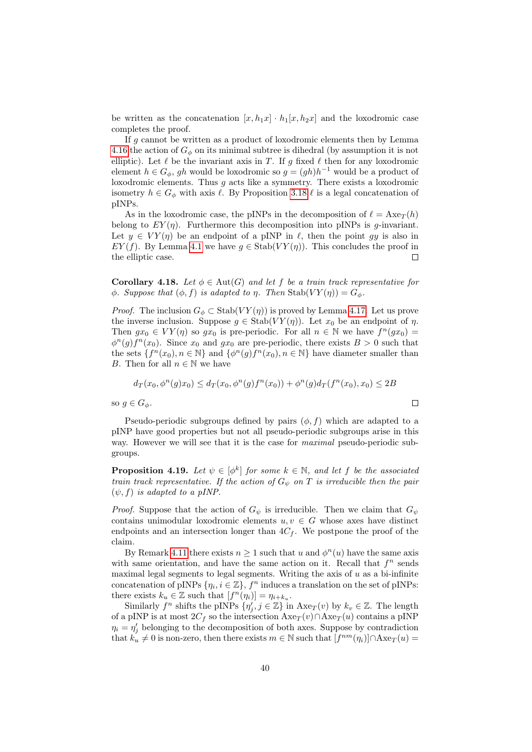be written as the concatenation $[x, h_1 x] \cdot h_1[x, h_2 x]$ and the loxodromic case completes the proof.

If $g$ cannot be written as a product of loxodromic elements then by Lemma 4.16 the action of $G_\phi$ on its minimal subtree is dihedral (by assumption it is not elliptic). Let $\ell$ be the invariant axis in $T$. If $g$ fixed $\ell$ then for any loxodromic element $h \in G_\phi$, $gh$ would be loxodromic so $g = (gh)h^{-1}$ would be a product of loxodromic elements. Thus $g$ acts like a symmetry. There exists a loxodromic isometry $h \in G_\phi$ with axis $\ell$. By Proposition 3.18 $\ell$ is a legal concatenation of pINPs.

As in the loxodromic case, the pINPs in the decomposition of $\ell = \mathrm{Axe}_T(h)$ belong to $EY(\eta)$. Furthermore this decomposition into pINPs is $g$-invariant. Let $y \in VY(\eta)$ be an endpoint of a pINP in $\ell$, then the point $gy$ is also in $EY(f)$. By Lemma 4.1 we have $g \in \mathrm{Stab}(VY(\eta))$. This concludes the proof in the elliptic case. □

**Corollary 4.18.** *Let $\phi \in \mathrm{Aut}(G)$ and let $f$ be a train track representative for $\phi$. Suppose that $(\phi, f)$ is adapted to $\eta$. Then $\mathrm{Stab}(VY(\eta)) = G_\phi$.*

*Proof.* The inclusion $G_\phi \subset \mathrm{Stab}(VY(\eta))$ is proved by Lemma 4.17. Let us prove the inverse inclusion. Suppose $g \in \mathrm{Stab}(VY(\eta))$. Let $x_0$ be an endpoint of $\eta$. Then $gx_0 \in VY(\eta)$ so $gx_0$ is pre-periodic. For all $n \in \mathbb{N}$ we have $f^n(gx_0) = \phi^n(g) f^n(x_0)$. Since $x_0$ and $gx_0$ are pre-periodic, there exists $B > 0$ such that the sets $\{f^n(x_0), n \in \mathbb{N}\}$ and $\{\phi^n(g) f^n(x_0), n \in \mathbb{N}\}$ have diameter smaller than $B$. Then for all $n \in \mathbb{N}$ we have

$$d_T(x_0, \phi^n(g)x_0) \leq d_T(x_0, \phi^n(g) f^n(x_0)) + \phi^n(g) d_T(f^n(x_0), x_0) \leq 2B$$

so $g \in G_\phi$. □

Pseudo-periodic subgroups defined by pairs $(\phi, f)$ which are adapted to a pINP have good properties but not all pseudo-periodic subgroups arise in this way. However we will see that it is the case for *maximal* pseudo-periodic subgroups.

**Proposition 4.19.** *Let $\psi \in [\phi^k]$ for some $k \in \mathbb{N}$, and let $f$ be the associated train track representative. If the action of $G_\psi$ on $T$ is irreducible then the pair $(\psi, f)$ is adapted to a pINP.*

*Proof.* Suppose that the action of $G_\psi$ is irreducible. Then we claim that $G_\psi$ contains unimodular loxodromic elements $u, v \in G$ whose axes have distinct endpoints and an intersection longer than $4C_f$. We postpone the proof of the claim.

By Remark 4.11 there exists $n \geq 1$ such that $u$ and $\phi^n(u)$ have the same axis with same orientation, and have the same action on it. Recall that $f^n$ sends maximal legal segments to legal segments. Writing the axis of $u$ as a bi-infinite concatenation of pINPs $\{\eta_i, i \in \mathbb{Z}\}$, $f^n$ induces a translation on the set of pINPs: there exists $k_u \in \mathbb{Z}$ such that $[f^n(\eta_i)] = \eta_{i+k_u}$.

Similarly $f^n$ shifts the pINPs $\{\eta'_j, j \in \mathbb{Z}\}$ in $\mathrm{Axe}_T(v)$ by $k_v \in \mathbb{Z}$. The length of a pINP is at most $2C_f$ so the intersection $\mathrm{Axe}_T(v) \cap \mathrm{Axe}_T(u)$ contains a pINP $\eta_i = \eta'_j$ belonging to the decomposition of both axes. Suppose by contradiction that $k_u \neq 0$ is non-zero, then there exists $m \in \mathbb{N}$ such that $[f^{nm}(\eta_i)] \cap \mathrm{Axe}_T(u) =$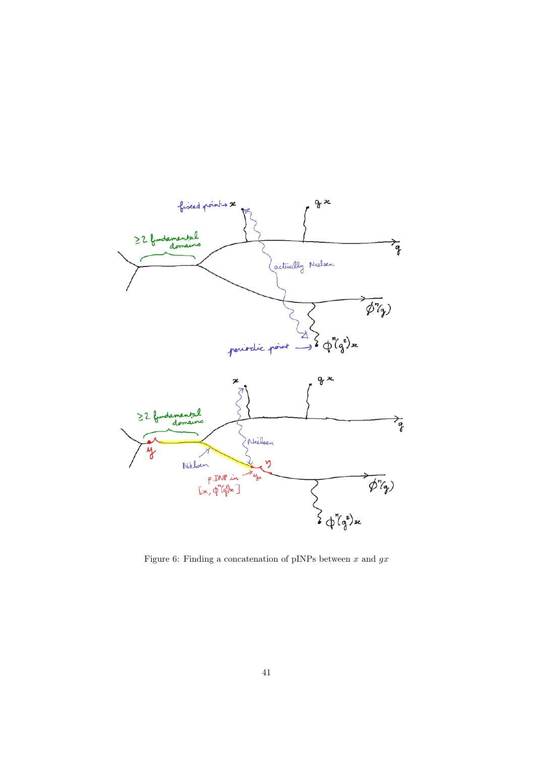Figure 6: Finding a concatenation of pINPs between $x$ and $gx$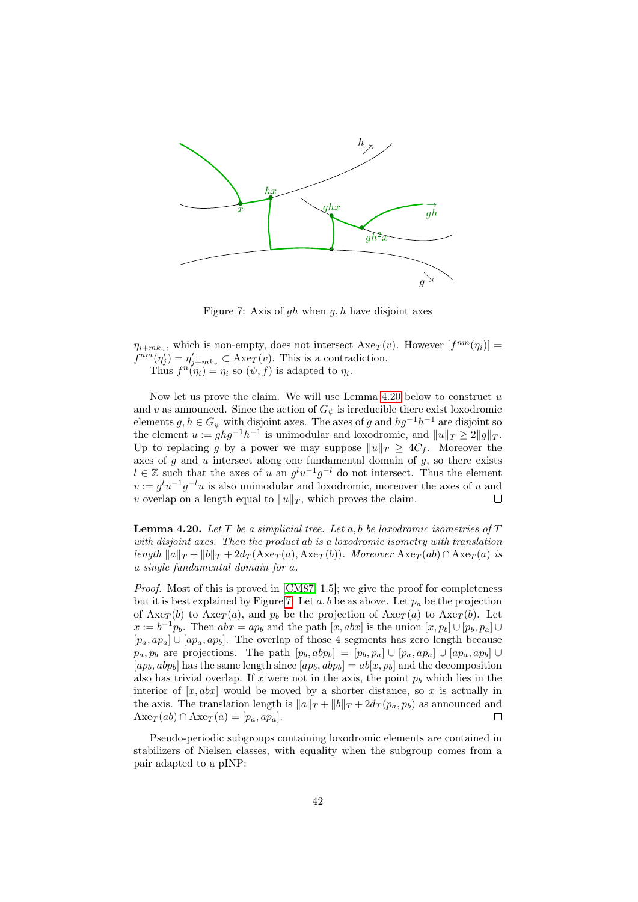Figure 7: Axis of $gh$ when $g, h$ have disjoint axes

$\eta_{i+mk_u}$, which is non-empty, does not intersect $\mathrm{Axe}_T(v)$. However $[f^{nm}(\eta_i)] = f^{nm}(\eta'_j) = \eta'_{j+mk_v} \subset \mathrm{Axe}_T(v)$. This is a contradiction.
Thus $f^n(\eta_i) = \eta_i$ so $(\psi, f)$ is adapted to $\eta_i$.

Now let us prove the claim. We will use Lemma 4.20 below to construct $u$ and $v$ as announced. Since the action of $G_\psi$ is irreducible there exist loxodromic elements $g, h \in G_\psi$ with disjoint axes. The axes of $g$ and $hg^{-1}h^{-1}$ are disjoint so the element $u := ghg^{-1}h^{-1}$ is unimodular and loxodromic, and $\|u\|_T \geq 2\|g\|_T$. Up to replacing $g$ by a power we may suppose $\|u\|_T \geq 4C_f$. Moreover the axes of $g$ and $u$ intersect along one fundamental domain of $g$, so there exists $l \in \mathbb{Z}$ such that the axes of $u$ an $g^l u^{-1} g^{-l}$ do not intersect. Thus the element $v := g^l u^{-1} g^{-l} u$ is also unimodular and loxodromic, moreover the axes of $u$ and $v$ overlap on a length equal to $\|u\|_T$, which proves the claim. $\square$

**Lemma 4.20.** *Let $T$ be a simplicial tree. Let $a, b$ be loxodromic isometries of $T$ with disjoint axes. Then the product $ab$ is a loxodromic isometry with translation length $\|a\|_T + \|b\|_T + 2d_T(\mathrm{Axe}_T(a), \mathrm{Axe}_T(b))$. Moreover $\mathrm{Axe}_T(ab) \cap \mathrm{Axe}_T(a)$ is a single fundamental domain for $a$.*

*Proof.* Most of this is proved in [CM87, 1.5]; we give the proof for completeness but it is best explained by Figure 7. Let $a, b$ be as above. Let $p_a$ be the projection of $\mathrm{Axe}_T(b)$ to $\mathrm{Axe}_T(a)$, and $p_b$ be the projection of $\mathrm{Axe}_T(a)$ to $\mathrm{Axe}_T(b)$. Let $x := b^{-1}p_b$. Then $abx = ap_b$ and the path $[x, abx]$ is the union $[x, p_b] \cup [p_b, p_a] \cup [p_a, ap_a] \cup [ap_a, ap_b]$. The overlap of those 4 segments has zero length because $p_a, p_b$ are projections. The path $[p_b, abp_b] = [p_b, p_a] \cup [p_a, ap_a] \cup [ap_a, ap_b] \cup [ap_b, abp_b]$ has the same length since $[ap_b, abp_b] = ab[x, p_b]$ and the decomposition also has trivial overlap. If $x$ were not in the axis, the point $p_b$ which lies in the interior of $[x, abx]$ would be moved by a shorter distance, so $x$ is actually in the axis. The translation length is $\|a\|_T + \|b\|_T + 2d_T(p_a, p_b)$ as announced and $\mathrm{Axe}_T(ab) \cap \mathrm{Axe}_T(a) = [p_a, ap_a]$. $\square$

Pseudo-periodic subgroups containing loxodromic elements are contained in stabilizers of Nielsen classes, with equality when the subgroup comes from a pair adapted to a pINP: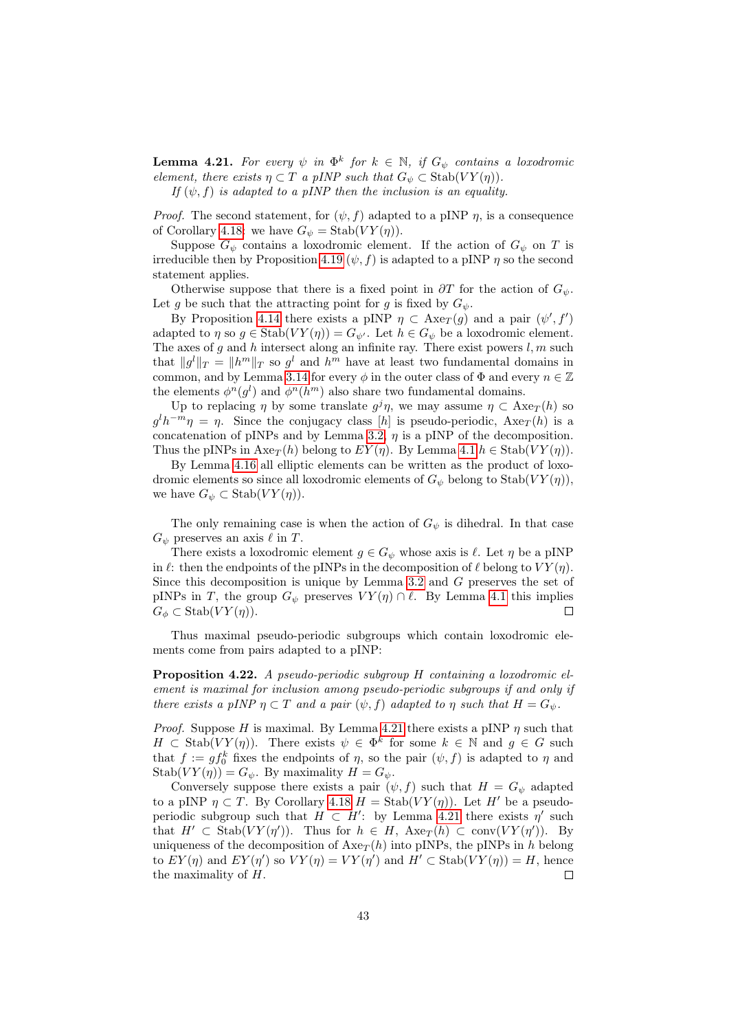**Lemma 4.21.** *For every $\psi$ in $\Phi^k$ for $k \in \mathbb{N}$, if $G_\psi$ contains a loxodromic element, there exists $\eta \subset T$ a pINP such that $G_\psi \subset \mathrm{Stab}(VY(\eta))$.*

*If $(\psi, f)$ is adapted to a pINP then the inclusion is an equality.*

*Proof.* The second statement, for $(\psi, f)$ adapted to a pINP $\eta$, is a consequence of Corollary 4.18: we have $G_\psi = \mathrm{Stab}(VY(\eta))$.

Suppose $G_\psi$ contains a loxodromic element. If the action of $G_\psi$ on $T$ is irreducible then by Proposition 4.19 $(\psi, f)$ is adapted to a pINP $\eta$ so the second statement applies.

Otherwise suppose that there is a fixed point in $\partial T$ for the action of $G_\psi$. Let $g$ be such that the attracting point for $g$ is fixed by $G_\psi$.

By Proposition 4.14 there exists a pINP $\eta \subset \mathrm{Axe}_T(g)$ and a pair $(\psi', f')$ adapted to $\eta$ so $g \in \mathrm{Stab}(VY(\eta)) = G_{\psi'}$. Let $h \in G_\psi$ be a loxodromic element. The axes of $g$ and $h$ intersect along an infinite ray. There exist powers $l, m$ such that $\|g^l\|_T = \|h^m\|_T$ so $g^l$ and $h^m$ have at least two fundamental domains in common, and by Lemma 3.14 for every $\phi$ in the outer class of $\Phi$ and every $n \in \mathbb{Z}$ the elements $\phi^n(g^l)$ and $\phi^n(h^m)$ also share two fundamental domains.

Up to replacing $\eta$ by some translate $g^j\eta$, we may assume $\eta \subset \mathrm{Axe}_T(h)$ so $g^l h^{-m}\eta = \eta$. Since the conjugacy class $[h]$ is pseudo-periodic, $\mathrm{Axe}_T(h)$ is a concatenation of pINPs and by Lemma 3.2, $\eta$ is a pINP of the decomposition. Thus the pINPs in $\mathrm{Axe}_T(h)$ belong to $EY(\eta)$. By Lemma 4.1 $h \in \mathrm{Stab}(VY(\eta))$.

By Lemma 4.16 all elliptic elements can be written as the product of loxodromic elements so since all loxodromic elements of $G_\psi$ belong to $\mathrm{Stab}(VY(\eta))$, we have $G_\psi \subset \mathrm{Stab}(VY(\eta))$.

The only remaining case is when the action of $G_\psi$ is dihedral. In that case $G_\psi$ preserves an axis $\ell$ in $T$.

There exists a loxodromic element $g \in G_\psi$ whose axis is $\ell$. Let $\eta$ be a pINP in $\ell$: then the endpoints of the pINPs in the decomposition of $\ell$ belong to $VY(\eta)$. Since this decomposition is unique by Lemma 3.2 and $G$ preserves the set of pINPs in $T$, the group $G_\psi$ preserves $VY(\eta) \cap \ell$. By Lemma 4.1 this implies $G_\phi \subset \mathrm{Stab}(VY(\eta))$. □

Thus maximal pseudo-periodic subgroups which contain loxodromic elements come from pairs adapted to a pINP:

**Proposition 4.22.** *A pseudo-periodic subgroup $H$ containing a loxodromic element is maximal for inclusion among pseudo-periodic subgroups if and only if there exists a pINP $\eta \subset T$ and a pair $(\psi, f)$ adapted to $\eta$ such that $H = G_\psi$.*

*Proof.* Suppose $H$ is maximal. By Lemma 4.21 there exists a pINP $\eta$ such that $H \subset \mathrm{Stab}(VY(\eta))$. There exists $\psi \in \Phi^k$ for some $k \in \mathbb{N}$ and $g \in G$ such that $f := gf_0^k$ fixes the endpoints of $\eta$, so the pair $(\psi, f)$ is adapted to $\eta$ and $\mathrm{Stab}(VY(\eta)) = G_\psi$. By maximality $H = G_\psi$.

Conversely suppose there exists a pair $(\psi, f)$ such that $H = G_\psi$ adapted to a pINP $\eta \subset T$. By Corollary 4.18 $H = \mathrm{Stab}(VY(\eta))$. Let $H'$ be a pseudo-periodic subgroup such that $H \subset H'$: by Lemma 4.21 there exists $\eta'$ such that $H' \subset \mathrm{Stab}(VY(\eta'))$. Thus for $h \in H$, $\mathrm{Axe}_T(h) \subset \mathrm{conv}(VY(\eta'))$. By uniqueness of the decomposition of $\mathrm{Axe}_T(h)$ into pINPs, the pINPs in $h$ belong to $EY(\eta)$ and $EY(\eta')$ so $VY(\eta) = VY(\eta')$ and $H' \subset \mathrm{Stab}(VY(\eta)) = H$, hence the maximality of $H$. □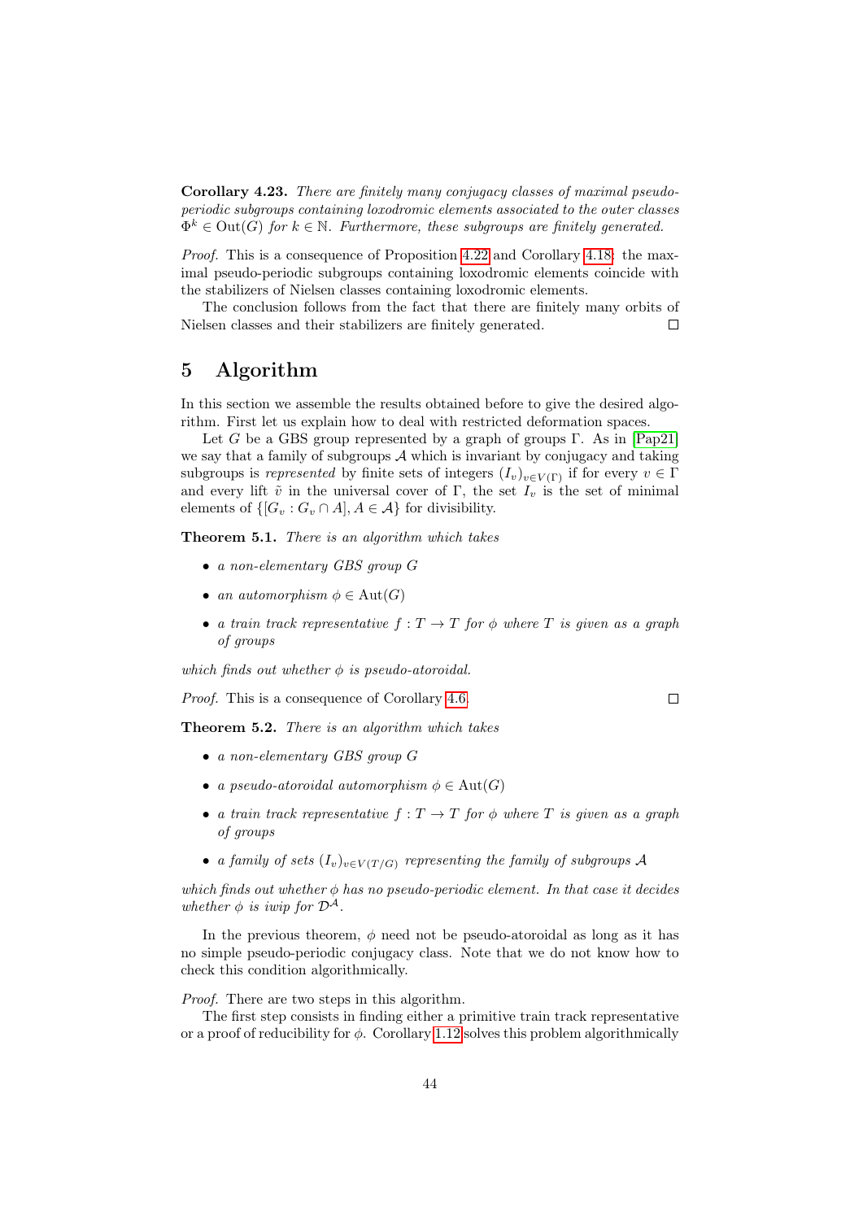**Corollary 4.23.** *There are finitely many conjugacy classes of maximal pseudo-periodic subgroups containing loxodromic elements associated to the outer classes $\Phi^k \in \mathrm{Out}(G)$ for $k \in \mathbb{N}$. Furthermore, these subgroups are finitely generated.*

*Proof.* This is a consequence of Proposition 4.22 and Corollary 4.18: the maximal pseudo-periodic subgroups containing loxodromic elements coincide with the stabilizers of Nielsen classes containing loxodromic elements.

The conclusion follows from the fact that there are finitely many orbits of Nielsen classes and their stabilizers are finitely generated. □

# 5 Algorithm

In this section we assemble the results obtained before to give the desired algorithm. First let us explain how to deal with restricted deformation spaces.

Let $G$ be a GBS group represented by a graph of groups $\Gamma$. As in [Pap21] we say that a family of subgroups $\mathcal{A}$ which is invariant by conjugacy and taking subgroups is *represented* by finite sets of integers $(I_v)_{v \in V(\Gamma)}$ if for every $v \in \Gamma$ and every lift $\tilde{v}$ in the universal cover of $\Gamma$, the set $I_v$ is the set of minimal elements of $\{[G_v : G_v \cap A], A \in \mathcal{A}\}$ for divisibility.

**Theorem 5.1.** *There is an algorithm which takes*

- *a non-elementary GBS group $G$*
- *an automorphism $\phi \in \mathrm{Aut}(G)$*
- *a train track representative $f : T \to T$ for $\phi$ where $T$ is given as a graph of groups*

*which finds out whether $\phi$ is pseudo-atoroidal.*

*Proof.* This is a consequence of Corollary 4.6. □

**Theorem 5.2.** *There is an algorithm which takes*

- *a non-elementary GBS group $G$*
- *a pseudo-atoroidal automorphism $\phi \in \mathrm{Aut}(G)$*
- *a train track representative $f : T \to T$ for $\phi$ where $T$ is given as a graph of groups*
- *a family of sets $(I_v)_{v \in V(T/G)}$ representing the family of subgroups $\mathcal{A}$*

*which finds out whether $\phi$ has no pseudo-periodic element. In that case it decides whether $\phi$ is iwip for $\mathcal{D}^{\mathcal{A}}$.*

In the previous theorem, $\phi$ need not be pseudo-atoroidal as long as it has no simple pseudo-periodic conjugacy class. Note that we do not know how to check this condition algorithmically.

*Proof.* There are two steps in this algorithm.

The first step consists in finding either a primitive train track representative or a proof of reducibility for $\phi$. Corollary 1.12 solves this problem algorithmically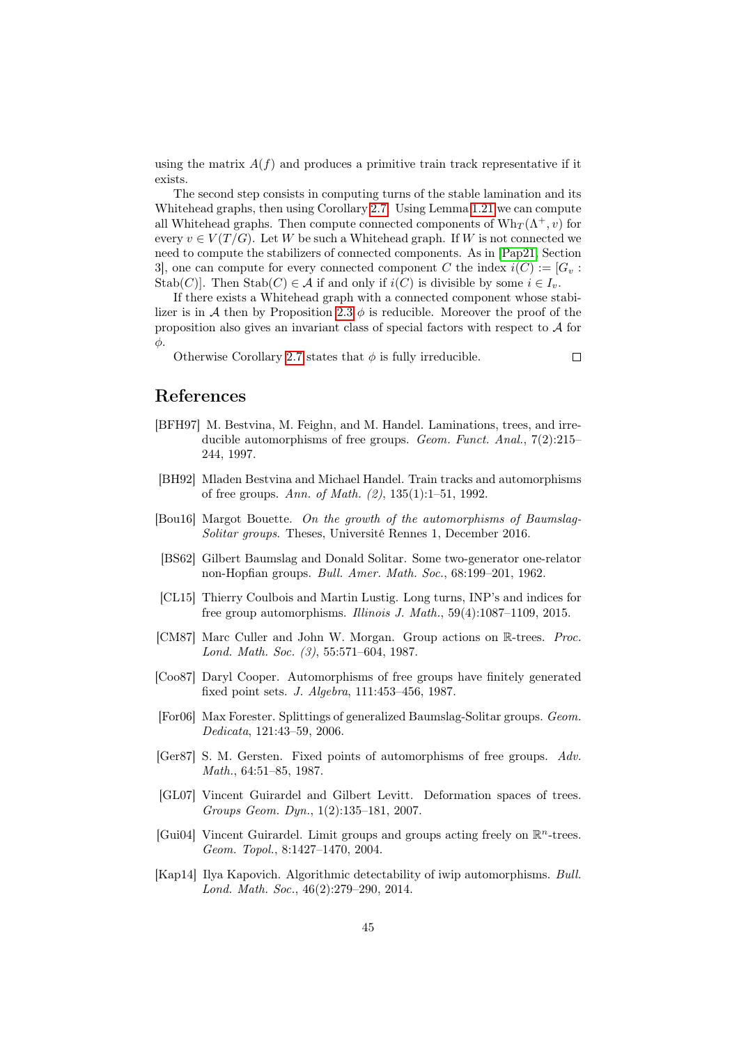using the matrix $A(f)$ and produces a primitive train track representative if it exists.

The second step consists in computing turns of the stable lamination and its Whitehead graphs, then using Corollary 2.7. Using Lemma 1.21 we can compute all Whitehead graphs. Then compute connected components of $\mathrm{Wh}_T(\Lambda^+, v)$ for every $v \in V(T/G)$. Let $W$ be such a Whitehead graph. If $W$ is not connected we need to compute the stabilizers of connected components. As in [Pap21, Section 3], one can compute for every connected component $C$ the index $i(C) := [G_v : \mathrm{Stab}(C)]$. Then $\mathrm{Stab}(C) \in \mathcal{A}$ if and only if $i(C)$ is divisible by some $i \in I_v$.

If there exists a Whitehead graph with a connected component whose stabilizer is in $\mathcal{A}$ then by Proposition 2.3 $\phi$ is reducible. Moreover the proof of the proposition also gives an invariant class of special factors with respect to $\mathcal{A}$ for $\phi$.

Otherwise Corollary 2.7 states that $\phi$ is fully irreducible. □

## References

[BFH97] M. Bestvina, M. Feighn, and M. Handel. Laminations, trees, and irreducible automorphisms of free groups. *Geom. Funct. Anal.*, 7(2):215–244, 1997.

[BH92] Mladen Bestvina and Michael Handel. Train tracks and automorphisms of free groups. *Ann. of Math. (2)*, 135(1):1–51, 1992.

[Bou16] Margot Bouette. *On the growth of the automorphisms of Baumslag-Solitar groups*. Theses, Université Rennes 1, December 2016.

[BS62] Gilbert Baumslag and Donald Solitar. Some two-generator one-relator non-Hopfian groups. *Bull. Amer. Math. Soc.*, 68:199–201, 1962.

[CL15] Thierry Coulbois and Martin Lustig. Long turns, INP's and indices for free group automorphisms. *Illinois J. Math.*, 59(4):1087–1109, 2015.

[CM87] Marc Culler and John W. Morgan. Group actions on $\mathbb{R}$-trees. *Proc. Lond. Math. Soc. (3)*, 55:571–604, 1987.

[Coo87] Daryl Cooper. Automorphisms of free groups have finitely generated fixed point sets. *J. Algebra*, 111:453–456, 1987.

[For06] Max Forester. Splittings of generalized Baumslag-Solitar groups. *Geom. Dedicata*, 121:43–59, 2006.

[Ger87] S. M. Gersten. Fixed points of automorphisms of free groups. *Adv. Math.*, 64:51–85, 1987.

[GL07] Vincent Guirardel and Gilbert Levitt. Deformation spaces of trees. *Groups Geom. Dyn.*, 1(2):135–181, 2007.

[Gui04] Vincent Guirardel. Limit groups and groups acting freely on $\mathbb{R}^n$-trees. *Geom. Topol.*, 8:1427–1470, 2004.

[Kap14] Ilya Kapovich. Algorithmic detectability of iwip automorphisms. *Bull. Lond. Math. Soc.*, 46(2):279–290, 2014.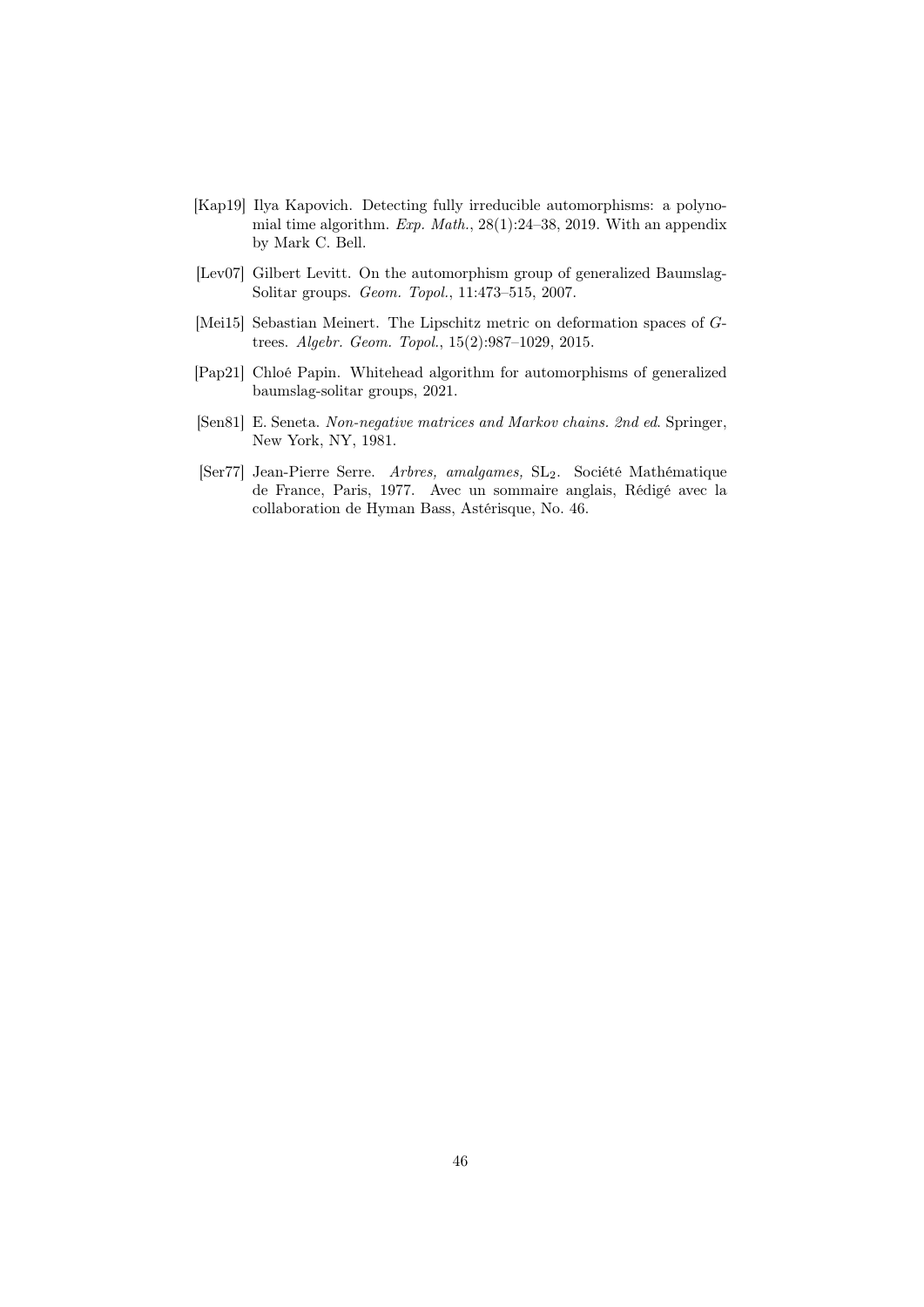[Kap19] Ilya Kapovich. Detecting fully irreducible automorphisms: a polynomial time algorithm. *Exp. Math.*, 28(1):24–38, 2019. With an appendix by Mark C. Bell.

[Lev07] Gilbert Levitt. On the automorphism group of generalized Baumslag-Solitar groups. *Geom. Topol.*, 11:473–515, 2007.

[Mei15] Sebastian Meinert. The Lipschitz metric on deformation spaces of $G$-trees. *Algebr. Geom. Topol.*, 15(2):987–1029, 2015.

[Pap21] Chloé Papin. Whitehead algorithm for automorphisms of generalized baumslag-solitar groups, 2021.

[Sen81] E. Seneta. *Non-negative matrices and Markov chains. 2nd ed.* Springer, New York, NY, 1981.

[Ser77] Jean-Pierre Serre. *Arbres, amalgames,* $\mathrm{SL}_2$. Société Mathématique de France, Paris, 1977. Avec un sommaire anglais, Rédigé avec la collaboration de Hyman Bass, Astérisque, No. 46.